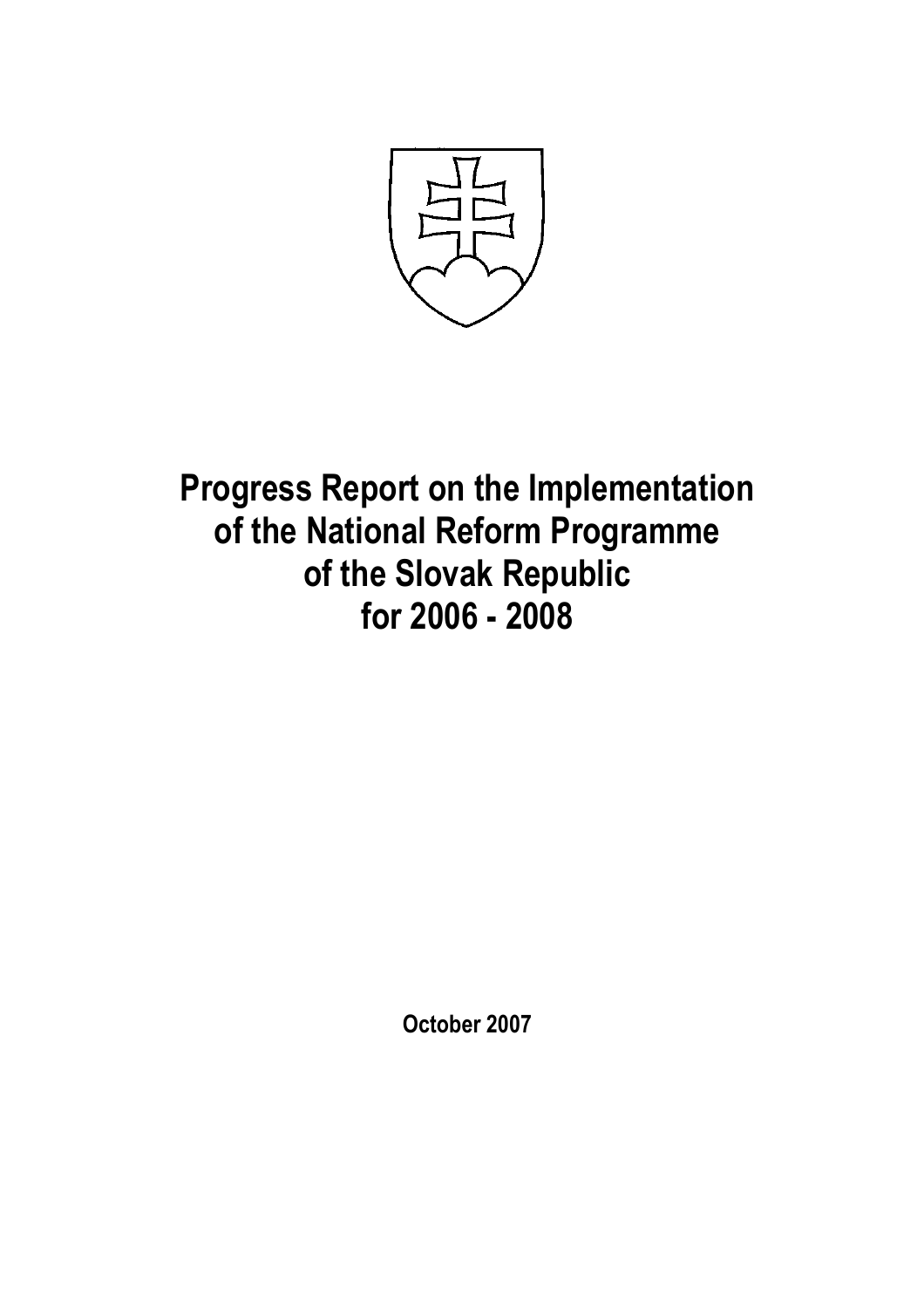# Progress Report on the Implementation of the National Reform Programme of the Slovak Republic for 2006 - 2008

**October 2007**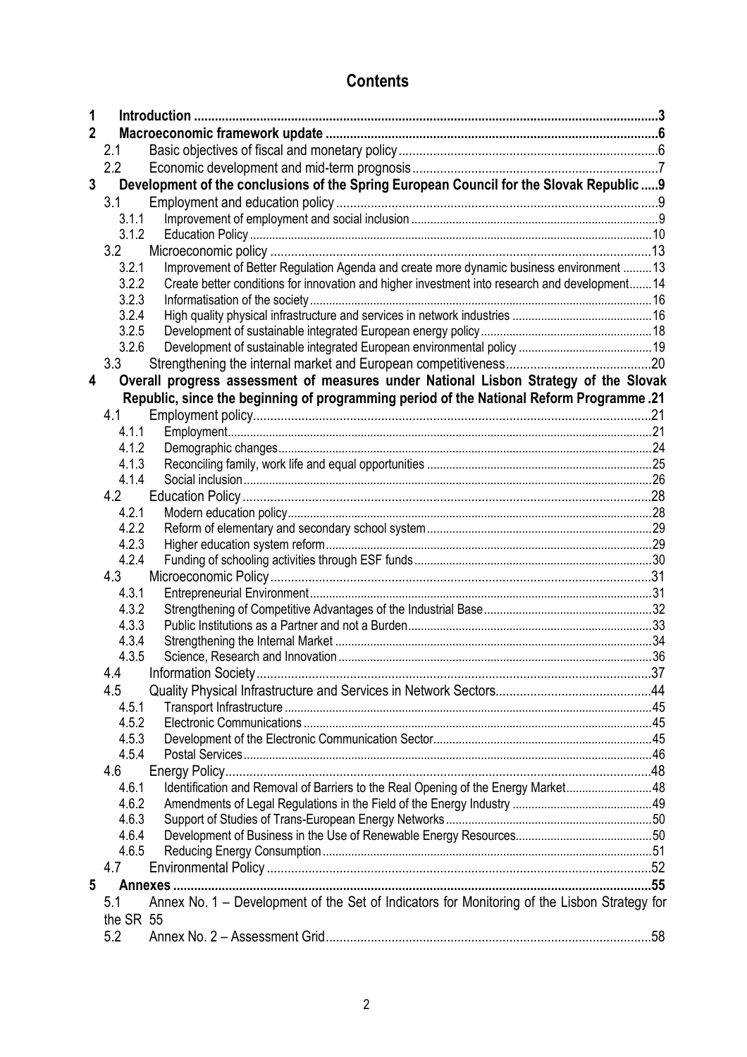# Contents

1 Introduction ....................................................................................................................................3
2 Macroeconomic framework update ...............................................................................................6
  2.1 Basic objectives of fiscal and monetary policy ...........................................................................6
  2.2 Economic development and mid-term prognosis ......................................................................7
3 Development of the conclusions of the Spring European Council for the Slovak Republic .....9
  3.1 Employment and education policy ............................................................................................9
    3.1.1 Improvement of employment and social inclusion .............................................................................9
    3.1.2 Education Policy ..............................................................................................................................10
  3.2 Microeconomic policy .............................................................................................................13
    3.2.1 Improvement of Better Regulation Agenda and create more dynamic business environment .........13
    3.2.2 Create better conditions for innovation and higher investment into research and development.......14
    3.2.3 Informatisation of the society ..........................................................................................................16
    3.2.4 High quality physical infrastructure and services in network industries ...........................................16
    3.2.5 Development of sustainable integrated European energy policy ......................................................18
    3.2.6 Development of sustainable integrated European environmental policy ..........................................19
  3.3 Strengthening the internal market and European competitiveness..........................................20
4 Overall progress assessment of measures under National Lisbon Strategy of the Slovak Republic, since the beginning of programming period of the National Reform Programme .21
  4.1 Employment policy..................................................................................................................21
    4.1.1 Employment.....................................................................................................................................21
    4.1.2 Demographic changes.....................................................................................................................24
    4.1.3 Reconciling family, work life and equal opportunities ......................................................................25
    4.1.4 Social inclusion ................................................................................................................................26
  4.2 Education Policy .....................................................................................................................28
    4.2.1 Modern education policy..................................................................................................................28
    4.2.2 Reform of elementary and secondary school system ......................................................................29
    4.2.3 Higher education system reform ......................................................................................................29
    4.2.4 Funding of schooling activities through ESF funds ..........................................................................30
  4.3 Microeconomic Policy..............................................................................................................31
    4.3.1 Entrepreneurial Environment ...........................................................................................................31
    4.3.2 Strengthening of Competitive Advantages of the Industrial Base.....................................................32
    4.3.3 Public Institutions as a Partner and not a Burden .............................................................................33
    4.3.4 Strengthening the Internal Market ...................................................................................................34
    4.3.5 Science, Research and Innovation ..................................................................................................36
  4.4 Information Society..................................................................................................................37
  4.5 Quality Physical Infrastructure and Services in Network Sectors.............................................44
    4.5.1 Transport Infrastructure ...................................................................................................................45
    4.5.2 Electronic Communications .............................................................................................................45
    4.5.3 Development of the Electronic Communication Sector....................................................................45
    4.5.4 Postal Services ................................................................................................................................46
  4.6 Energy Policy...........................................................................................................................48
    4.6.1 Identification and Removal of Barriers to the Real Opening of the Energy Market...........................48
    4.6.2 Amendments of Legal Regulations in the Field of the Energy Industry ............................................49
    4.6.3 Support of Studies of Trans-European Energy Networks .................................................................50
    4.6.4 Development of Business in the Use of Renewable Energy Resources...........................................50
    4.6.5 Reducing Energy Consumption .......................................................................................................51
  4.7 Environmental Policy ..............................................................................................................52
5 Annexes .........................................................................................................................................55
  5.1 Annex No. 1 – Development of the Set of Indicators for Monitoring of the Lisbon Strategy for the SR 55
  5.2 Annex No. 2 – Assessment Grid.............................................................................................58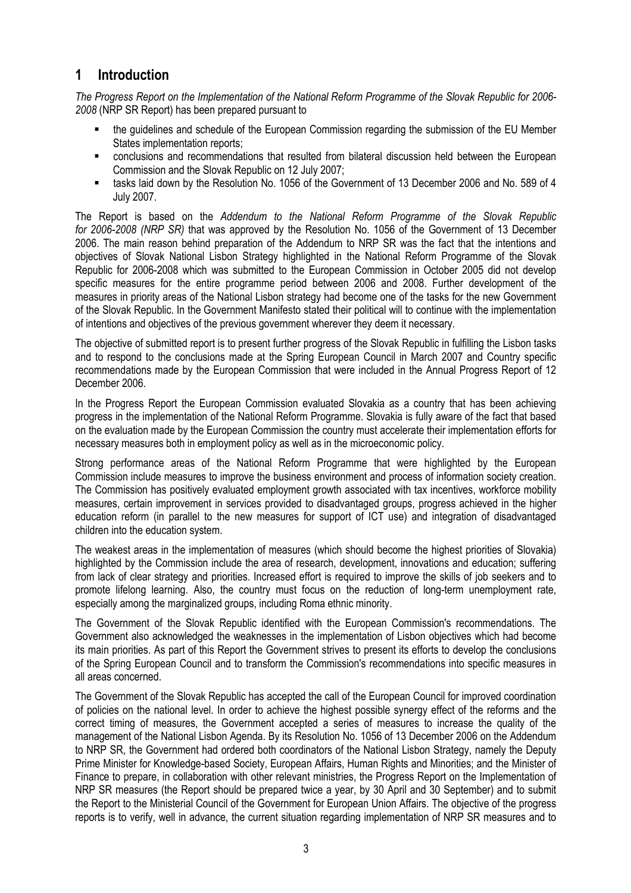# 1 Introduction

*The Progress Report on the Implementation of the National Reform Programme of the Slovak Republic for 2006-2008* (NRP SR Report) has been prepared pursuant to

- the guidelines and schedule of the European Commission regarding the submission of the EU Member States implementation reports;
- conclusions and recommendations that resulted from bilateral discussion held between the European Commission and the Slovak Republic on 12 July 2007;
- tasks laid down by the Resolution No. 1056 of the Government of 13 December 2006 and No. 589 of 4 July 2007.

The Report is based on the *Addendum to the National Reform Programme of the Slovak Republic for 2006-2008 (NRP SR)* that was approved by the Resolution No. 1056 of the Government of 13 December 2006. The main reason behind preparation of the Addendum to NRP SR was the fact that the intentions and objectives of Slovak National Lisbon Strategy highlighted in the National Reform Programme of the Slovak Republic for 2006-2008 which was submitted to the European Commission in October 2005 did not develop specific measures for the entire programme period between 2006 and 2008. Further development of the measures in priority areas of the National Lisbon strategy had become one of the tasks for the new Government of the Slovak Republic. In the Government Manifesto stated their political will to continue with the implementation of intentions and objectives of the previous government wherever they deem it necessary.

The objective of submitted report is to present further progress of the Slovak Republic in fulfilling the Lisbon tasks and to respond to the conclusions made at the Spring European Council in March 2007 and Country specific recommendations made by the European Commission that were included in the Annual Progress Report of 12 December 2006.

In the Progress Report the European Commission evaluated Slovakia as a country that has been achieving progress in the implementation of the National Reform Programme. Slovakia is fully aware of the fact that based on the evaluation made by the European Commission the country must accelerate their implementation efforts for necessary measures both in employment policy as well as in the microeconomic policy.

Strong performance areas of the National Reform Programme that were highlighted by the European Commission include measures to improve the business environment and process of information society creation. The Commission has positively evaluated employment growth associated with tax incentives, workforce mobility measures, certain improvement in services provided to disadvantaged groups, progress achieved in the higher education reform (in parallel to the new measures for support of ICT use) and integration of disadvantaged children into the education system.

The weakest areas in the implementation of measures (which should become the highest priorities of Slovakia) highlighted by the Commission include the area of research, development, innovations and education; suffering from lack of clear strategy and priorities. Increased effort is required to improve the skills of job seekers and to promote lifelong learning. Also, the country must focus on the reduction of long-term unemployment rate, especially among the marginalized groups, including Roma ethnic minority.

The Government of the Slovak Republic identified with the European Commission's recommendations. The Government also acknowledged the weaknesses in the implementation of Lisbon objectives which had become its main priorities. As part of this Report the Government strives to present its efforts to develop the conclusions of the Spring European Council and to transform the Commission's recommendations into specific measures in all areas concerned.

The Government of the Slovak Republic has accepted the call of the European Council for improved coordination of policies on the national level. In order to achieve the highest possible synergy effect of the reforms and the correct timing of measures, the Government accepted a series of measures to increase the quality of the management of the National Lisbon Agenda. By its Resolution No. 1056 of 13 December 2006 on the Addendum to NRP SR, the Government had ordered both coordinators of the National Lisbon Strategy, namely the Deputy Prime Minister for Knowledge-based Society, European Affairs, Human Rights and Minorities; and the Minister of Finance to prepare, in collaboration with other relevant ministries, the Progress Report on the Implementation of NRP SR measures (the Report should be prepared twice a year, by 30 April and 30 September) and to submit the Report to the Ministerial Council of the Government for European Union Affairs. The objective of the progress reports is to verify, well in advance, the current situation regarding implementation of NRP SR measures and to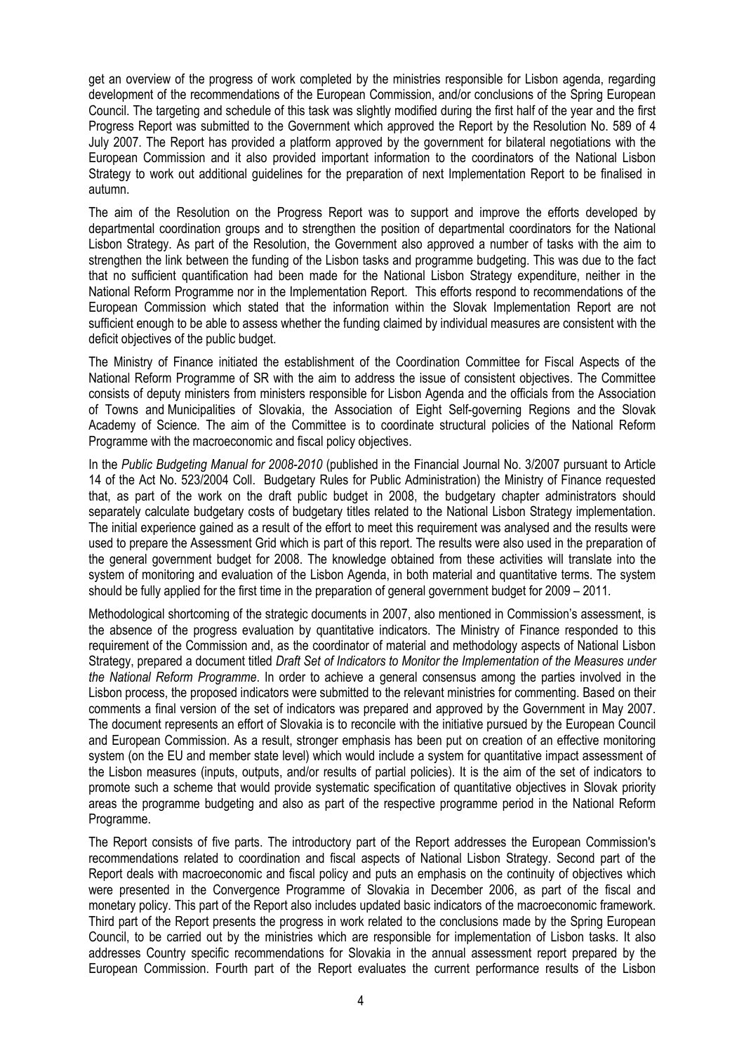get an overview of the progress of work completed by the ministries responsible for Lisbon agenda, regarding development of the recommendations of the European Commission, and/or conclusions of the Spring European Council. The targeting and schedule of this task was slightly modified during the first half of the year and the first Progress Report was submitted to the Government which approved the Report by the Resolution No. 589 of 4 July 2007. The Report has provided a platform approved by the government for bilateral negotiations with the European Commission and it also provided important information to the coordinators of the National Lisbon Strategy to work out additional guidelines for the preparation of next Implementation Report to be finalised in autumn.

The aim of the Resolution on the Progress Report was to support and improve the efforts developed by departmental coordination groups and to strengthen the position of departmental coordinators for the National Lisbon Strategy. As part of the Resolution, the Government also approved a number of tasks with the aim to strengthen the link between the funding of the Lisbon tasks and programme budgeting. This was due to the fact that no sufficient quantification had been made for the National Lisbon Strategy expenditure, neither in the National Reform Programme nor in the Implementation Report. This efforts respond to recommendations of the European Commission which stated that the information within the Slovak Implementation Report are not sufficient enough to be able to assess whether the funding claimed by individual measures are consistent with the deficit objectives of the public budget.

The Ministry of Finance initiated the establishment of the Coordination Committee for Fiscal Aspects of the National Reform Programme of SR with the aim to address the issue of consistent objectives. The Committee consists of deputy ministers from ministers responsible for Lisbon Agenda and the officials from the Association of Towns and Municipalities of Slovakia, the Association of Eight Self-governing Regions and the Slovak Academy of Science. The aim of the Committee is to coordinate structural policies of the National Reform Programme with the macroeconomic and fiscal policy objectives.

In the *Public Budgeting Manual for 2008-2010* (published in the Financial Journal No. 3/2007 pursuant to Article 14 of the Act No. 523/2004 Coll. Budgetary Rules for Public Administration) the Ministry of Finance requested that, as part of the work on the draft public budget in 2008, the budgetary chapter administrators should separately calculate budgetary costs of budgetary titles related to the National Lisbon Strategy implementation. The initial experience gained as a result of the effort to meet this requirement was analysed and the results were used to prepare the Assessment Grid which is part of this report. The results were also used in the preparation of the general government budget for 2008. The knowledge obtained from these activities will translate into the system of monitoring and evaluation of the Lisbon Agenda, in both material and quantitative terms. The system should be fully applied for the first time in the preparation of general government budget for 2009 – 2011.

Methodological shortcoming of the strategic documents in 2007, also mentioned in Commission's assessment, is the absence of the progress evaluation by quantitative indicators. The Ministry of Finance responded to this requirement of the Commission and, as the coordinator of material and methodology aspects of National Lisbon Strategy, prepared a document titled *Draft Set of Indicators to Monitor the Implementation of the Measures under the National Reform Programme*. In order to achieve a general consensus among the parties involved in the Lisbon process, the proposed indicators were submitted to the relevant ministries for commenting. Based on their comments a final version of the set of indicators was prepared and approved by the Government in May 2007. The document represents an effort of Slovakia is to reconcile with the initiative pursued by the European Council and European Commission. As a result, stronger emphasis has been put on creation of an effective monitoring system (on the EU and member state level) which would include a system for quantitative impact assessment of the Lisbon measures (inputs, outputs, and/or results of partial policies). It is the aim of the set of indicators to promote such a scheme that would provide systematic specification of quantitative objectives in Slovak priority areas the programme budgeting and also as part of the respective programme period in the National Reform Programme.

The Report consists of five parts. The introductory part of the Report addresses the European Commission's recommendations related to coordination and fiscal aspects of National Lisbon Strategy. Second part of the Report deals with macroeconomic and fiscal policy and puts an emphasis on the continuity of objectives which were presented in the Convergence Programme of Slovakia in December 2006, as part of the fiscal and monetary policy. This part of the Report also includes updated basic indicators of the macroeconomic framework. Third part of the Report presents the progress in work related to the conclusions made by the Spring European Council, to be carried out by the ministries which are responsible for implementation of Lisbon tasks. It also addresses Country specific recommendations for Slovakia in the annual assessment report prepared by the European Commission. Fourth part of the Report evaluates the current performance results of the Lisbon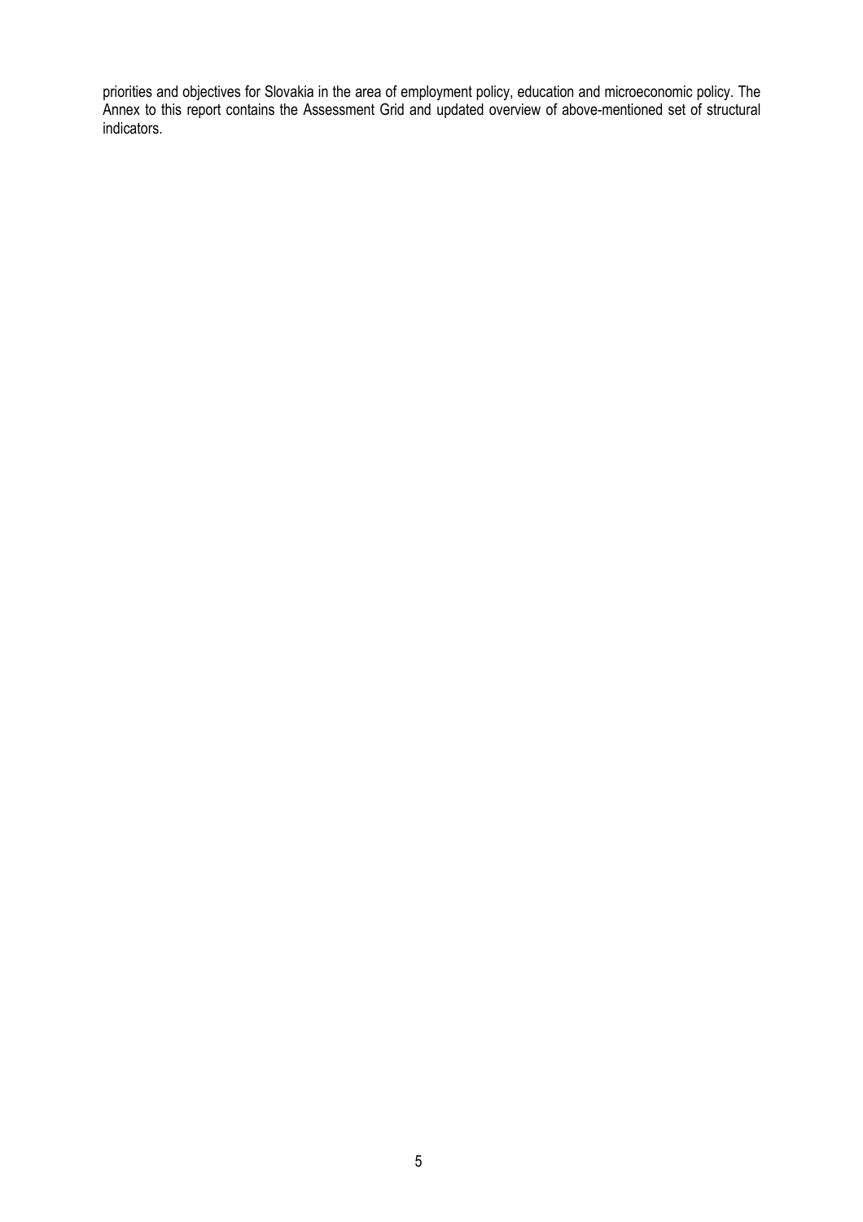priorities and objectives for Slovakia in the area of employment policy, education and microeconomic policy. The Annex to this report contains the Assessment Grid and updated overview of above-mentioned set of structural indicators.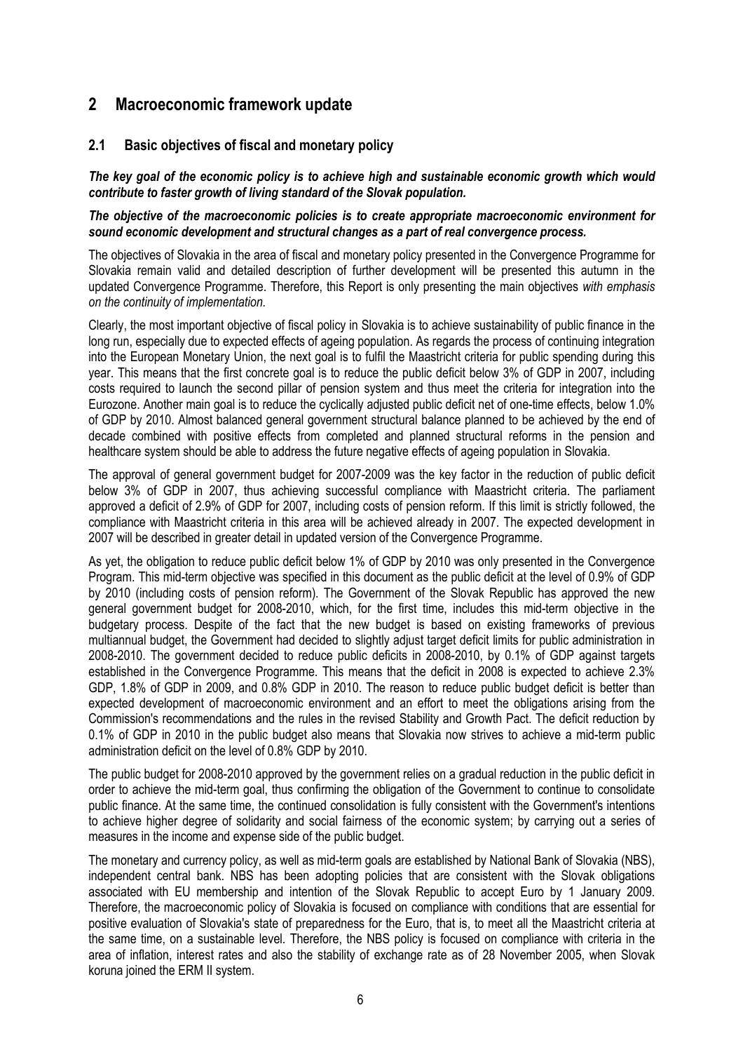# 2 Macroeconomic framework update

## 2.1 Basic objectives of fiscal and monetary policy

***The key goal of the economic policy is to achieve high and sustainable economic growth which would contribute to faster growth of living standard of the Slovak population.***

***The objective of the macroeconomic policies is to create appropriate macroeconomic environment for sound economic development and structural changes as a part of real convergence process.***

The objectives of Slovakia in the area of fiscal and monetary policy presented in the Convergence Programme for Slovakia remain valid and detailed description of further development will be presented this autumn in the updated Convergence Programme. Therefore, this Report is only presenting the main objectives *with emphasis on the continuity of implementation.*

Clearly, the most important objective of fiscal policy in Slovakia is to achieve sustainability of public finance in the long run, especially due to expected effects of ageing population. As regards the process of continuing integration into the European Monetary Union, the next goal is to fulfil the Maastricht criteria for public spending during this year. This means that the first concrete goal is to reduce the public deficit below 3% of GDP in 2007, including costs required to launch the second pillar of pension system and thus meet the criteria for integration into the Eurozone. Another main goal is to reduce the cyclically adjusted public deficit net of one-time effects, below 1.0% of GDP by 2010. Almost balanced general government structural balance planned to be achieved by the end of decade combined with positive effects from completed and planned structural reforms in the pension and healthcare system should be able to address the future negative effects of ageing population in Slovakia.

The approval of general government budget for 2007-2009 was the key factor in the reduction of public deficit below 3% of GDP in 2007, thus achieving successful compliance with Maastricht criteria. The parliament approved a deficit of 2.9% of GDP for 2007, including costs of pension reform. If this limit is strictly followed, the compliance with Maastricht criteria in this area will be achieved already in 2007. The expected development in 2007 will be described in greater detail in updated version of the Convergence Programme.

As yet, the obligation to reduce public deficit below 1% of GDP by 2010 was only presented in the Convergence Program. This mid-term objective was specified in this document as the public deficit at the level of 0.9% of GDP by 2010 (including costs of pension reform). The Government of the Slovak Republic has approved the new general government budget for 2008-2010, which, for the first time, includes this mid-term objective in the budgetary process. Despite of the fact that the new budget is based on existing frameworks of previous multiannual budget, the Government had decided to slightly adjust target deficit limits for public administration in 2008-2010. The government decided to reduce public deficits in 2008-2010, by 0.1% of GDP against targets established in the Convergence Programme. This means that the deficit in 2008 is expected to achieve 2.3% GDP, 1.8% of GDP in 2009, and 0.8% GDP in 2010. The reason to reduce public budget deficit is better than expected development of macroeconomic environment and an effort to meet the obligations arising from the Commission's recommendations and the rules in the revised Stability and Growth Pact. The deficit reduction by 0.1% of GDP in 2010 in the public budget also means that Slovakia now strives to achieve a mid-term public administration deficit on the level of 0.8% GDP by 2010.

The public budget for 2008-2010 approved by the government relies on a gradual reduction in the public deficit in order to achieve the mid-term goal, thus confirming the obligation of the Government to continue to consolidate public finance. At the same time, the continued consolidation is fully consistent with the Government's intentions to achieve higher degree of solidarity and social fairness of the economic system; by carrying out a series of measures in the income and expense side of the public budget.

The monetary and currency policy, as well as mid-term goals are established by National Bank of Slovakia (NBS), independent central bank. NBS has been adopting policies that are consistent with the Slovak obligations associated with EU membership and intention of the Slovak Republic to accept Euro by 1 January 2009. Therefore, the macroeconomic policy of Slovakia is focused on compliance with conditions that are essential for positive evaluation of Slovakia's state of preparedness for the Euro, that is, to meet all the Maastricht criteria at the same time, on a sustainable level. Therefore, the NBS policy is focused on compliance with criteria in the area of inflation, interest rates and also the stability of exchange rate as of 28 November 2005, when Slovak koruna joined the ERM II system.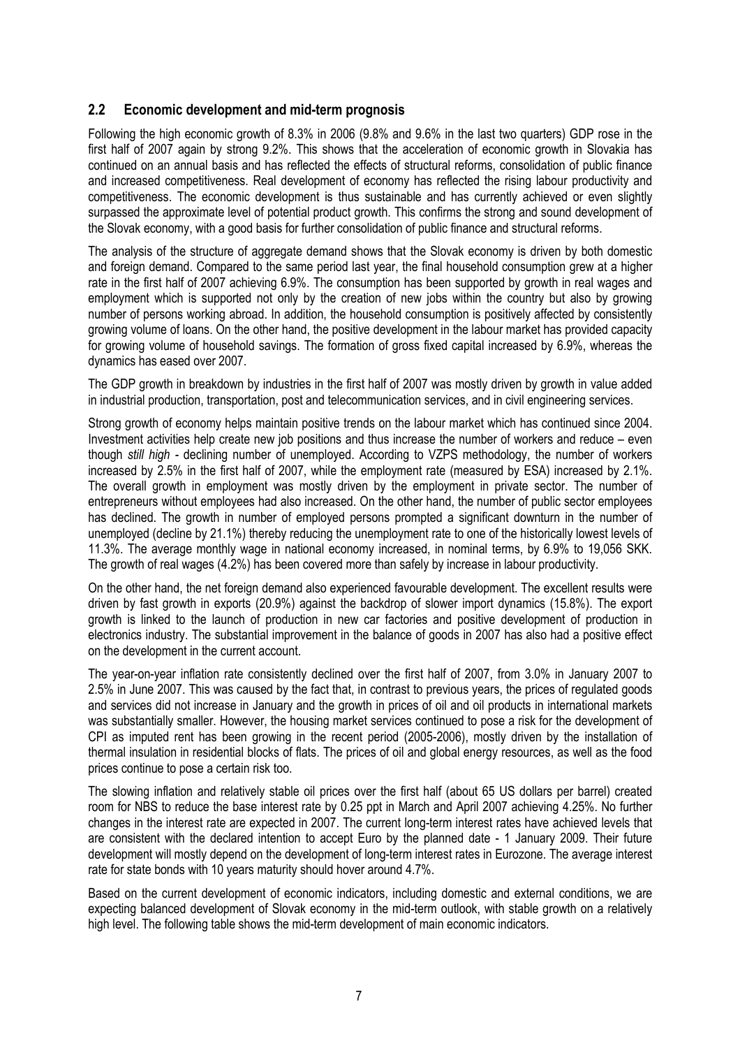## 2.2 Economic development and mid-term prognosis

Following the high economic growth of 8.3% in 2006 (9.8% and 9.6% in the last two quarters) GDP rose in the first half of 2007 again by strong 9.2%. This shows that the acceleration of economic growth in Slovakia has continued on an annual basis and has reflected the effects of structural reforms, consolidation of public finance and increased competitiveness. Real development of economy has reflected the rising labour productivity and competitiveness. The economic development is thus sustainable and has currently achieved or even slightly surpassed the approximate level of potential product growth. This confirms the strong and sound development of the Slovak economy, with a good basis for further consolidation of public finance and structural reforms.

The analysis of the structure of aggregate demand shows that the Slovak economy is driven by both domestic and foreign demand. Compared to the same period last year, the final household consumption grew at a higher rate in the first half of 2007 achieving 6.9%. The consumption has been supported by growth in real wages and employment which is supported not only by the creation of new jobs within the country but also by growing number of persons working abroad. In addition, the household consumption is positively affected by consistently growing volume of loans. On the other hand, the positive development in the labour market has provided capacity for growing volume of household savings. The formation of gross fixed capital increased by 6.9%, whereas the dynamics has eased over 2007.

The GDP growth in breakdown by industries in the first half of 2007 was mostly driven by growth in value added in industrial production, transportation, post and telecommunication services, and in civil engineering services.

Strong growth of economy helps maintain positive trends on the labour market which has continued since 2004. Investment activities help create new job positions and thus increase the number of workers and reduce – even though *still high* - declining number of unemployed. According to VZPS methodology, the number of workers increased by 2.5% in the first half of 2007, while the employment rate (measured by ESA) increased by 2.1%. The overall growth in employment was mostly driven by the employment in private sector. The number of entrepreneurs without employees had also increased. On the other hand, the number of public sector employees has declined. The growth in number of employed persons prompted a significant downturn in the number of unemployed (decline by 21.1%) thereby reducing the unemployment rate to one of the historically lowest levels of 11.3%. The average monthly wage in national economy increased, in nominal terms, by 6.9% to 19,056 SKK. The growth of real wages (4.2%) has been covered more than safely by increase in labour productivity.

On the other hand, the net foreign demand also experienced favourable development. The excellent results were driven by fast growth in exports (20.9%) against the backdrop of slower import dynamics (15.8%). The export growth is linked to the launch of production in new car factories and positive development of production in electronics industry. The substantial improvement in the balance of goods in 2007 has also had a positive effect on the development in the current account.

The year-on-year inflation rate consistently declined over the first half of 2007, from 3.0% in January 2007 to 2.5% in June 2007. This was caused by the fact that, in contrast to previous years, the prices of regulated goods and services did not increase in January and the growth in prices of oil and oil products in international markets was substantially smaller. However, the housing market services continued to pose a risk for the development of CPI as imputed rent has been growing in the recent period (2005-2006), mostly driven by the installation of thermal insulation in residential blocks of flats. The prices of oil and global energy resources, as well as the food prices continue to pose a certain risk too.

The slowing inflation and relatively stable oil prices over the first half (about 65 US dollars per barrel) created room for NBS to reduce the base interest rate by 0.25 ppt in March and April 2007 achieving 4.25%. No further changes in the interest rate are expected in 2007. The current long-term interest rates have achieved levels that are consistent with the declared intention to accept Euro by the planned date - 1 January 2009. Their future development will mostly depend on the development of long-term interest rates in Eurozone. The average interest rate for state bonds with 10 years maturity should hover around 4.7%.

Based on the current development of economic indicators, including domestic and external conditions, we are expecting balanced development of Slovak economy in the mid-term outlook, with stable growth on a relatively high level. The following table shows the mid-term development of main economic indicators.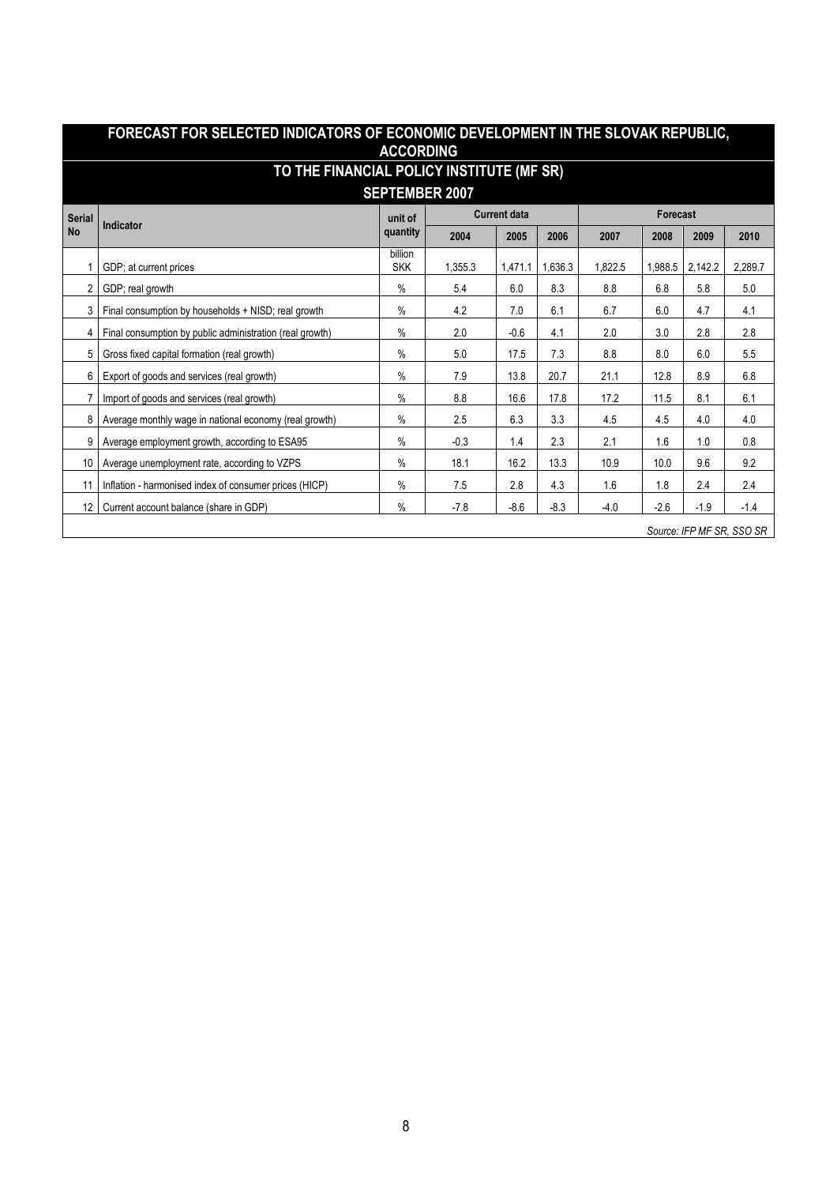## FORECAST FOR SELECTED INDICATORS OF ECONOMIC DEVELOPMENT IN THE SLOVAK REPUBLIC, ACCORDING TO THE FINANCIAL POLICY INSTITUTE (MF SR)

### SEPTEMBER 2007

| Serial No | Indicator | unit of quantity | Current data | | | Forecast | | | |
|---|---|---|---|---|---|---|---|---|---|
| | | | 2004 | 2005 | 2006 | 2007 | 2008 | 2009 | 2010 |
| 1 | GDP; at current prices | billion SKK | 1,355.3 | 1,471.1 | 1,636.3 | 1,822.5 | 1,988.5 | 2,142.2 | 2,289.7 |
| 2 | GDP; real growth | % | 5.4 | 6.0 | 8.3 | 8.8 | 6.8 | 5.8 | 5.0 |
| 3 | Final consumption by households + NISD; real growth | % | 4.2 | 7.0 | 6.1 | 6.7 | 6.0 | 4.7 | 4.1 |
| 4 | Final consumption by public administration (real growth) | % | 2.0 | -0.6 | 4.1 | 2.0 | 3.0 | 2.8 | 2.8 |
| 5 | Gross fixed capital formation (real growth) | % | 5.0 | 17.5 | 7.3 | 8.8 | 8.0 | 6.0 | 5.5 |
| 6 | Export of goods and services (real growth) | % | 7.9 | 13.8 | 20.7 | 21.1 | 12.8 | 8.9 | 6.8 |
| 7 | Import of goods and services (real growth) | % | 8.8 | 16.6 | 17.8 | 17.2 | 11.5 | 8.1 | 6.1 |
| 8 | Average monthly wage in national economy (real growth) | % | 2.5 | 6.3 | 3.3 | 4.5 | 4.5 | 4.0 | 4.0 |
| 9 | Average employment growth, according to ESA95 | % | -0.3 | 1.4 | 2.3 | 2.1 | 1.6 | 1.0 | 0.8 |
| 10 | Average unemployment rate, according to VZPS | % | 18.1 | 16.2 | 13.3 | 10.9 | 10.0 | 9.6 | 9.2 |
| 11 | Inflation - harmonised index of consumer prices (HICP) | % | 7.5 | 2.8 | 4.3 | 1.6 | 1.8 | 2.4 | 2.4 |
| 12 | Current account balance (share in GDP) | % | -7.8 | -8.6 | -8.3 | -4.0 | -2.6 | -1.9 | -1.4 |

*Source: IFP MF SR, SSO SR*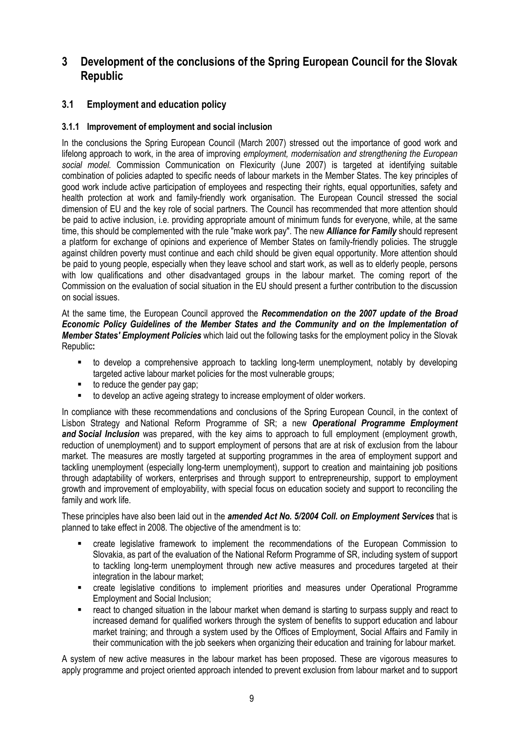# 3 Development of the conclusions of the Spring European Council for the Slovak Republic

## 3.1 Employment and education policy

### 3.1.1 Improvement of employment and social inclusion

In the conclusions the Spring European Council (March 2007) stressed out the importance of good work and lifelong approach to work, in the area of improving *employment, modernisation and strengthening the European social model.* Commission Communication on Flexicurity (June 2007) is targeted at identifying suitable combination of policies adapted to specific needs of labour markets in the Member States. The key principles of good work include active participation of employees and respecting their rights, equal opportunities, safety and health protection at work and family-friendly work organisation. The European Council stressed the social dimension of EU and the key role of social partners. The Council has recommended that more attention should be paid to active inclusion, i.e. providing appropriate amount of minimum funds for everyone, while, at the same time, this should be complemented with the rule "make work pay". The new ***Alliance for Family*** should represent a platform for exchange of opinions and experience of Member States on family-friendly policies. The struggle against children poverty must continue and each child should be given equal opportunity. More attention should be paid to young people, especially when they leave school and start work, as well as to elderly people, persons with low qualifications and other disadvantaged groups in the labour market. The coming report of the Commission on the evaluation of social situation in the EU should present a further contribution to the discussion on social issues.

At the same time, the European Council approved the ***Recommendation on the 2007 update of the Broad Economic Policy Guidelines of the Member States and the Community and on the Implementation of Member States' Employment Policies*** which laid out the following tasks for the employment policy in the Slovak Republic**:**

- to develop a comprehensive approach to tackling long-term unemployment, notably by developing targeted active labour market policies for the most vulnerable groups;
- to reduce the gender pay gap;
- to develop an active ageing strategy to increase employment of older workers.

In compliance with these recommendations and conclusions of the Spring European Council, in the context of Lisbon Strategy and National Reform Programme of SR; a new ***Operational Programme Employment and Social Inclusion*** was prepared, with the key aims to approach to full employment (employment growth, reduction of unemployment) and to support employment of persons that are at risk of exclusion from the labour market. The measures are mostly targeted at supporting programmes in the area of employment support and tackling unemployment (especially long-term unemployment), support to creation and maintaining job positions through adaptability of workers, enterprises and through support to entrepreneurship, support to employment growth and improvement of employability, with special focus on education society and support to reconciling the family and work life.

These principles have also been laid out in the ***amended Act No. 5/2004 Coll. on Employment Services*** that is planned to take effect in 2008. The objective of the amendment is to:

- create legislative framework to implement the recommendations of the European Commission to Slovakia, as part of the evaluation of the National Reform Programme of SR, including system of support to tackling long-term unemployment through new active measures and procedures targeted at their integration in the labour market;
- create legislative conditions to implement priorities and measures under Operational Programme Employment and Social Inclusion;
- react to changed situation in the labour market when demand is starting to surpass supply and react to increased demand for qualified workers through the system of benefits to support education and labour market training; and through a system used by the Offices of Employment, Social Affairs and Family in their communication with the job seekers when organizing their education and training for labour market.

A system of new active measures in the labour market has been proposed. These are vigorous measures to apply programme and project oriented approach intended to prevent exclusion from labour market and to support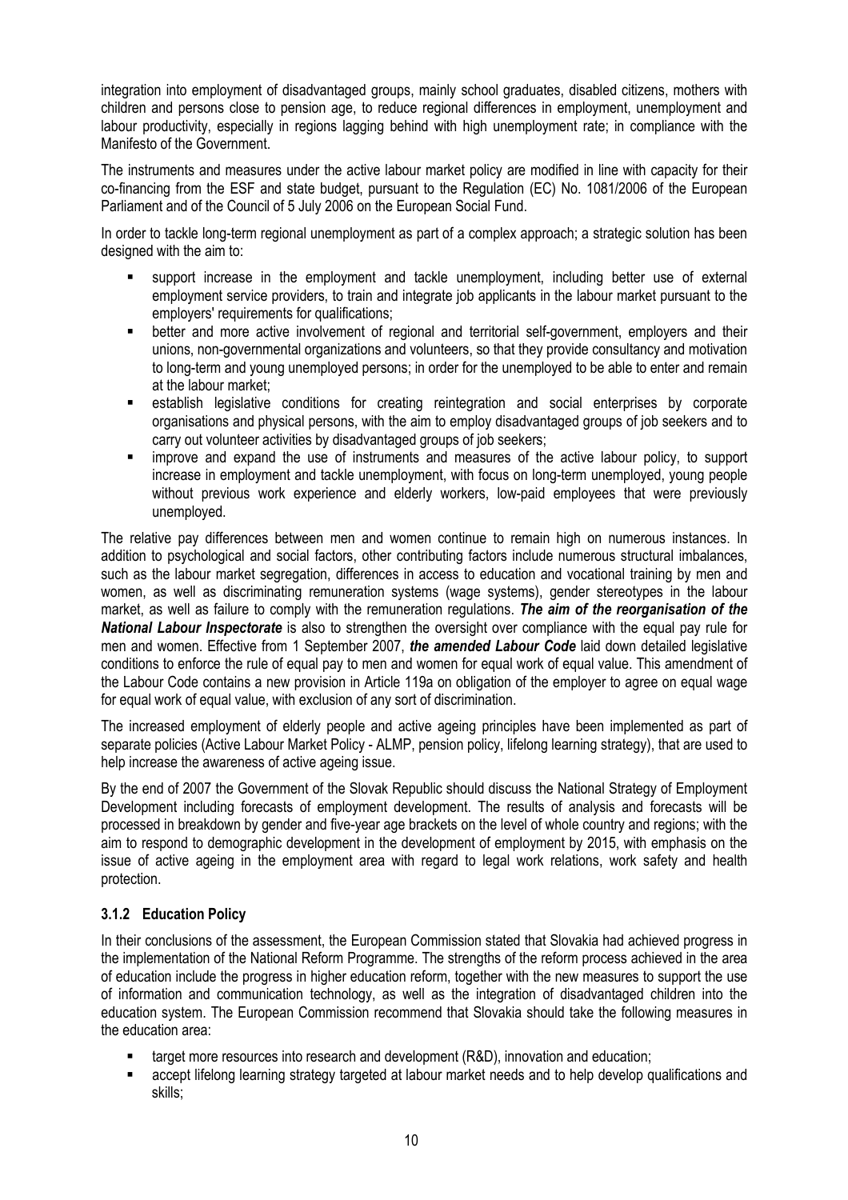integration into employment of disadvantaged groups, mainly school graduates, disabled citizens, mothers with children and persons close to pension age, to reduce regional differences in employment, unemployment and labour productivity, especially in regions lagging behind with high unemployment rate; in compliance with the Manifesto of the Government.

The instruments and measures under the active labour market policy are modified in line with capacity for their co-financing from the ESF and state budget, pursuant to the Regulation (EC) No. 1081/2006 of the European Parliament and of the Council of 5 July 2006 on the European Social Fund.

In order to tackle long-term regional unemployment as part of a complex approach; a strategic solution has been designed with the aim to:

- support increase in the employment and tackle unemployment, including better use of external employment service providers, to train and integrate job applicants in the labour market pursuant to the employers' requirements for qualifications;
- better and more active involvement of regional and territorial self-government, employers and their unions, non-governmental organizations and volunteers, so that they provide consultancy and motivation to long-term and young unemployed persons; in order for the unemployed to be able to enter and remain at the labour market;
- establish legislative conditions for creating reintegration and social enterprises by corporate organisations and physical persons, with the aim to employ disadvantaged groups of job seekers and to carry out volunteer activities by disadvantaged groups of job seekers;
- improve and expand the use of instruments and measures of the active labour policy, to support increase in employment and tackle unemployment, with focus on long-term unemployed, young people without previous work experience and elderly workers, low-paid employees that were previously unemployed.

The relative pay differences between men and women continue to remain high on numerous instances. In addition to psychological and social factors, other contributing factors include numerous structural imbalances, such as the labour market segregation, differences in access to education and vocational training by men and women, as well as discriminating remuneration systems (wage systems), gender stereotypes in the labour market, as well as failure to comply with the remuneration regulations. ***The aim of the reorganisation of the National Labour Inspectorate*** is also to strengthen the oversight over compliance with the equal pay rule for men and women. Effective from 1 September 2007, ***the amended Labour Code*** laid down detailed legislative conditions to enforce the rule of equal pay to men and women for equal work of equal value. This amendment of the Labour Code contains a new provision in Article 119a on obligation of the employer to agree on equal wage for equal work of equal value, with exclusion of any sort of discrimination.

The increased employment of elderly people and active ageing principles have been implemented as part of separate policies (Active Labour Market Policy - ALMP, pension policy, lifelong learning strategy), that are used to help increase the awareness of active ageing issue.

By the end of 2007 the Government of the Slovak Republic should discuss the National Strategy of Employment Development including forecasts of employment development. The results of analysis and forecasts will be processed in breakdown by gender and five-year age brackets on the level of whole country and regions; with the aim to respond to demographic development in the development of employment by 2015, with emphasis on the issue of active ageing in the employment area with regard to legal work relations, work safety and health protection.

### 3.1.2 Education Policy

In their conclusions of the assessment, the European Commission stated that Slovakia had achieved progress in the implementation of the National Reform Programme. The strengths of the reform process achieved in the area of education include the progress in higher education reform, together with the new measures to support the use of information and communication technology, as well as the integration of disadvantaged children into the education system. The European Commission recommend that Slovakia should take the following measures in the education area:

- target more resources into research and development (R&D), innovation and education;
- accept lifelong learning strategy targeted at labour market needs and to help develop qualifications and skills;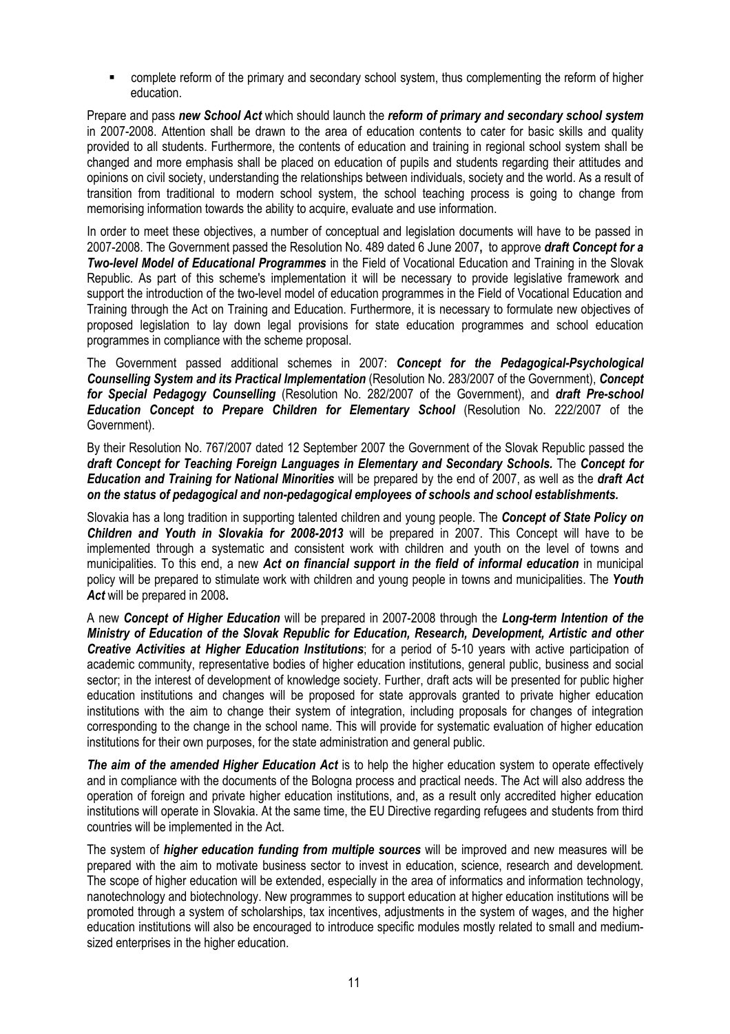- complete reform of the primary and secondary school system, thus complementing the reform of higher education.

Prepare and pass ***new School Act*** which should launch the ***reform of primary and secondary school system*** in 2007-2008. Attention shall be drawn to the area of education contents to cater for basic skills and quality provided to all students. Furthermore, the contents of education and training in regional school system shall be changed and more emphasis shall be placed on education of pupils and students regarding their attitudes and opinions on civil society, understanding the relationships between individuals, society and the world. As a result of transition from traditional to modern school system, the school teaching process is going to change from memorising information towards the ability to acquire, evaluate and use information.

In order to meet these objectives, a number of conceptual and legislation documents will have to be passed in 2007-2008. The Government passed the Resolution No. 489 dated 6 June 2007**,** to approve ***draft Concept for a Two-level Model of Educational Programmes*** in the Field of Vocational Education and Training in the Slovak Republic. As part of this scheme's implementation it will be necessary to provide legislative framework and support the introduction of the two-level model of education programmes in the Field of Vocational Education and Training through the Act on Training and Education. Furthermore, it is necessary to formulate new objectives of proposed legislation to lay down legal provisions for state education programmes and school education programmes in compliance with the scheme proposal.

The Government passed additional schemes in 2007: ***Concept for the Pedagogical-Psychological Counselling System and its Practical Implementation*** (Resolution No. 283/2007 of the Government), ***Concept for Special Pedagogy Counselling*** (Resolution No. 282/2007 of the Government), and ***draft Pre-school Education Concept to Prepare Children for Elementary School*** (Resolution No. 222/2007 of the Government).

By their Resolution No. 767/2007 dated 12 September 2007 the Government of the Slovak Republic passed the ***draft Concept for Teaching Foreign Languages in Elementary and Secondary Schools.*** The ***Concept for Education and Training for National Minorities*** will be prepared by the end of 2007, as well as the ***draft Act on the status of pedagogical and non-pedagogical employees of schools and school establishments.***

Slovakia has a long tradition in supporting talented children and young people. The ***Concept of State Policy on Children and Youth in Slovakia for 2008-2013*** will be prepared in 2007. This Concept will have to be implemented through a systematic and consistent work with children and youth on the level of towns and municipalities. To this end, a new ***Act on financial support in the field of informal education*** in municipal policy will be prepared to stimulate work with children and young people in towns and municipalities. The ***Youth Act*** will be prepared in 2008**.**

A new ***Concept of Higher Education*** will be prepared in 2007-2008 through the ***Long-term Intention of the Ministry of Education of the Slovak Republic for Education, Research, Development, Artistic and other Creative Activities at Higher Education Institutions***; for a period of 5-10 years with active participation of academic community, representative bodies of higher education institutions, general public, business and social sector; in the interest of development of knowledge society. Further, draft acts will be presented for public higher education institutions and changes will be proposed for state approvals granted to private higher education institutions with the aim to change their system of integration, including proposals for changes of integration corresponding to the change in the school name. This will provide for systematic evaluation of higher education institutions for their own purposes, for the state administration and general public.

***The aim of the amended Higher Education Act*** is to help the higher education system to operate effectively and in compliance with the documents of the Bologna process and practical needs. The Act will also address the operation of foreign and private higher education institutions, and, as a result only accredited higher education institutions will operate in Slovakia. At the same time, the EU Directive regarding refugees and students from third countries will be implemented in the Act.

The system of ***higher education funding from multiple sources*** will be improved and new measures will be prepared with the aim to motivate business sector to invest in education, science, research and development. The scope of higher education will be extended, especially in the area of informatics and information technology, nanotechnology and biotechnology. New programmes to support education at higher education institutions will be promoted through a system of scholarships, tax incentives, adjustments in the system of wages, and the higher education institutions will also be encouraged to introduce specific modules mostly related to small and medium-sized enterprises in the higher education.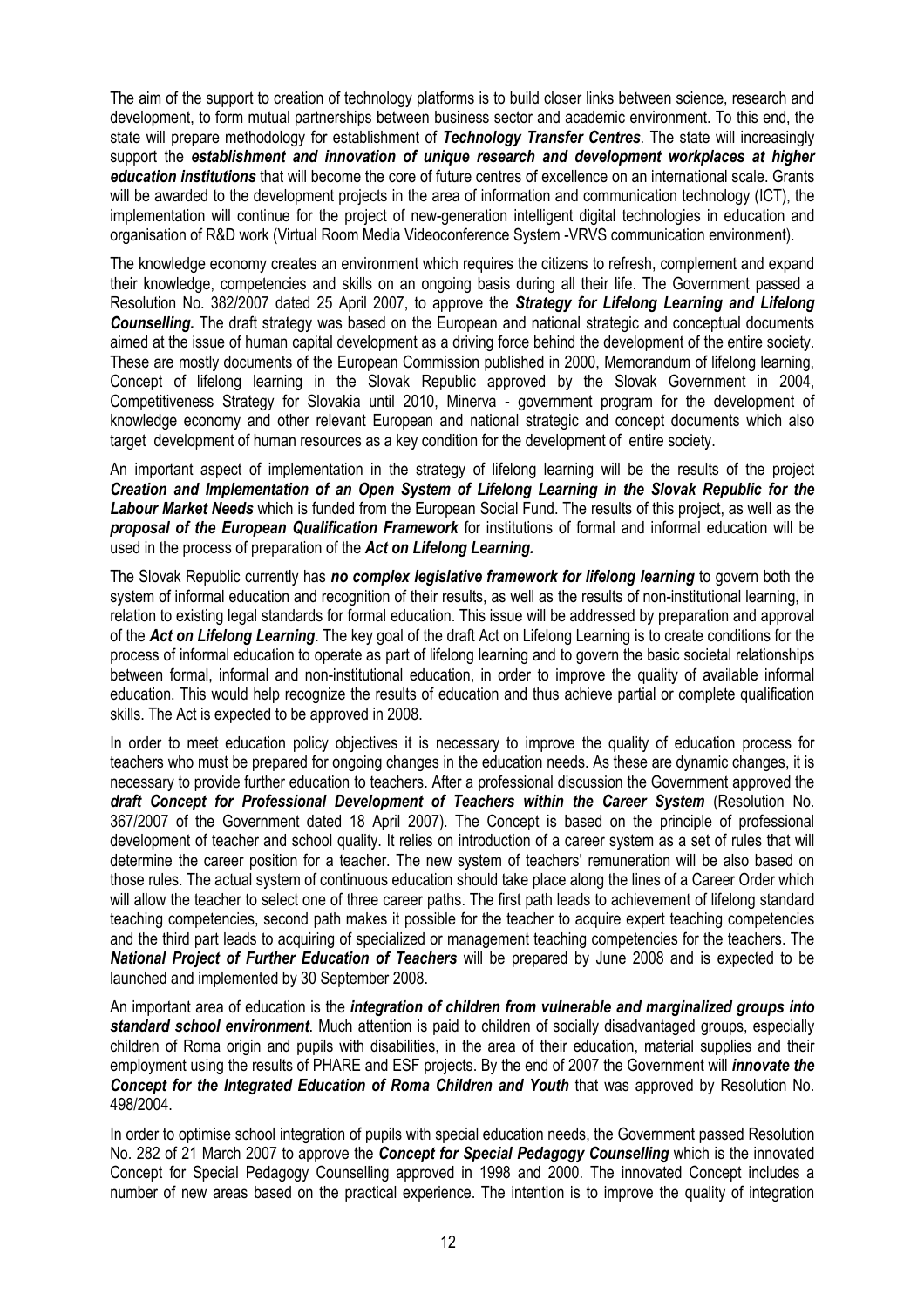The aim of the support to creation of technology platforms is to build closer links between science, research and development, to form mutual partnerships between business sector and academic environment. To this end, the state will prepare methodology for establishment of ***Technology Transfer Centres***. The state will increasingly support the ***establishment and innovation of unique research and development workplaces at higher education institutions*** that will become the core of future centres of excellence on an international scale. Grants will be awarded to the development projects in the area of information and communication technology (ICT), the implementation will continue for the project of new-generation intelligent digital technologies in education and organisation of R&D work (Virtual Room Media Videoconference System -VRVS communication environment).

The knowledge economy creates an environment which requires the citizens to refresh, complement and expand their knowledge, competencies and skills on an ongoing basis during all their life. The Government passed a Resolution No. 382/2007 dated 25 April 2007, to approve the ***Strategy for Lifelong Learning and Lifelong Counselling.*** The draft strategy was based on the European and national strategic and conceptual documents aimed at the issue of human capital development as a driving force behind the development of the entire society. These are mostly documents of the European Commission published in 2000, Memorandum of lifelong learning, Concept of lifelong learning in the Slovak Republic approved by the Slovak Government in 2004, Competitiveness Strategy for Slovakia until 2010, Minerva - government program for the development of knowledge economy and other relevant European and national strategic and concept documents which also target development of human resources as a key condition for the development of entire society.

An important aspect of implementation in the strategy of lifelong learning will be the results of the project ***Creation and Implementation of an Open System of Lifelong Learning in the Slovak Republic for the Labour Market Needs*** which is funded from the European Social Fund. The results of this project, as well as the ***proposal of the European Qualification Framework*** for institutions of formal and informal education will be used in the process of preparation of the ***Act on Lifelong Learning.***

The Slovak Republic currently has ***no complex legislative framework for lifelong learning*** to govern both the system of informal education and recognition of their results, as well as the results of non-institutional learning, in relation to existing legal standards for formal education. This issue will be addressed by preparation and approval of the ***Act on Lifelong Learning***. The key goal of the draft Act on Lifelong Learning is to create conditions for the process of informal education to operate as part of lifelong learning and to govern the basic societal relationships between formal, informal and non-institutional education, in order to improve the quality of available informal education. This would help recognize the results of education and thus achieve partial or complete qualification skills. The Act is expected to be approved in 2008.

In order to meet education policy objectives it is necessary to improve the quality of education process for teachers who must be prepared for ongoing changes in the education needs. As these are dynamic changes, it is necessary to provide further education to teachers. After a professional discussion the Government approved the ***draft Concept for Professional Development of Teachers within the Career System*** (Resolution No. 367/2007 of the Government dated 18 April 2007). The Concept is based on the principle of professional development of teacher and school quality. It relies on introduction of a career system as a set of rules that will determine the career position for a teacher. The new system of teachers' remuneration will be also based on those rules. The actual system of continuous education should take place along the lines of a Career Order which will allow the teacher to select one of three career paths. The first path leads to achievement of lifelong standard teaching competencies, second path makes it possible for the teacher to acquire expert teaching competencies and the third part leads to acquiring of specialized or management teaching competencies for the teachers. The ***National Project of Further Education of Teachers*** will be prepared by June 2008 and is expected to be launched and implemented by 30 September 2008.

An important area of education is the ***integration of children from vulnerable and marginalized groups into standard school environment***. Much attention is paid to children of socially disadvantaged groups, especially children of Roma origin and pupils with disabilities, in the area of their education, material supplies and their employment using the results of PHARE and ESF projects. By the end of 2007 the Government will ***innovate the Concept for the Integrated Education of Roma Children and Youth*** that was approved by Resolution No. 498/2004.

In order to optimise school integration of pupils with special education needs, the Government passed Resolution No. 282 of 21 March 2007 to approve the ***Concept for Special Pedagogy Counselling*** which is the innovated Concept for Special Pedagogy Counselling approved in 1998 and 2000. The innovated Concept includes a number of new areas based on the practical experience. The intention is to improve the quality of integration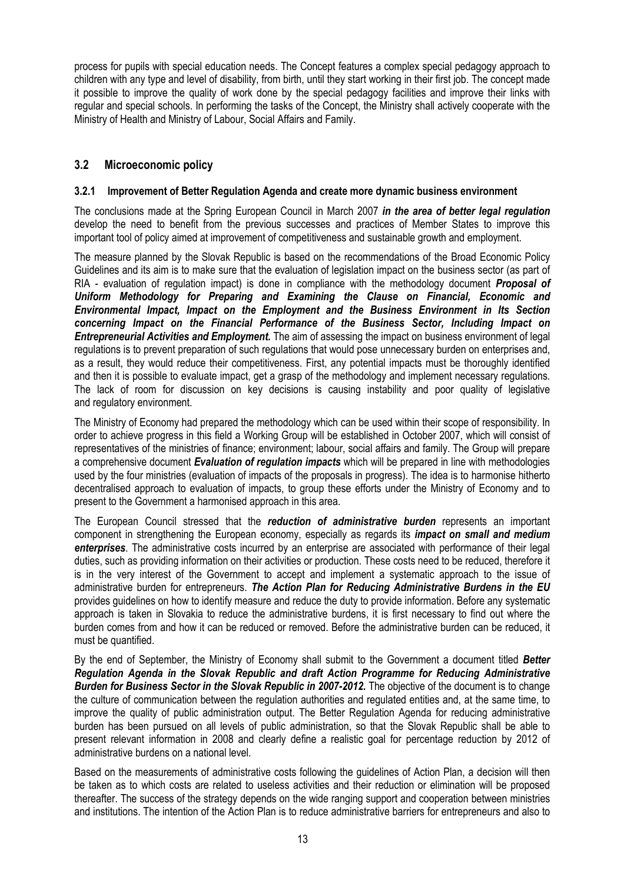process for pupils with special education needs. The Concept features a complex special pedagogy approach to children with any type and level of disability, from birth, until they start working in their first job. The concept made it possible to improve the quality of work done by the special pedagogy facilities and improve their links with regular and special schools. In performing the tasks of the Concept, the Ministry shall actively cooperate with the Ministry of Health and Ministry of Labour, Social Affairs and Family.

## 3.2 Microeconomic policy

### 3.2.1 Improvement of Better Regulation Agenda and create more dynamic business environment

The conclusions made at the Spring European Council in March 2007 ***in the area of better legal regulation*** develop the need to benefit from the previous successes and practices of Member States to improve this important tool of policy aimed at improvement of competitiveness and sustainable growth and employment.

The measure planned by the Slovak Republic is based on the recommendations of the Broad Economic Policy Guidelines and its aim is to make sure that the evaluation of legislation impact on the business sector (as part of RIA - evaluation of regulation impact) is done in compliance with the methodology document ***Proposal of Uniform Methodology for Preparing and Examining the Clause on Financial, Economic and Environmental Impact, Impact on the Employment and the Business Environment in Its Section concerning Impact on the Financial Performance of the Business Sector, Including Impact on Entrepreneurial Activities and Employment.*** The aim of assessing the impact on business environment of legal regulations is to prevent preparation of such regulations that would pose unnecessary burden on enterprises and, as a result, they would reduce their competitiveness. First, any potential impacts must be thoroughly identified and then it is possible to evaluate impact, get a grasp of the methodology and implement necessary regulations. The lack of room for discussion on key decisions is causing instability and poor quality of legislative and regulatory environment.

The Ministry of Economy had prepared the methodology which can be used within their scope of responsibility. In order to achieve progress in this field a Working Group will be established in October 2007, which will consist of representatives of the ministries of finance; environment; labour, social affairs and family. The Group will prepare a comprehensive document ***Evaluation of regulation impacts*** which will be prepared in line with methodologies used by the four ministries (evaluation of impacts of the proposals in progress). The idea is to harmonise hitherto decentralised approach to evaluation of impacts, to group these efforts under the Ministry of Economy and to present to the Government a harmonised approach in this area.

The European Council stressed that the ***reduction of administrative burden*** represents an important component in strengthening the European economy, especially as regards its ***impact on small and medium enterprises***. The administrative costs incurred by an enterprise are associated with performance of their legal duties, such as providing information on their activities or production. These costs need to be reduced, therefore it is in the very interest of the Government to accept and implement a systematic approach to the issue of administrative burden for entrepreneurs. ***The Action Plan for Reducing Administrative Burdens in the EU*** provides guidelines on how to identify measure and reduce the duty to provide information. Before any systematic approach is taken in Slovakia to reduce the administrative burdens, it is first necessary to find out where the burden comes from and how it can be reduced or removed. Before the administrative burden can be reduced, it must be quantified.

By the end of September, the Ministry of Economy shall submit to the Government a document titled ***Better Regulation Agenda in the Slovak Republic and draft Action Programme for Reducing Administrative Burden for Business Sector in the Slovak Republic in 2007-2012.*** The objective of the document is to change the culture of communication between the regulation authorities and regulated entities and, at the same time, to improve the quality of public administration output. The Better Regulation Agenda for reducing administrative burden has been pursued on all levels of public administration, so that the Slovak Republic shall be able to present relevant information in 2008 and clearly define a realistic goal for percentage reduction by 2012 of administrative burdens on a national level.

Based on the measurements of administrative costs following the guidelines of Action Plan, a decision will then be taken as to which costs are related to useless activities and their reduction or elimination will be proposed thereafter. The success of the strategy depends on the wide ranging support and cooperation between ministries and institutions. The intention of the Action Plan is to reduce administrative barriers for entrepreneurs and also to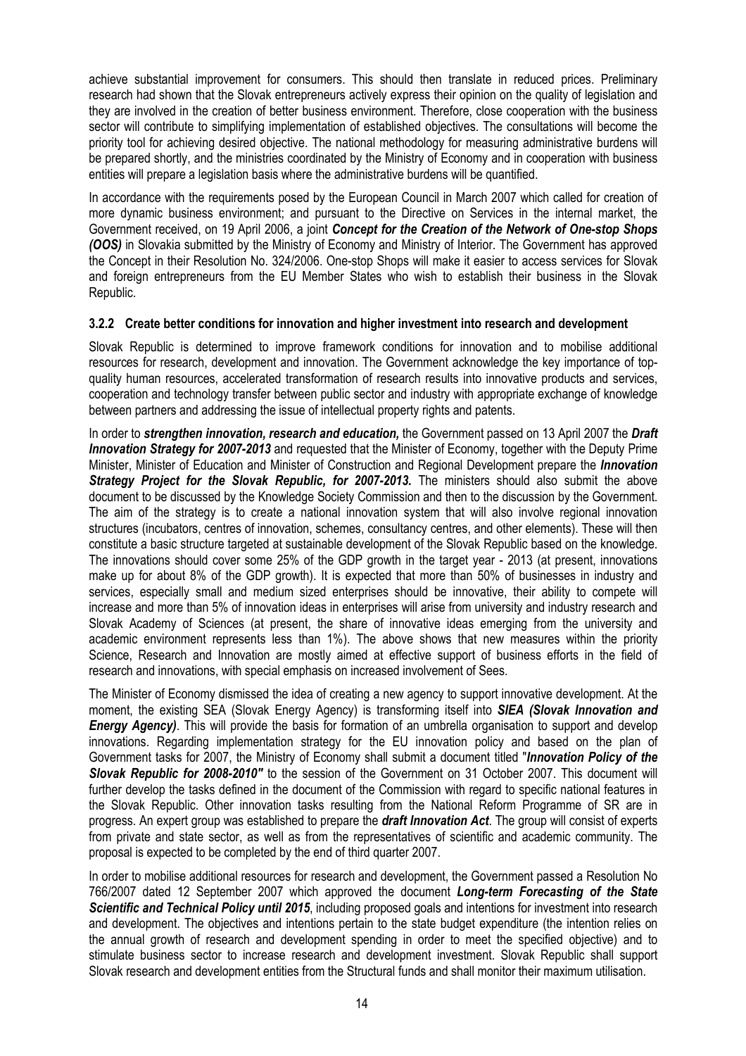achieve substantial improvement for consumers. This should then translate in reduced prices. Preliminary research had shown that the Slovak entrepreneurs actively express their opinion on the quality of legislation and they are involved in the creation of better business environment. Therefore, close cooperation with the business sector will contribute to simplifying implementation of established objectives. The consultations will become the priority tool for achieving desired objective. The national methodology for measuring administrative burdens will be prepared shortly, and the ministries coordinated by the Ministry of Economy and in cooperation with business entities will prepare a legislation basis where the administrative burdens will be quantified.

In accordance with the requirements posed by the European Council in March 2007 which called for creation of more dynamic business environment; and pursuant to the Directive on Services in the internal market, the Government received, on 19 April 2006, a joint ***Concept for the Creation of the Network of One-stop Shops (OOS)*** in Slovakia submitted by the Ministry of Economy and Ministry of Interior. The Government has approved the Concept in their Resolution No. 324/2006. One-stop Shops will make it easier to access services for Slovak and foreign entrepreneurs from the EU Member States who wish to establish their business in the Slovak Republic.

### 3.2.2 Create better conditions for innovation and higher investment into research and development

Slovak Republic is determined to improve framework conditions for innovation and to mobilise additional resources for research, development and innovation. The Government acknowledge the key importance of top-quality human resources, accelerated transformation of research results into innovative products and services, cooperation and technology transfer between public sector and industry with appropriate exchange of knowledge between partners and addressing the issue of intellectual property rights and patents.

In order to ***strengthen innovation, research and education,*** the Government passed on 13 April 2007 the ***Draft Innovation Strategy for 2007-2013*** and requested that the Minister of Economy, together with the Deputy Prime Minister, Minister of Education and Minister of Construction and Regional Development prepare the ***Innovation Strategy Project for the Slovak Republic, for 2007-2013.*** The ministers should also submit the above document to be discussed by the Knowledge Society Commission and then to the discussion by the Government. The aim of the strategy is to create a national innovation system that will also involve regional innovation structures (incubators, centres of innovation, schemes, consultancy centres, and other elements). These will then constitute a basic structure targeted at sustainable development of the Slovak Republic based on the knowledge. The innovations should cover some 25% of the GDP growth in the target year - 2013 (at present, innovations make up for about 8% of the GDP growth). It is expected that more than 50% of businesses in industry and services, especially small and medium sized enterprises should be innovative, their ability to compete will increase and more than 5% of innovation ideas in enterprises will arise from university and industry research and Slovak Academy of Sciences (at present, the share of innovative ideas emerging from the university and academic environment represents less than 1%). The above shows that new measures within the priority Science, Research and Innovation are mostly aimed at effective support of business efforts in the field of research and innovations, with special emphasis on increased involvement of Sees.

The Minister of Economy dismissed the idea of creating a new agency to support innovative development. At the moment, the existing SEA (Slovak Energy Agency) is transforming itself into ***SIEA (Slovak Innovation and Energy Agency)***. This will provide the basis for formation of an umbrella organisation to support and develop innovations. Regarding implementation strategy for the EU innovation policy and based on the plan of Government tasks for 2007, the Ministry of Economy shall submit a document titled "***Innovation Policy of the Slovak Republic for 2008-2010"*** to the session of the Government on 31 October 2007. This document will further develop the tasks defined in the document of the Commission with regard to specific national features in the Slovak Republic. Other innovation tasks resulting from the National Reform Programme of SR are in progress. An expert group was established to prepare the ***draft Innovation Act***. The group will consist of experts from private and state sector, as well as from the representatives of scientific and academic community. The proposal is expected to be completed by the end of third quarter 2007.

In order to mobilise additional resources for research and development, the Government passed a Resolution No 766/2007 dated 12 September 2007 which approved the document ***Long-term Forecasting of the State Scientific and Technical Policy until 2015***, including proposed goals and intentions for investment into research and development. The objectives and intentions pertain to the state budget expenditure (the intention relies on the annual growth of research and development spending in order to meet the specified objective) and to stimulate business sector to increase research and development investment. Slovak Republic shall support Slovak research and development entities from the Structural funds and shall monitor their maximum utilisation.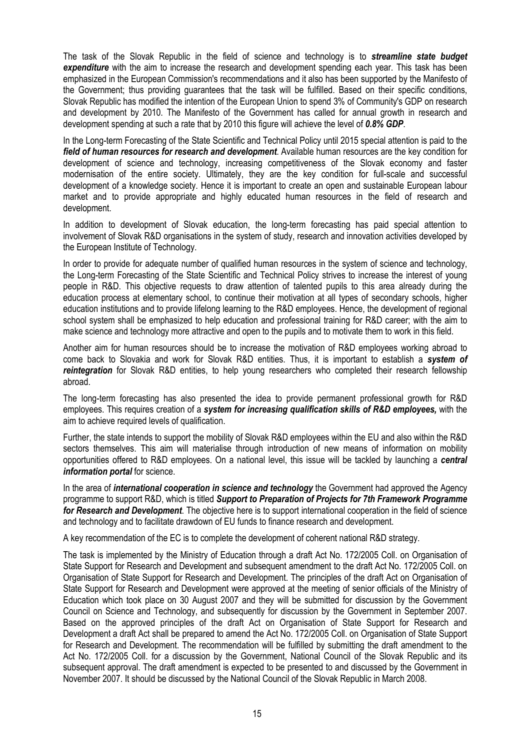The task of the Slovak Republic in the field of science and technology is to ***streamline state budget expenditure*** with the aim to increase the research and development spending each year. This task has been emphasized in the European Commission's recommendations and it also has been supported by the Manifesto of the Government; thus providing guarantees that the task will be fulfilled. Based on their specific conditions, Slovak Republic has modified the intention of the European Union to spend 3% of Community's GDP on research and development by 2010. The Manifesto of the Government has called for annual growth in research and development spending at such a rate that by 2010 this figure will achieve the level of ***0.8% GDP***.

In the Long-term Forecasting of the State Scientific and Technical Policy until 2015 special attention is paid to the ***field of human resources for research and development***. Available human resources are the key condition for development of science and technology, increasing competitiveness of the Slovak economy and faster modernisation of the entire society. Ultimately, they are the key condition for full-scale and successful development of a knowledge society. Hence it is important to create an open and sustainable European labour market and to provide appropriate and highly educated human resources in the field of research and development.

In addition to development of Slovak education, the long-term forecasting has paid special attention to involvement of Slovak R&D organisations in the system of study, research and innovation activities developed by the European Institute of Technology.

In order to provide for adequate number of qualified human resources in the system of science and technology, the Long-term Forecasting of the State Scientific and Technical Policy strives to increase the interest of young people in R&D. This objective requests to draw attention of talented pupils to this area already during the education process at elementary school, to continue their motivation at all types of secondary schools, higher education institutions and to provide lifelong learning to the R&D employees. Hence, the development of regional school system shall be emphasized to help education and professional training for R&D career; with the aim to make science and technology more attractive and open to the pupils and to motivate them to work in this field.

Another aim for human resources should be to increase the motivation of R&D employees working abroad to come back to Slovakia and work for Slovak R&D entities. Thus, it is important to establish a ***system of reintegration*** for Slovak R&D entities, to help young researchers who completed their research fellowship abroad.

The long-term forecasting has also presented the idea to provide permanent professional growth for R&D employees. This requires creation of a ***system for increasing qualification skills of R&D employees,*** with the aim to achieve required levels of qualification.

Further, the state intends to support the mobility of Slovak R&D employees within the EU and also within the R&D sectors themselves. This aim will materialise through introduction of new means of information on mobility opportunities offered to R&D employees. On a national level, this issue will be tackled by launching a ***central information portal*** for science.

In the area of ***international cooperation in science and technology*** the Government had approved the Agency programme to support R&D, which is titled ***Support to Preparation of Projects for 7th Framework Programme for Research and Development***. The objective here is to support international cooperation in the field of science and technology and to facilitate drawdown of EU funds to finance research and development.

A key recommendation of the EC is to complete the development of coherent national R&D strategy.

The task is implemented by the Ministry of Education through a draft Act No. 172/2005 Coll. on Organisation of State Support for Research and Development and subsequent amendment to the draft Act No. 172/2005 Coll. on Organisation of State Support for Research and Development. The principles of the draft Act on Organisation of State Support for Research and Development were approved at the meeting of senior officials of the Ministry of Education which took place on 30 August 2007 and they will be submitted for discussion by the Government Council on Science and Technology, and subsequently for discussion by the Government in September 2007. Based on the approved principles of the draft Act on Organisation of State Support for Research and Development a draft Act shall be prepared to amend the Act No. 172/2005 Coll. on Organisation of State Support for Research and Development. The recommendation will be fulfilled by submitting the draft amendment to the Act No. 172/2005 Coll. for a discussion by the Government, National Council of the Slovak Republic and its subsequent approval. The draft amendment is expected to be presented to and discussed by the Government in November 2007. It should be discussed by the National Council of the Slovak Republic in March 2008.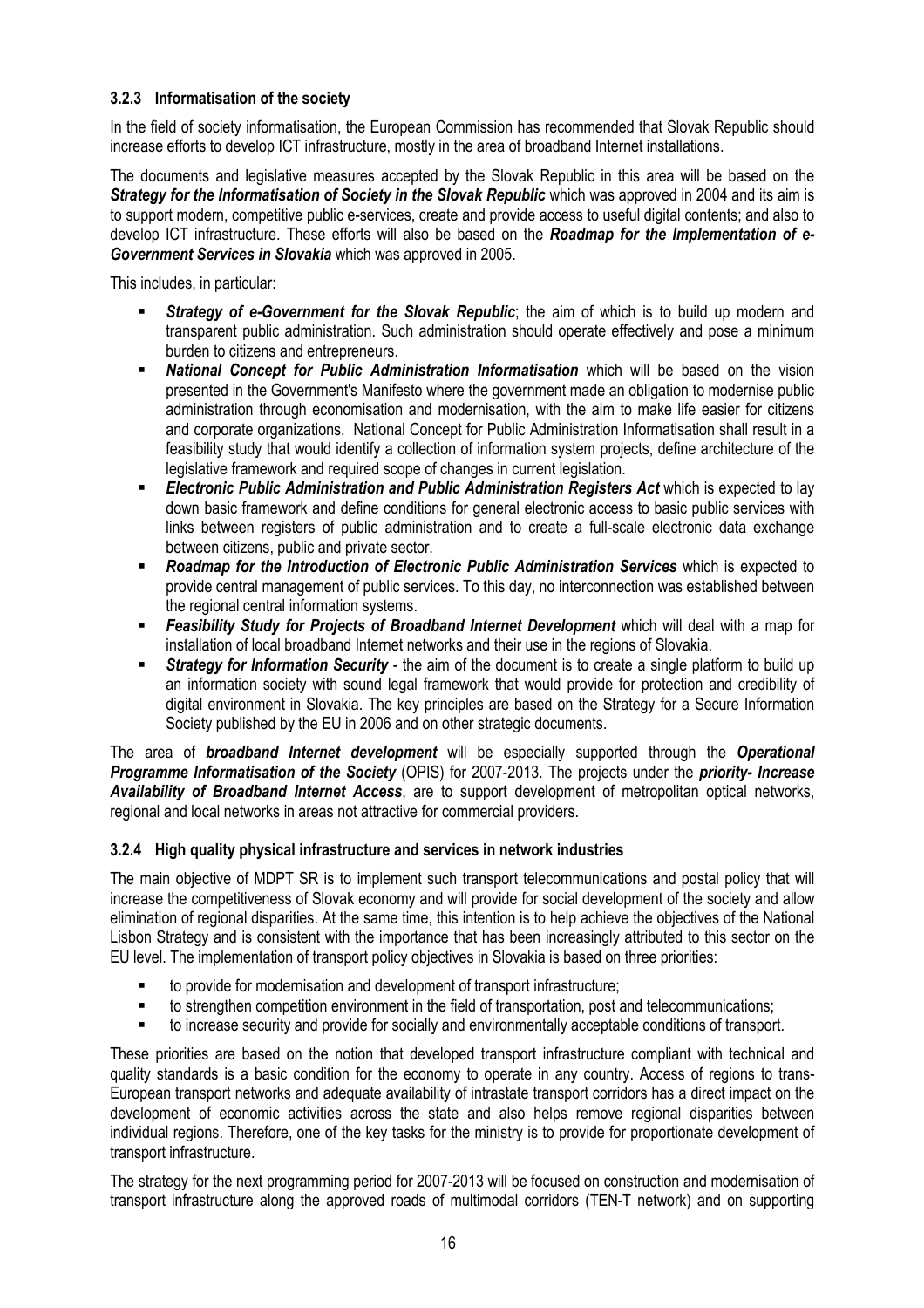### 3.2.3 Informatisation of the society

In the field of society informatisation, the European Commission has recommended that Slovak Republic should increase efforts to develop ICT infrastructure, mostly in the area of broadband Internet installations.

The documents and legislative measures accepted by the Slovak Republic in this area will be based on the ***Strategy for the Informatisation of Society in the Slovak Republic*** which was approved in 2004 and its aim is to support modern, competitive public e-services, create and provide access to useful digital contents; and also to develop ICT infrastructure. These efforts will also be based on the ***Roadmap for the Implementation of e-Government Services in Slovakia*** which was approved in 2005.

This includes, in particular:

- ***Strategy of e-Government for the Slovak Republic***; the aim of which is to build up modern and transparent public administration. Such administration should operate effectively and pose a minimum burden to citizens and entrepreneurs.
- ***National Concept for Public Administration Informatisation*** which will be based on the vision presented in the Government's Manifesto where the government made an obligation to modernise public administration through economisation and modernisation, with the aim to make life easier for citizens and corporate organizations. National Concept for Public Administration Informatisation shall result in a feasibility study that would identify a collection of information system projects, define architecture of the legislative framework and required scope of changes in current legislation.
- ***Electronic Public Administration and Public Administration Registers Act*** which is expected to lay down basic framework and define conditions for general electronic access to basic public services with links between registers of public administration and to create a full-scale electronic data exchange between citizens, public and private sector.
- ***Roadmap for the Introduction of Electronic Public Administration Services*** which is expected to provide central management of public services. To this day, no interconnection was established between the regional central information systems.
- ***Feasibility Study for Projects of Broadband Internet Development*** which will deal with a map for installation of local broadband Internet networks and their use in the regions of Slovakia.
- ***Strategy for Information Security*** - the aim of the document is to create a single platform to build up an information society with sound legal framework that would provide for protection and credibility of digital environment in Slovakia. The key principles are based on the Strategy for a Secure Information Society published by the EU in 2006 and on other strategic documents.

The area of ***broadband Internet development*** will be especially supported through the ***Operational Programme Informatisation of the Society*** (OPIS) for 2007-2013. The projects under the ***priority- Increase Availability of Broadband Internet Access***, are to support development of metropolitan optical networks, regional and local networks in areas not attractive for commercial providers.

### 3.2.4 High quality physical infrastructure and services in network industries

The main objective of MDPT SR is to implement such transport telecommunications and postal policy that will increase the competitiveness of Slovak economy and will provide for social development of the society and allow elimination of regional disparities. At the same time, this intention is to help achieve the objectives of the National Lisbon Strategy and is consistent with the importance that has been increasingly attributed to this sector on the EU level. The implementation of transport policy objectives in Slovakia is based on three priorities:

- to provide for modernisation and development of transport infrastructure;
- to strengthen competition environment in the field of transportation, post and telecommunications;
- to increase security and provide for socially and environmentally acceptable conditions of transport.

These priorities are based on the notion that developed transport infrastructure compliant with technical and quality standards is a basic condition for the economy to operate in any country. Access of regions to trans-European transport networks and adequate availability of intrastate transport corridors has a direct impact on the development of economic activities across the state and also helps remove regional disparities between individual regions. Therefore, one of the key tasks for the ministry is to provide for proportionate development of transport infrastructure.

The strategy for the next programming period for 2007-2013 will be focused on construction and modernisation of transport infrastructure along the approved roads of multimodal corridors (TEN-T network) and on supporting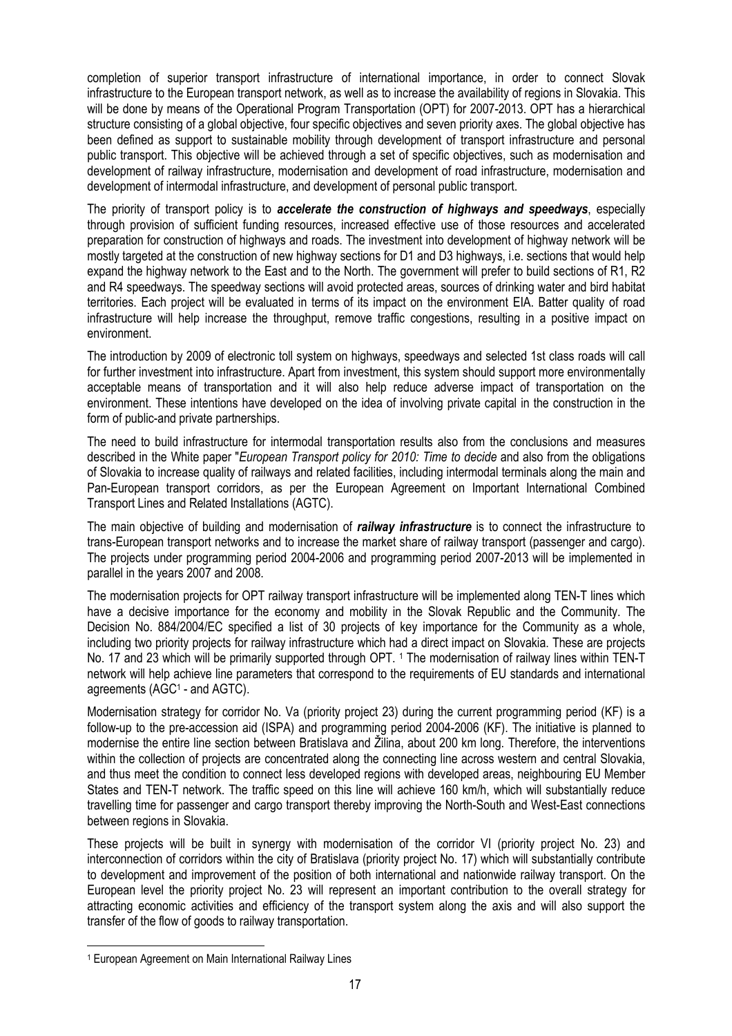completion of superior transport infrastructure of international importance, in order to connect Slovak infrastructure to the European transport network, as well as to increase the availability of regions in Slovakia. This will be done by means of the Operational Program Transportation (OPT) for 2007-2013. OPT has a hierarchical structure consisting of a global objective, four specific objectives and seven priority axes. The global objective has been defined as support to sustainable mobility through development of transport infrastructure and personal public transport. This objective will be achieved through a set of specific objectives, such as modernisation and development of railway infrastructure, modernisation and development of road infrastructure, modernisation and development of intermodal infrastructure, and development of personal public transport.

The priority of transport policy is to ***accelerate the construction of highways and speedways***, especially through provision of sufficient funding resources, increased effective use of those resources and accelerated preparation for construction of highways and roads. The investment into development of highway network will be mostly targeted at the construction of new highway sections for D1 and D3 highways, i.e. sections that would help expand the highway network to the East and to the North. The government will prefer to build sections of R1, R2 and R4 speedways. The speedway sections will avoid protected areas, sources of drinking water and bird habitat territories. Each project will be evaluated in terms of its impact on the environment EIA. Batter quality of road infrastructure will help increase the throughput, remove traffic congestions, resulting in a positive impact on environment.

The introduction by 2009 of electronic toll system on highways, speedways and selected 1st class roads will call for further investment into infrastructure. Apart from investment, this system should support more environmentally acceptable means of transportation and it will also help reduce adverse impact of transportation on the environment. These intentions have developed on the idea of involving private capital in the construction in the form of public-and private partnerships.

The need to build infrastructure for intermodal transportation results also from the conclusions and measures described in the White paper "*European Transport policy for 2010: Time to decide* and also from the obligations of Slovakia to increase quality of railways and related facilities, including intermodal terminals along the main and Pan-European transport corridors, as per the European Agreement on Important International Combined Transport Lines and Related Installations (AGTC).

The main objective of building and modernisation of ***railway infrastructure*** is to connect the infrastructure to trans-European transport networks and to increase the market share of railway transport (passenger and cargo). The projects under programming period 2004-2006 and programming period 2007-2013 will be implemented in parallel in the years 2007 and 2008.

The modernisation projects for OPT railway transport infrastructure will be implemented along TEN-T lines which have a decisive importance for the economy and mobility in the Slovak Republic and the Community. The Decision No. 884/2004/EC specified a list of 30 projects of key importance for the Community as a whole, including two priority projects for railway infrastructure which had a direct impact on Slovakia. These are projects No. 17 and 23 which will be primarily supported through OPT. [1] The modernisation of railway lines within TEN-T network will help achieve line parameters that correspond to the requirements of EU standards and international agreements (AGC[1] - and AGTC).

Modernisation strategy for corridor No. Va (priority project 23) during the current programming period (KF) is a follow-up to the pre-accession aid (ISPA) and programming period 2004-2006 (KF). The initiative is planned to modernise the entire line section between Bratislava and Žilina, about 200 km long. Therefore, the interventions within the collection of projects are concentrated along the connecting line across western and central Slovakia, and thus meet the condition to connect less developed regions with developed areas, neighbouring EU Member States and TEN-T network. The traffic speed on this line will achieve 160 km/h, which will substantially reduce travelling time for passenger and cargo transport thereby improving the North-South and West-East connections between regions in Slovakia.

These projects will be built in synergy with modernisation of the corridor VI (priority project No. 23) and interconnection of corridors within the city of Bratislava (priority project No. 17) which will substantially contribute to development and improvement of the position of both international and nationwide railway transport. On the European level the priority project No. 23 will represent an important contribution to the overall strategy for attracting economic activities and efficiency of the transport system along the axis and will also support the transfer of the flow of goods to railway transportation.

---

[1] European Agreement on Main International Railway Lines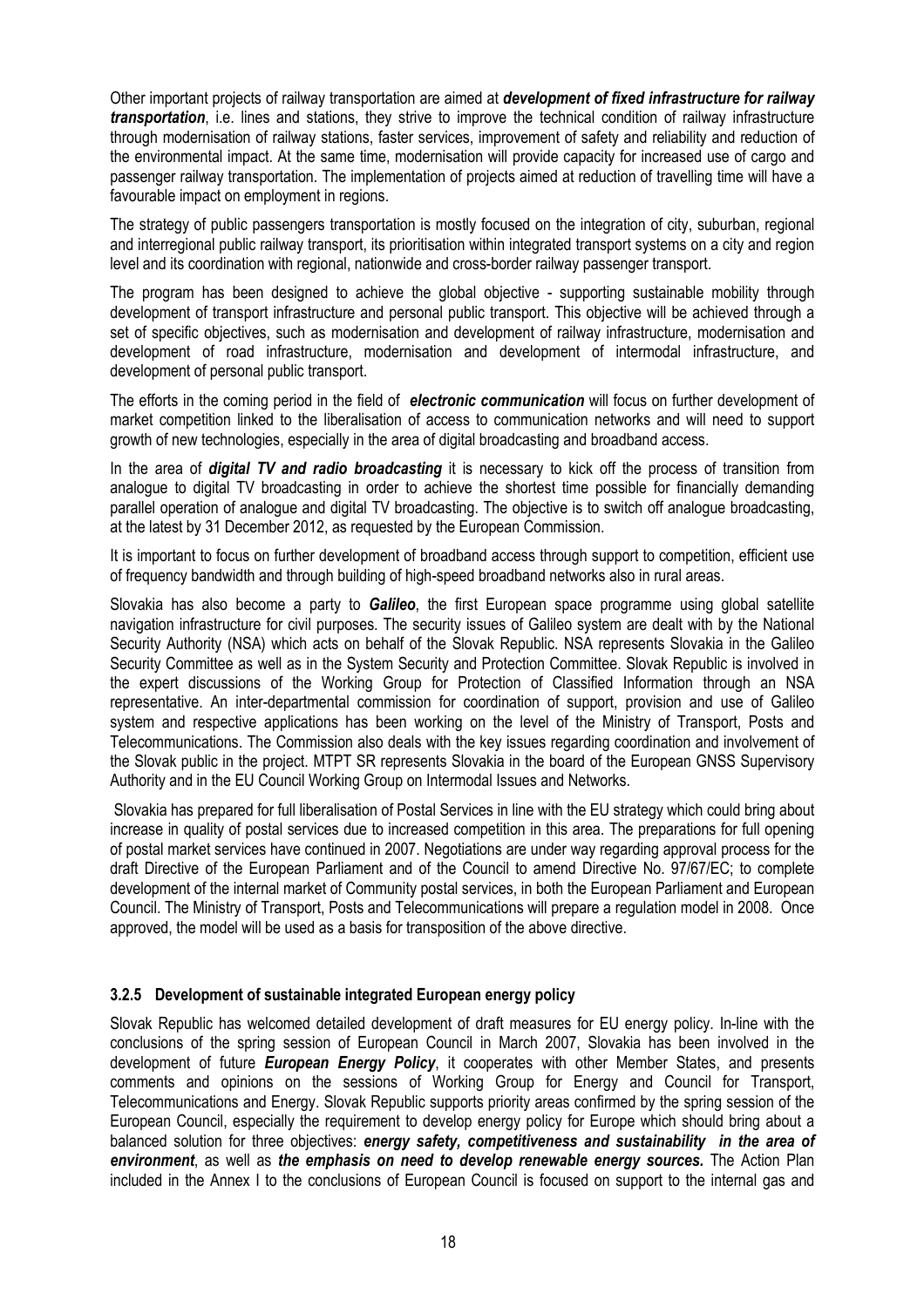Other important projects of railway transportation are aimed at ***development of fixed infrastructure for railway transportation***, i.e. lines and stations, they strive to improve the technical condition of railway infrastructure through modernisation of railway stations, faster services, improvement of safety and reliability and reduction of the environmental impact. At the same time, modernisation will provide capacity for increased use of cargo and passenger railway transportation. The implementation of projects aimed at reduction of travelling time will have a favourable impact on employment in regions.

The strategy of public passengers transportation is mostly focused on the integration of city, suburban, regional and interregional public railway transport, its prioritisation within integrated transport systems on a city and region level and its coordination with regional, nationwide and cross-border railway passenger transport.

The program has been designed to achieve the global objective - supporting sustainable mobility through development of transport infrastructure and personal public transport. This objective will be achieved through a set of specific objectives, such as modernisation and development of railway infrastructure, modernisation and development of road infrastructure, modernisation and development of intermodal infrastructure, and development of personal public transport.

The efforts in the coming period in the field of ***electronic communication*** will focus on further development of market competition linked to the liberalisation of access to communication networks and will need to support growth of new technologies, especially in the area of digital broadcasting and broadband access.

In the area of ***digital TV and radio broadcasting*** it is necessary to kick off the process of transition from analogue to digital TV broadcasting in order to achieve the shortest time possible for financially demanding parallel operation of analogue and digital TV broadcasting. The objective is to switch off analogue broadcasting, at the latest by 31 December 2012, as requested by the European Commission.

It is important to focus on further development of broadband access through support to competition, efficient use of frequency bandwidth and through building of high-speed broadband networks also in rural areas.

Slovakia has also become a party to ***Galileo***, the first European space programme using global satellite navigation infrastructure for civil purposes. The security issues of Galileo system are dealt with by the National Security Authority (NSA) which acts on behalf of the Slovak Republic. NSA represents Slovakia in the Galileo Security Committee as well as in the System Security and Protection Committee. Slovak Republic is involved in the expert discussions of the Working Group for Protection of Classified Information through an NSA representative. An inter-departmental commission for coordination of support, provision and use of Galileo system and respective applications has been working on the level of the Ministry of Transport, Posts and Telecommunications. The Commission also deals with the key issues regarding coordination and involvement of the Slovak public in the project. MTPT SR represents Slovakia in the board of the European GNSS Supervisory Authority and in the EU Council Working Group on Intermodal Issues and Networks.

Slovakia has prepared for full liberalisation of Postal Services in line with the EU strategy which could bring about increase in quality of postal services due to increased competition in this area. The preparations for full opening of postal market services have continued in 2007. Negotiations are under way regarding approval process for the draft Directive of the European Parliament and of the Council to amend Directive No. 97/67/EC; to complete development of the internal market of Community postal services, in both the European Parliament and European Council. The Ministry of Transport, Posts and Telecommunications will prepare a regulation model in 2008. Once approved, the model will be used as a basis for transposition of the above directive.

### 3.2.5 Development of sustainable integrated European energy policy

Slovak Republic has welcomed detailed development of draft measures for EU energy policy. In-line with the conclusions of the spring session of European Council in March 2007, Slovakia has been involved in the development of future ***European Energy Policy***, it cooperates with other Member States, and presents comments and opinions on the sessions of Working Group for Energy and Council for Transport, Telecommunications and Energy. Slovak Republic supports priority areas confirmed by the spring session of the European Council, especially the requirement to develop energy policy for Europe which should bring about a balanced solution for three objectives: ***energy safety, competitiveness and sustainability in the area of environment***, as well as ***the emphasis on need to develop renewable energy sources.*** The Action Plan included in the Annex I to the conclusions of European Council is focused on support to the internal gas and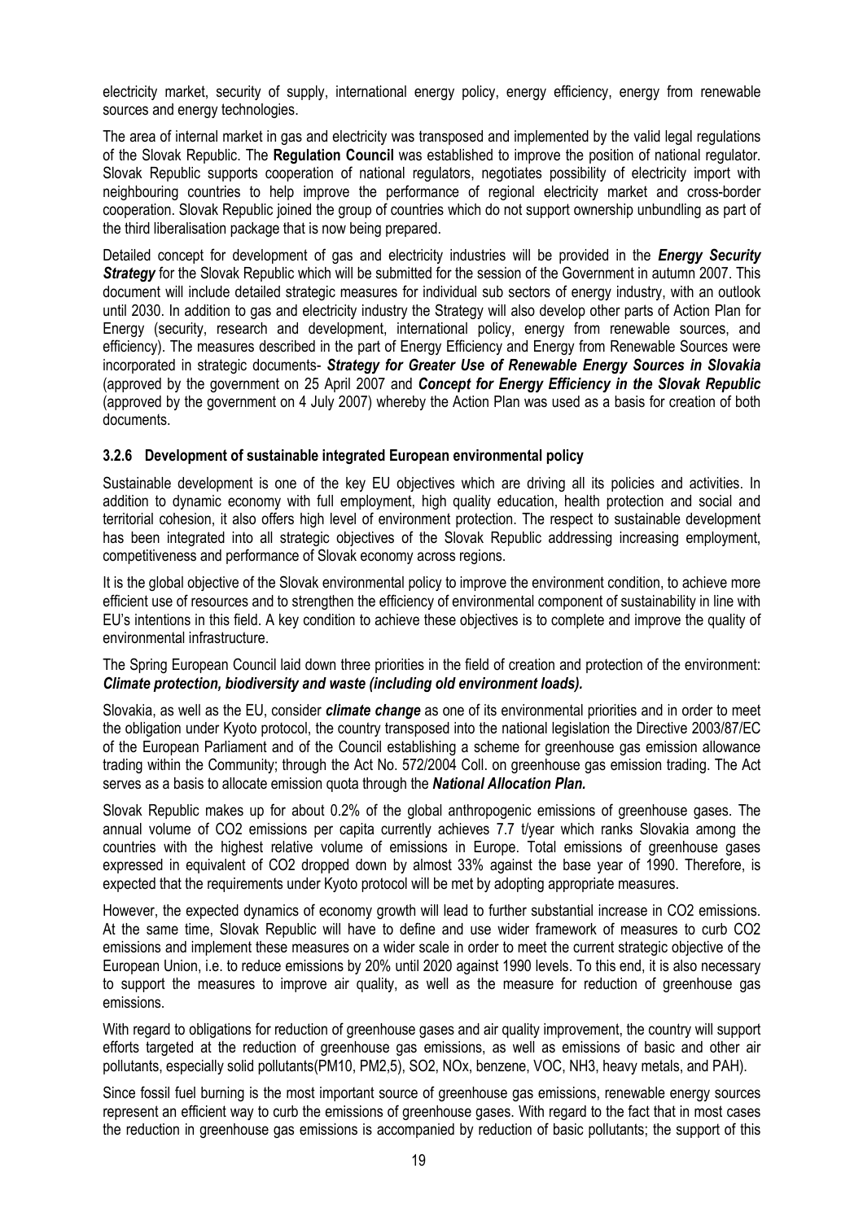electricity market, security of supply, international energy policy, energy efficiency, energy from renewable sources and energy technologies.

The area of internal market in gas and electricity was transposed and implemented by the valid legal regulations of the Slovak Republic. The **Regulation Council** was established to improve the position of national regulator. Slovak Republic supports cooperation of national regulators, negotiates possibility of electricity import with neighbouring countries to help improve the performance of regional electricity market and cross-border cooperation. Slovak Republic joined the group of countries which do not support ownership unbundling as part of the third liberalisation package that is now being prepared.

Detailed concept for development of gas and electricity industries will be provided in the ***Energy Security Strategy*** for the Slovak Republic which will be submitted for the session of the Government in autumn 2007. This document will include detailed strategic measures for individual sub sectors of energy industry, with an outlook until 2030. In addition to gas and electricity industry the Strategy will also develop other parts of Action Plan for Energy (security, research and development, international policy, energy from renewable sources, and efficiency). The measures described in the part of Energy Efficiency and Energy from Renewable Sources were incorporated in strategic documents- ***Strategy for Greater Use of Renewable Energy Sources in Slovakia*** (approved by the government on 25 April 2007 and ***Concept for Energy Efficiency in the Slovak Republic*** (approved by the government on 4 July 2007) whereby the Action Plan was used as a basis for creation of both documents.

### 3.2.6 Development of sustainable integrated European environmental policy

Sustainable development is one of the key EU objectives which are driving all its policies and activities. In addition to dynamic economy with full employment, high quality education, health protection and social and territorial cohesion, it also offers high level of environment protection. The respect to sustainable development has been integrated into all strategic objectives of the Slovak Republic addressing increasing employment, competitiveness and performance of Slovak economy across regions.

It is the global objective of the Slovak environmental policy to improve the environment condition, to achieve more efficient use of resources and to strengthen the efficiency of environmental component of sustainability in line with EU's intentions in this field. A key condition to achieve these objectives is to complete and improve the quality of environmental infrastructure.

The Spring European Council laid down three priorities in the field of creation and protection of the environment: ***Climate protection, biodiversity and waste (including old environment loads).***

Slovakia, as well as the EU, consider ***climate change*** as one of its environmental priorities and in order to meet the obligation under Kyoto protocol, the country transposed into the national legislation the Directive 2003/87/EC of the European Parliament and of the Council establishing a scheme for greenhouse gas emission allowance trading within the Community; through the Act No. 572/2004 Coll. on greenhouse gas emission trading. The Act serves as a basis to allocate emission quota through the ***National Allocation Plan.***

Slovak Republic makes up for about 0.2% of the global anthropogenic emissions of greenhouse gases. The annual volume of $CO_2$ emissions per capita currently achieves 7.7 t/year which ranks Slovakia among the countries with the highest relative volume of emissions in Europe. Total emissions of greenhouse gases expressed in equivalent of $CO_2$ dropped down by almost 33% against the base year of 1990. Therefore, is expected that the requirements under Kyoto protocol will be met by adopting appropriate measures.

However, the expected dynamics of economy growth will lead to further substantial increase in $CO_2$ emissions. At the same time, Slovak Republic will have to define and use wider framework of measures to curb $CO_2$ emissions and implement these measures on a wider scale in order to meet the current strategic objective of the European Union, i.e. to reduce emissions by 20% until 2020 against 1990 levels. To this end, it is also necessary to support the measures to improve air quality, as well as the measure for reduction of greenhouse gas emissions.

With regard to obligations for reduction of greenhouse gases and air quality improvement, the country will support efforts targeted at the reduction of greenhouse gas emissions, as well as emissions of basic and other air pollutants, especially solid pollutants($PM_{10}$, $PM_{2,5}$), $SO_2$, $NO_x$, benzene, VOC, $NH_3$, heavy metals, and PAH).

Since fossil fuel burning is the most important source of greenhouse gas emissions, renewable energy sources represent an efficient way to curb the emissions of greenhouse gases. With regard to the fact that in most cases the reduction in greenhouse gas emissions is accompanied by reduction of basic pollutants; the support of this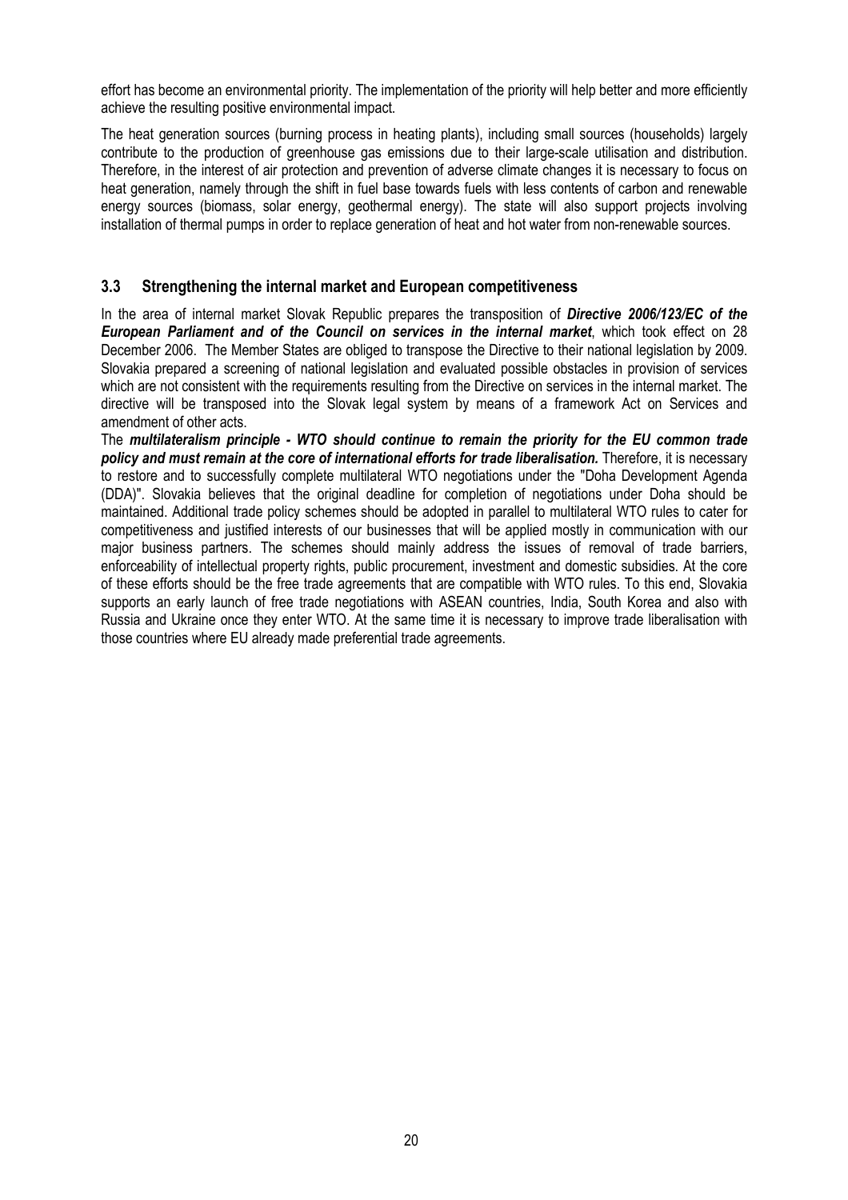effort has become an environmental priority. The implementation of the priority will help better and more efficiently achieve the resulting positive environmental impact.

The heat generation sources (burning process in heating plants), including small sources (households) largely contribute to the production of greenhouse gas emissions due to their large-scale utilisation and distribution. Therefore, in the interest of air protection and prevention of adverse climate changes it is necessary to focus on heat generation, namely through the shift in fuel base towards fuels with less contents of carbon and renewable energy sources (biomass, solar energy, geothermal energy). The state will also support projects involving installation of thermal pumps in order to replace generation of heat and hot water from non-renewable sources.

### 3.3 Strengthening the internal market and European competitiveness

In the area of internal market Slovak Republic prepares the transposition of ***Directive 2006/123/EC of the European Parliament and of the Council on services in the internal market***, which took effect on 28 December 2006. The Member States are obliged to transpose the Directive to their national legislation by 2009. Slovakia prepared a screening of national legislation and evaluated possible obstacles in provision of services which are not consistent with the requirements resulting from the Directive on services in the internal market. The directive will be transposed into the Slovak legal system by means of a framework Act on Services and amendment of other acts.

The ***multilateralism principle - WTO should continue to remain the priority for the EU common trade policy and must remain at the core of international efforts for trade liberalisation.*** Therefore, it is necessary to restore and to successfully complete multilateral WTO negotiations under the "Doha Development Agenda (DDA)". Slovakia believes that the original deadline for completion of negotiations under Doha should be maintained. Additional trade policy schemes should be adopted in parallel to multilateral WTO rules to cater for competitiveness and justified interests of our businesses that will be applied mostly in communication with our major business partners. The schemes should mainly address the issues of removal of trade barriers, enforceability of intellectual property rights, public procurement, investment and domestic subsidies. At the core of these efforts should be the free trade agreements that are compatible with WTO rules. To this end, Slovakia supports an early launch of free trade negotiations with ASEAN countries, India, South Korea and also with Russia and Ukraine once they enter WTO. At the same time it is necessary to improve trade liberalisation with those countries where EU already made preferential trade agreements.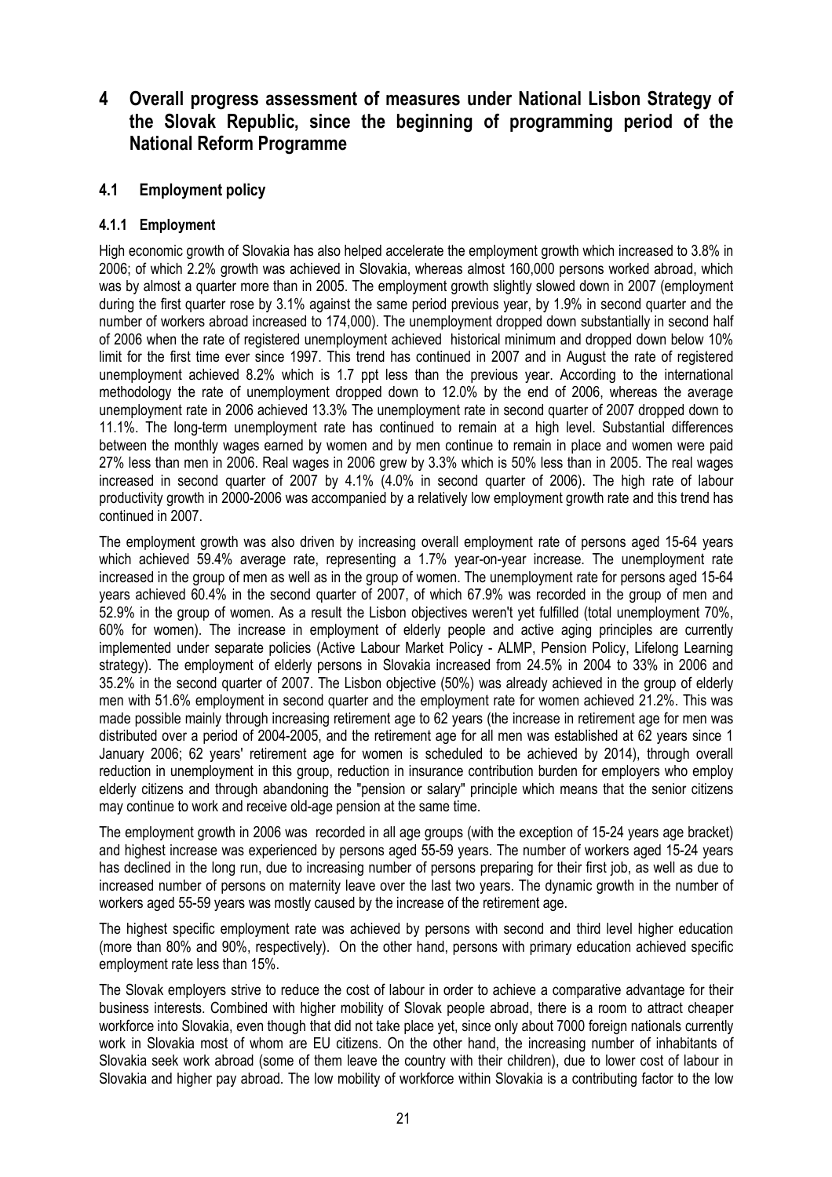# 4 Overall progress assessment of measures under National Lisbon Strategy of the Slovak Republic, since the beginning of programming period of the National Reform Programme

## 4.1 Employment policy

### 4.1.1 Employment

High economic growth of Slovakia has also helped accelerate the employment growth which increased to 3.8% in 2006; of which 2.2% growth was achieved in Slovakia, whereas almost 160,000 persons worked abroad, which was by almost a quarter more than in 2005. The employment growth slightly slowed down in 2007 (employment during the first quarter rose by 3.1% against the same period previous year, by 1.9% in second quarter and the number of workers abroad increased to 174,000). The unemployment dropped down substantially in second half of 2006 when the rate of registered unemployment achieved historical minimum and dropped down below 10% limit for the first time ever since 1997. This trend has continued in 2007 and in August the rate of registered unemployment achieved 8.2% which is 1.7 ppt less than the previous year. According to the international methodology the rate of unemployment dropped down to 12.0% by the end of 2006, whereas the average unemployment rate in 2006 achieved 13.3% The unemployment rate in second quarter of 2007 dropped down to 11.1%. The long-term unemployment rate has continued to remain at a high level. Substantial differences between the monthly wages earned by women and by men continue to remain in place and women were paid 27% less than men in 2006. Real wages in 2006 grew by 3.3% which is 50% less than in 2005. The real wages increased in second quarter of 2007 by 4.1% (4.0% in second quarter of 2006). The high rate of labour productivity growth in 2000-2006 was accompanied by a relatively low employment growth rate and this trend has continued in 2007.

The employment growth was also driven by increasing overall employment rate of persons aged 15-64 years which achieved 59.4% average rate, representing a 1.7% year-on-year increase. The unemployment rate increased in the group of men as well as in the group of women. The unemployment rate for persons aged 15-64 years achieved 60.4% in the second quarter of 2007, of which 67.9% was recorded in the group of men and 52.9% in the group of women. As a result the Lisbon objectives weren't yet fulfilled (total unemployment 70%, 60% for women). The increase in employment of elderly people and active aging principles are currently implemented under separate policies (Active Labour Market Policy - ALMP, Pension Policy, Lifelong Learning strategy). The employment of elderly persons in Slovakia increased from 24.5% in 2004 to 33% in 2006 and 35.2% in the second quarter of 2007. The Lisbon objective (50%) was already achieved in the group of elderly men with 51.6% employment in second quarter and the employment rate for women achieved 21.2%. This was made possible mainly through increasing retirement age to 62 years (the increase in retirement age for men was distributed over a period of 2004-2005, and the retirement age for all men was established at 62 years since 1 January 2006; 62 years' retirement age for women is scheduled to be achieved by 2014), through overall reduction in unemployment in this group, reduction in insurance contribution burden for employers who employ elderly citizens and through abandoning the "pension or salary" principle which means that the senior citizens may continue to work and receive old-age pension at the same time.

The employment growth in 2006 was recorded in all age groups (with the exception of 15-24 years age bracket) and highest increase was experienced by persons aged 55-59 years. The number of workers aged 15-24 years has declined in the long run, due to increasing number of persons preparing for their first job, as well as due to increased number of persons on maternity leave over the last two years. The dynamic growth in the number of workers aged 55-59 years was mostly caused by the increase of the retirement age.

The highest specific employment rate was achieved by persons with second and third level higher education (more than 80% and 90%, respectively). On the other hand, persons with primary education achieved specific employment rate less than 15%.

The Slovak employers strive to reduce the cost of labour in order to achieve a comparative advantage for their business interests. Combined with higher mobility of Slovak people abroad, there is a room to attract cheaper workforce into Slovakia, even though that did not take place yet, since only about 7000 foreign nationals currently work in Slovakia most of whom are EU citizens. On the other hand, the increasing number of inhabitants of Slovakia seek work abroad (some of them leave the country with their children), due to lower cost of labour in Slovakia and higher pay abroad. The low mobility of workforce within Slovakia is a contributing factor to the low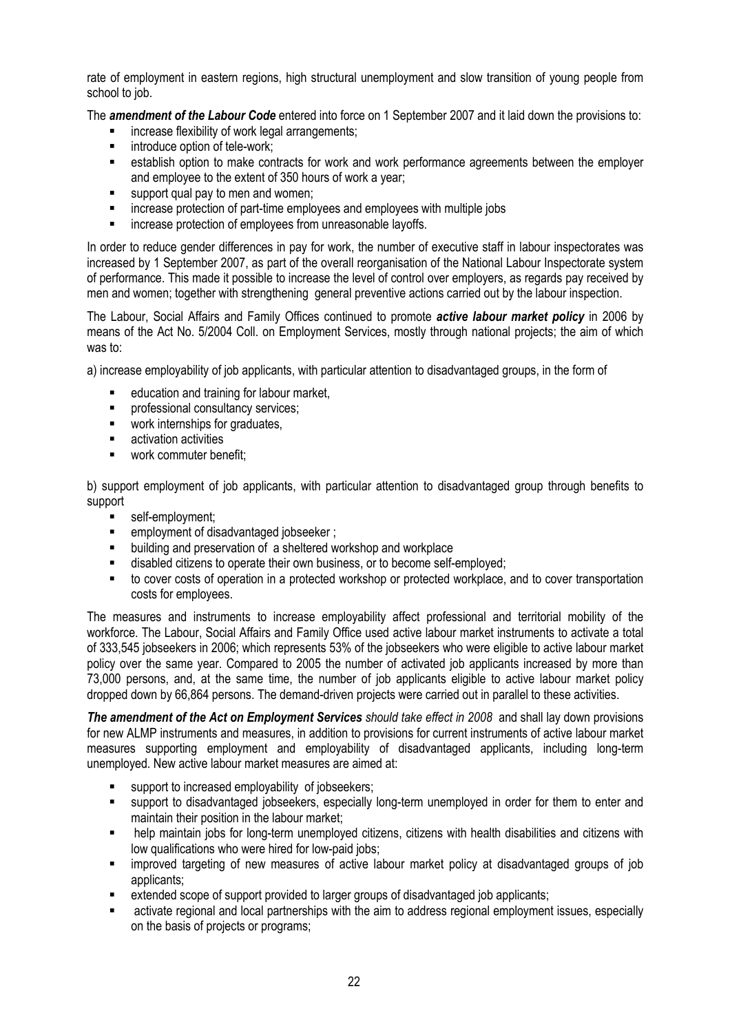rate of employment in eastern regions, high structural unemployment and slow transition of young people from school to job.

The ***amendment of the Labour Code*** entered into force on 1 September 2007 and it laid down the provisions to:

- increase flexibility of work legal arrangements;
- introduce option of tele-work;
- establish option to make contracts for work and work performance agreements between the employer and employee to the extent of 350 hours of work a year;
- support qual pay to men and women;
- increase protection of part-time employees and employees with multiple jobs
- increase protection of employees from unreasonable layoffs.

In order to reduce gender differences in pay for work, the number of executive staff in labour inspectorates was increased by 1 September 2007, as part of the overall reorganisation of the National Labour Inspectorate system of performance. This made it possible to increase the level of control over employers, as regards pay received by men and women; together with strengthening general preventive actions carried out by the labour inspection.

The Labour, Social Affairs and Family Offices continued to promote ***active labour market policy*** in 2006 by means of the Act No. 5/2004 Coll. on Employment Services, mostly through national projects; the aim of which was to:

a) increase employability of job applicants, with particular attention to disadvantaged groups, in the form of

- education and training for labour market,
- professional consultancy services;
- work internships for graduates,
- activation activities
- work commuter benefit;

b) support employment of job applicants, with particular attention to disadvantaged group through benefits to support

- self-employment;
- employment of disadvantaged jobseeker ;
- building and preservation of a sheltered workshop and workplace
- disabled citizens to operate their own business, or to become self-employed;
- to cover costs of operation in a protected workshop or protected workplace, and to cover transportation costs for employees.

The measures and instruments to increase employability affect professional and territorial mobility of the workforce. The Labour, Social Affairs and Family Office used active labour market instruments to activate a total of 333,545 jobseekers in 2006; which represents 53% of the jobseekers who were eligible to active labour market policy over the same year. Compared to 2005 the number of activated job applicants increased by more than 73,000 persons, and, at the same time, the number of job applicants eligible to active labour market policy dropped down by 66,864 persons. The demand-driven projects were carried out in parallel to these activities.

***The amendment of the Act on Employment Services*** *should take effect in 2008* and shall lay down provisions for new ALMP instruments and measures, in addition to provisions for current instruments of active labour market measures supporting employment and employability of disadvantaged applicants, including long-term unemployed. New active labour market measures are aimed at:

- support to increased employability of jobseekers;
- support to disadvantaged jobseekers, especially long-term unemployed in order for them to enter and maintain their position in the labour market;
- help maintain jobs for long-term unemployed citizens, citizens with health disabilities and citizens with low qualifications who were hired for low-paid jobs;
- improved targeting of new measures of active labour market policy at disadvantaged groups of job applicants;
- extended scope of support provided to larger groups of disadvantaged job applicants;
- activate regional and local partnerships with the aim to address regional employment issues, especially on the basis of projects or programs;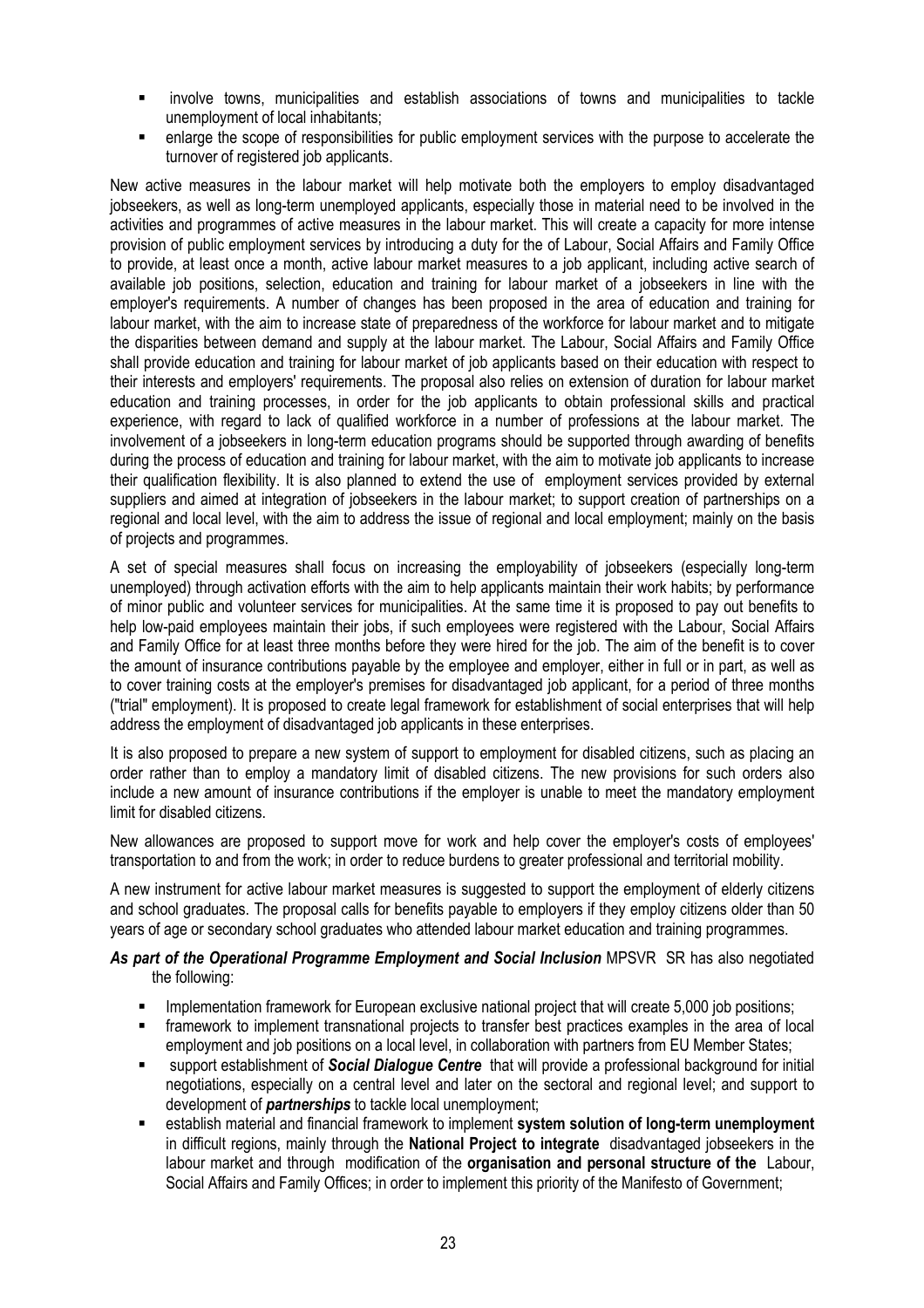- involve towns, municipalities and establish associations of towns and municipalities to tackle unemployment of local inhabitants;
- enlarge the scope of responsibilities for public employment services with the purpose to accelerate the turnover of registered job applicants.

New active measures in the labour market will help motivate both the employers to employ disadvantaged jobseekers, as well as long-term unemployed applicants, especially those in material need to be involved in the activities and programmes of active measures in the labour market. This will create a capacity for more intense provision of public employment services by introducing a duty for the of Labour, Social Affairs and Family Office to provide, at least once a month, active labour market measures to a job applicant, including active search of available job positions, selection, education and training for labour market of a jobseekers in line with the employer's requirements. A number of changes has been proposed in the area of education and training for labour market, with the aim to increase state of preparedness of the workforce for labour market and to mitigate the disparities between demand and supply at the labour market. The Labour, Social Affairs and Family Office shall provide education and training for labour market of job applicants based on their education with respect to their interests and employers' requirements. The proposal also relies on extension of duration for labour market education and training processes, in order for the job applicants to obtain professional skills and practical experience, with regard to lack of qualified workforce in a number of professions at the labour market. The involvement of a jobseekers in long-term education programs should be supported through awarding of benefits during the process of education and training for labour market, with the aim to motivate job applicants to increase their qualification flexibility. It is also planned to extend the use of employment services provided by external suppliers and aimed at integration of jobseekers in the labour market; to support creation of partnerships on a regional and local level, with the aim to address the issue of regional and local employment; mainly on the basis of projects and programmes.

A set of special measures shall focus on increasing the employability of jobseekers (especially long-term unemployed) through activation efforts with the aim to help applicants maintain their work habits; by performance of minor public and volunteer services for municipalities. At the same time it is proposed to pay out benefits to help low-paid employees maintain their jobs, if such employees were registered with the Labour, Social Affairs and Family Office for at least three months before they were hired for the job. The aim of the benefit is to cover the amount of insurance contributions payable by the employee and employer, either in full or in part, as well as to cover training costs at the employer's premises for disadvantaged job applicant, for a period of three months ("trial" employment). It is proposed to create legal framework for establishment of social enterprises that will help address the employment of disadvantaged job applicants in these enterprises.

It is also proposed to prepare a new system of support to employment for disabled citizens, such as placing an order rather than to employ a mandatory limit of disabled citizens. The new provisions for such orders also include a new amount of insurance contributions if the employer is unable to meet the mandatory employment limit for disabled citizens.

New allowances are proposed to support move for work and help cover the employer's costs of employees' transportation to and from the work; in order to reduce burdens to greater professional and territorial mobility.

A new instrument for active labour market measures is suggested to support the employment of elderly citizens and school graduates. The proposal calls for benefits payable to employers if they employ citizens older than 50 years of age or secondary school graduates who attended labour market education and training programmes.

***As part of the Operational Programme Employment and Social Inclusion*** MPSVR SR has also negotiated the following:

- Implementation framework for European exclusive national project that will create 5,000 job positions;
- framework to implement transnational projects to transfer best practices examples in the area of local employment and job positions on a local level, in collaboration with partners from EU Member States;
- support establishment of ***Social Dialogue Centre*** that will provide a professional background for initial negotiations, especially on a central level and later on the sectoral and regional level; and support to development of ***partnerships*** to tackle local unemployment;
- establish material and financial framework to implement **system solution of long-term unemployment** in difficult regions, mainly through the **National Project to integrate** disadvantaged jobseekers in the labour market and through modification of the **organisation and personal structure of the** Labour, Social Affairs and Family Offices; in order to implement this priority of the Manifesto of Government;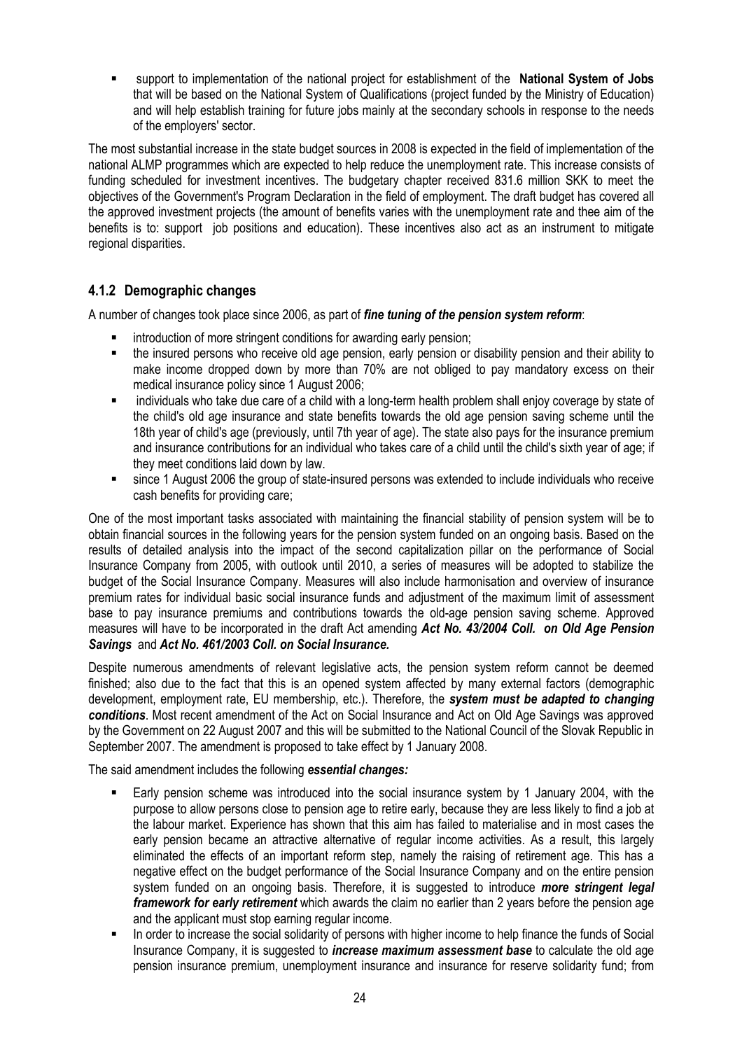- support to implementation of the national project for establishment of the **National System of Jobs** that will be based on the National System of Qualifications (project funded by the Ministry of Education) and will help establish training for future jobs mainly at the secondary schools in response to the needs of the employers' sector.

The most substantial increase in the state budget sources in 2008 is expected in the field of implementation of the national ALMP programmes which are expected to help reduce the unemployment rate. This increase consists of funding scheduled for investment incentives. The budgetary chapter received 831.6 million SKK to meet the objectives of the Government's Program Declaration in the field of employment. The draft budget has covered all the approved investment projects (the amount of benefits varies with the unemployment rate and thee aim of the benefits is to: support job positions and education). These incentives also act as an instrument to mitigate regional disparities.

### 4.1.2 Demographic changes

A number of changes took place since 2006, as part of ***fine tuning of the pension system reform***:

- introduction of more stringent conditions for awarding early pension;
- the insured persons who receive old age pension, early pension or disability pension and their ability to make income dropped down by more than 70% are not obliged to pay mandatory excess on their medical insurance policy since 1 August 2006;
- individuals who take due care of a child with a long-term health problem shall enjoy coverage by state of the child's old age insurance and state benefits towards the old age pension saving scheme until the 18th year of child's age (previously, until 7th year of age). The state also pays for the insurance premium and insurance contributions for an individual who takes care of a child until the child's sixth year of age; if they meet conditions laid down by law.
- since 1 August 2006 the group of state-insured persons was extended to include individuals who receive cash benefits for providing care;

One of the most important tasks associated with maintaining the financial stability of pension system will be to obtain financial sources in the following years for the pension system funded on an ongoing basis. Based on the results of detailed analysis into the impact of the second capitalization pillar on the performance of Social Insurance Company from 2005, with outlook until 2010, a series of measures will be adopted to stabilize the budget of the Social Insurance Company. Measures will also include harmonisation and overview of insurance premium rates for individual basic social insurance funds and adjustment of the maximum limit of assessment base to pay insurance premiums and contributions towards the old-age pension saving scheme. Approved measures will have to be incorporated in the draft Act amending ***Act No. 43/2004 Coll. on Old Age Pension Savings*** and ***Act No. 461/2003 Coll. on Social Insurance.***

Despite numerous amendments of relevant legislative acts, the pension system reform cannot be deemed finished; also due to the fact that this is an opened system affected by many external factors (demographic development, employment rate, EU membership, etc.). Therefore, the ***system must be adapted to changing conditions***. Most recent amendment of the Act on Social Insurance and Act on Old Age Savings was approved by the Government on 22 August 2007 and this will be submitted to the National Council of the Slovak Republic in September 2007. The amendment is proposed to take effect by 1 January 2008.

The said amendment includes the following ***essential changes:***

- Early pension scheme was introduced into the social insurance system by 1 January 2004, with the purpose to allow persons close to pension age to retire early, because they are less likely to find a job at the labour market. Experience has shown that this aim has failed to materialise and in most cases the early pension became an attractive alternative of regular income activities. As a result, this largely eliminated the effects of an important reform step, namely the raising of retirement age. This has a negative effect on the budget performance of the Social Insurance Company and on the entire pension system funded on an ongoing basis. Therefore, it is suggested to introduce ***more stringent legal framework for early retirement*** which awards the claim no earlier than 2 years before the pension age and the applicant must stop earning regular income.
- In order to increase the social solidarity of persons with higher income to help finance the funds of Social Insurance Company, it is suggested to ***increase maximum assessment base*** to calculate the old age pension insurance premium, unemployment insurance and insurance for reserve solidarity fund; from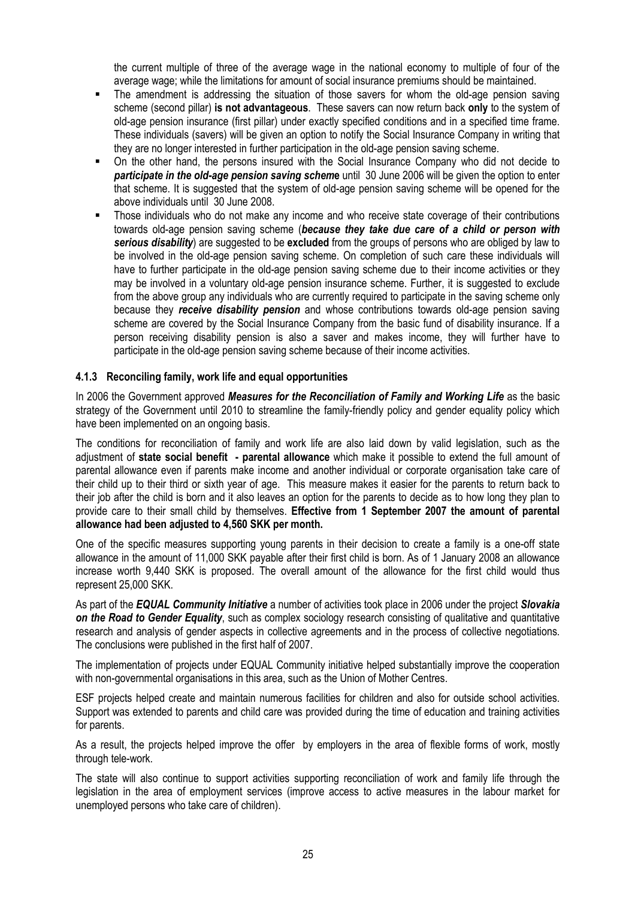the current multiple of three of the average wage in the national economy to multiple of four of the average wage; while the limitations for amount of social insurance premiums should be maintained.

- The amendment is addressing the situation of those savers for whom the old-age pension saving scheme (second pillar) **is not advantageous**. These savers can now return back **only** to the system of old-age pension insurance (first pillar) under exactly specified conditions and in a specified time frame. These individuals (savers) will be given an option to notify the Social Insurance Company in writing that they are no longer interested in further participation in the old-age pension saving scheme.
- On the other hand, the persons insured with the Social Insurance Company who did not decide to ***participate in the old-age pension saving schem*e** until 30 June 2006 will be given the option to enter that scheme. It is suggested that the system of old-age pension saving scheme will be opened for the above individuals until 30 June 2008.
- Those individuals who do not make any income and who receive state coverage of their contributions towards old-age pension saving scheme (***because they take due care of a child or person with serious disability***) are suggested to be **excluded** from the groups of persons who are obliged by law to be involved in the old-age pension saving scheme. On completion of such care these individuals will have to further participate in the old-age pension saving scheme due to their income activities or they may be involved in a voluntary old-age pension insurance scheme. Further, it is suggested to exclude from the above group any individuals who are currently required to participate in the saving scheme only because they ***receive disability pension*** and whose contributions towards old-age pension saving scheme are covered by the Social Insurance Company from the basic fund of disability insurance. If a person receiving disability pension is also a saver and makes income, they will further have to participate in the old-age pension saving scheme because of their income activities.

#### 4.1.3 Reconciling family, work life and equal opportunities

In 2006 the Government approved ***Measures for the Reconciliation of Family and Working Life*** as the basic strategy of the Government until 2010 to streamline the family-friendly policy and gender equality policy which have been implemented on an ongoing basis.

The conditions for reconciliation of family and work life are also laid down by valid legislation, such as the adjustment of **state social benefit - parental allowance** which make it possible to extend the full amount of parental allowance even if parents make income and another individual or corporate organisation take care of their child up to their third or sixth year of age. This measure makes it easier for the parents to return back to their job after the child is born and it also leaves an option for the parents to decide as to how long they plan to provide care to their small child by themselves. **Effective from 1 September 2007 the amount of parental allowance had been adjusted to 4,560 SKK per month.**

One of the specific measures supporting young parents in their decision to create a family is a one-off state allowance in the amount of 11,000 SKK payable after their first child is born. As of 1 January 2008 an allowance increase worth 9,440 SKK is proposed. The overall amount of the allowance for the first child would thus represent 25,000 SKK.

As part of the ***EQUAL Community Initiative*** a number of activities took place in 2006 under the project ***Slovakia on the Road to Gender Equality***, such as complex sociology research consisting of qualitative and quantitative research and analysis of gender aspects in collective agreements and in the process of collective negotiations. The conclusions were published in the first half of 2007.

The implementation of projects under EQUAL Community initiative helped substantially improve the cooperation with non-governmental organisations in this area, such as the Union of Mother Centres.

ESF projects helped create and maintain numerous facilities for children and also for outside school activities. Support was extended to parents and child care was provided during the time of education and training activities for parents.

As a result, the projects helped improve the offer by employers in the area of flexible forms of work, mostly through tele-work.

The state will also continue to support activities supporting reconciliation of work and family life through the legislation in the area of employment services (improve access to active measures in the labour market for unemployed persons who take care of children).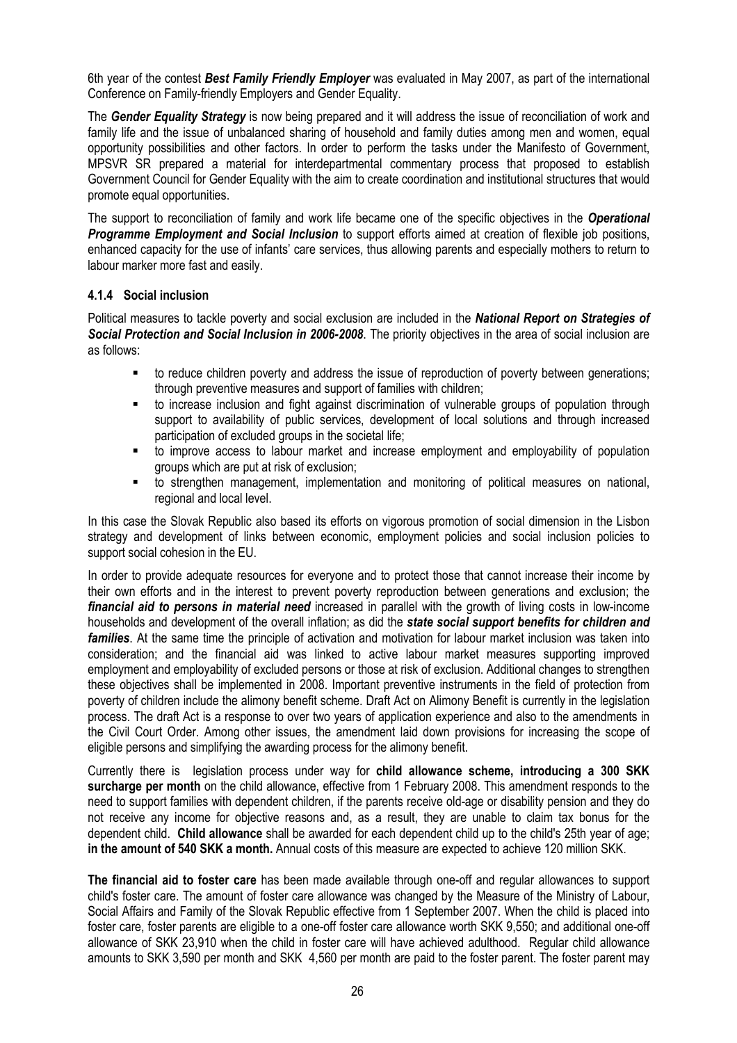6th year of the contest ***Best Family Friendly Employer*** was evaluated in May 2007, as part of the international Conference on Family-friendly Employers and Gender Equality.

The ***Gender Equality Strategy*** is now being prepared and it will address the issue of reconciliation of work and family life and the issue of unbalanced sharing of household and family duties among men and women, equal opportunity possibilities and other factors. In order to perform the tasks under the Manifesto of Government, MPSVR SR prepared a material for interdepartmental commentary process that proposed to establish Government Council for Gender Equality with the aim to create coordination and institutional structures that would promote equal opportunities.

The support to reconciliation of family and work life became one of the specific objectives in the ***Operational Programme Employment and Social Inclusion*** to support efforts aimed at creation of flexible job positions, enhanced capacity for the use of infants' care services, thus allowing parents and especially mothers to return to labour marker more fast and easily.

#### 4.1.4 Social inclusion

Political measures to tackle poverty and social exclusion are included in the ***National Report on Strategies of Social Protection and Social Inclusion in 2006-2008***. The priority objectives in the area of social inclusion are as follows:

- to reduce children poverty and address the issue of reproduction of poverty between generations; through preventive measures and support of families with children;
- to increase inclusion and fight against discrimination of vulnerable groups of population through support to availability of public services, development of local solutions and through increased participation of excluded groups in the societal life;
- to improve access to labour market and increase employment and employability of population groups which are put at risk of exclusion;
- to strengthen management, implementation and monitoring of political measures on national, regional and local level.

In this case the Slovak Republic also based its efforts on vigorous promotion of social dimension in the Lisbon strategy and development of links between economic, employment policies and social inclusion policies to support social cohesion in the EU.

In order to provide adequate resources for everyone and to protect those that cannot increase their income by their own efforts and in the interest to prevent poverty reproduction between generations and exclusion; the ***financial aid to persons in material need*** increased in parallel with the growth of living costs in low-income households and development of the overall inflation; as did the ***state social support benefits for children and families***. At the same time the principle of activation and motivation for labour market inclusion was taken into consideration; and the financial aid was linked to active labour market measures supporting improved employment and employability of excluded persons or those at risk of exclusion. Additional changes to strengthen these objectives shall be implemented in 2008. Important preventive instruments in the field of protection from poverty of children include the alimony benefit scheme. Draft Act on Alimony Benefit is currently in the legislation process. The draft Act is a response to over two years of application experience and also to the amendments in the Civil Court Order. Among other issues, the amendment laid down provisions for increasing the scope of eligible persons and simplifying the awarding process for the alimony benefit.

Currently there is legislation process under way for **child allowance scheme, introducing a 300 SKK surcharge per month** on the child allowance, effective from 1 February 2008. This amendment responds to the need to support families with dependent children, if the parents receive old-age or disability pension and they do not receive any income for objective reasons and, as a result, they are unable to claim tax bonus for the dependent child. **Child allowance** shall be awarded for each dependent child up to the child's 25th year of age; **in the amount of 540 SKK a month.** Annual costs of this measure are expected to achieve 120 million SKK.

**The financial aid to foster care** has been made available through one-off and regular allowances to support child's foster care. The amount of foster care allowance was changed by the Measure of the Ministry of Labour, Social Affairs and Family of the Slovak Republic effective from 1 September 2007. When the child is placed into foster care, foster parents are eligible to a one-off foster care allowance worth SKK 9,550; and additional one-off allowance of SKK 23,910 when the child in foster care will have achieved adulthood. Regular child allowance amounts to SKK 3,590 per month and SKK 4,560 per month are paid to the foster parent. The foster parent may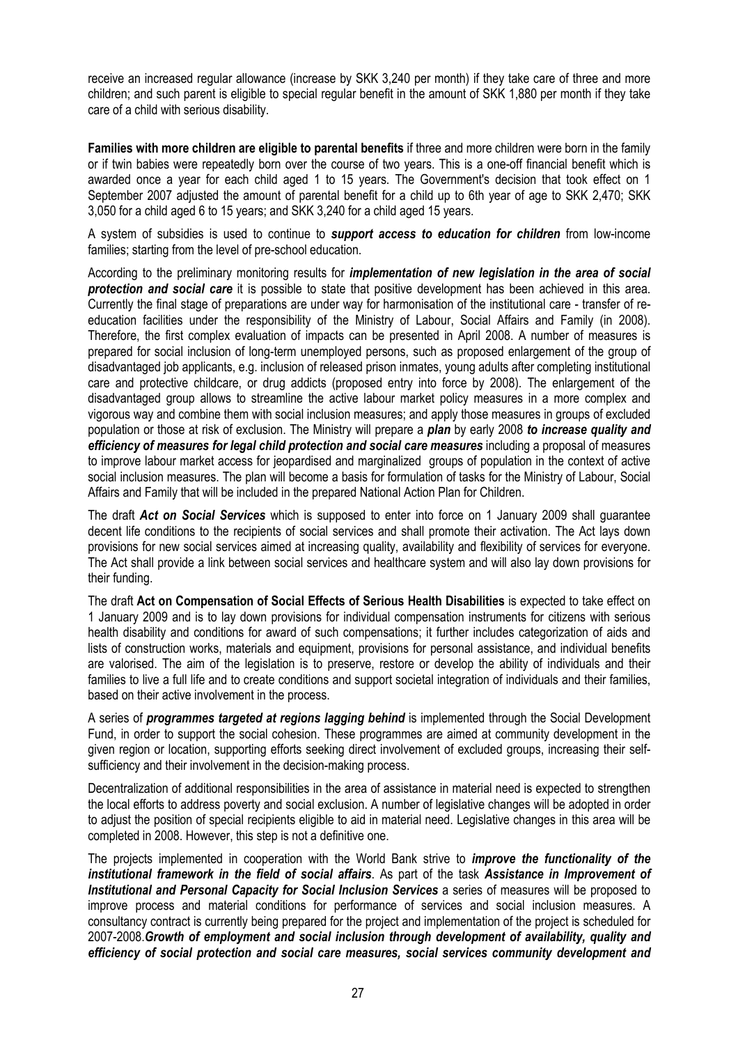receive an increased regular allowance (increase by SKK 3,240 per month) if they take care of three and more children; and such parent is eligible to special regular benefit in the amount of SKK 1,880 per month if they take care of a child with serious disability.

**Families with more children are eligible to parental benefits** if three and more children were born in the family or if twin babies were repeatedly born over the course of two years. This is a one-off financial benefit which is awarded once a year for each child aged 1 to 15 years. The Government's decision that took effect on 1 September 2007 adjusted the amount of parental benefit for a child up to 6th year of age to SKK 2,470; SKK 3,050 for a child aged 6 to 15 years; and SKK 3,240 for a child aged 15 years.

A system of subsidies is used to continue to ***support access to education for children*** from low-income families; starting from the level of pre-school education.

According to the preliminary monitoring results for ***implementation of new legislation in the area of social protection and social care*** it is possible to state that positive development has been achieved in this area. Currently the final stage of preparations are under way for harmonisation of the institutional care - transfer of re-education facilities under the responsibility of the Ministry of Labour, Social Affairs and Family (in 2008). Therefore, the first complex evaluation of impacts can be presented in April 2008. A number of measures is prepared for social inclusion of long-term unemployed persons, such as proposed enlargement of the group of disadvantaged job applicants, e.g. inclusion of released prison inmates, young adults after completing institutional care and protective childcare, or drug addicts (proposed entry into force by 2008). The enlargement of the disadvantaged group allows to streamline the active labour market policy measures in a more complex and vigorous way and combine them with social inclusion measures; and apply those measures in groups of excluded population or those at risk of exclusion. The Ministry will prepare a ***plan*** by early 2008 ***to increase quality and efficiency of measures for legal child protection and social care measures*** including a proposal of measures to improve labour market access for jeopardised and marginalized groups of population in the context of active social inclusion measures. The plan will become a basis for formulation of tasks for the Ministry of Labour, Social Affairs and Family that will be included in the prepared National Action Plan for Children.

The draft ***Act on Social Services*** which is supposed to enter into force on 1 January 2009 shall guarantee decent life conditions to the recipients of social services and shall promote their activation. The Act lays down provisions for new social services aimed at increasing quality, availability and flexibility of services for everyone. The Act shall provide a link between social services and healthcare system and will also lay down provisions for their funding.

The draft **Act on Compensation of Social Effects of Serious Health Disabilities** is expected to take effect on 1 January 2009 and is to lay down provisions for individual compensation instruments for citizens with serious health disability and conditions for award of such compensations; it further includes categorization of aids and lists of construction works, materials and equipment, provisions for personal assistance, and individual benefits are valorised. The aim of the legislation is to preserve, restore or develop the ability of individuals and their families to live a full life and to create conditions and support societal integration of individuals and their families, based on their active involvement in the process.

A series of ***programmes targeted at regions lagging behind*** is implemented through the Social Development Fund, in order to support the social cohesion. These programmes are aimed at community development in the given region or location, supporting efforts seeking direct involvement of excluded groups, increasing their self-sufficiency and their involvement in the decision-making process.

Decentralization of additional responsibilities in the area of assistance in material need is expected to strengthen the local efforts to address poverty and social exclusion. A number of legislative changes will be adopted in order to adjust the position of special recipients eligible to aid in material need. Legislative changes in this area will be completed in 2008. However, this step is not a definitive one.

The projects implemented in cooperation with the World Bank strive to ***improve the functionality of the institutional framework in the field of social affairs***. As part of the task ***Assistance in Improvement of Institutional and Personal Capacity for Social Inclusion Services*** a series of measures will be proposed to improve process and material conditions for performance of services and social inclusion measures. A consultancy contract is currently being prepared for the project and implementation of the project is scheduled for 2007-2008.***Growth of employment and social inclusion through development of availability, quality and efficiency of social protection and social care measures, social services community development and***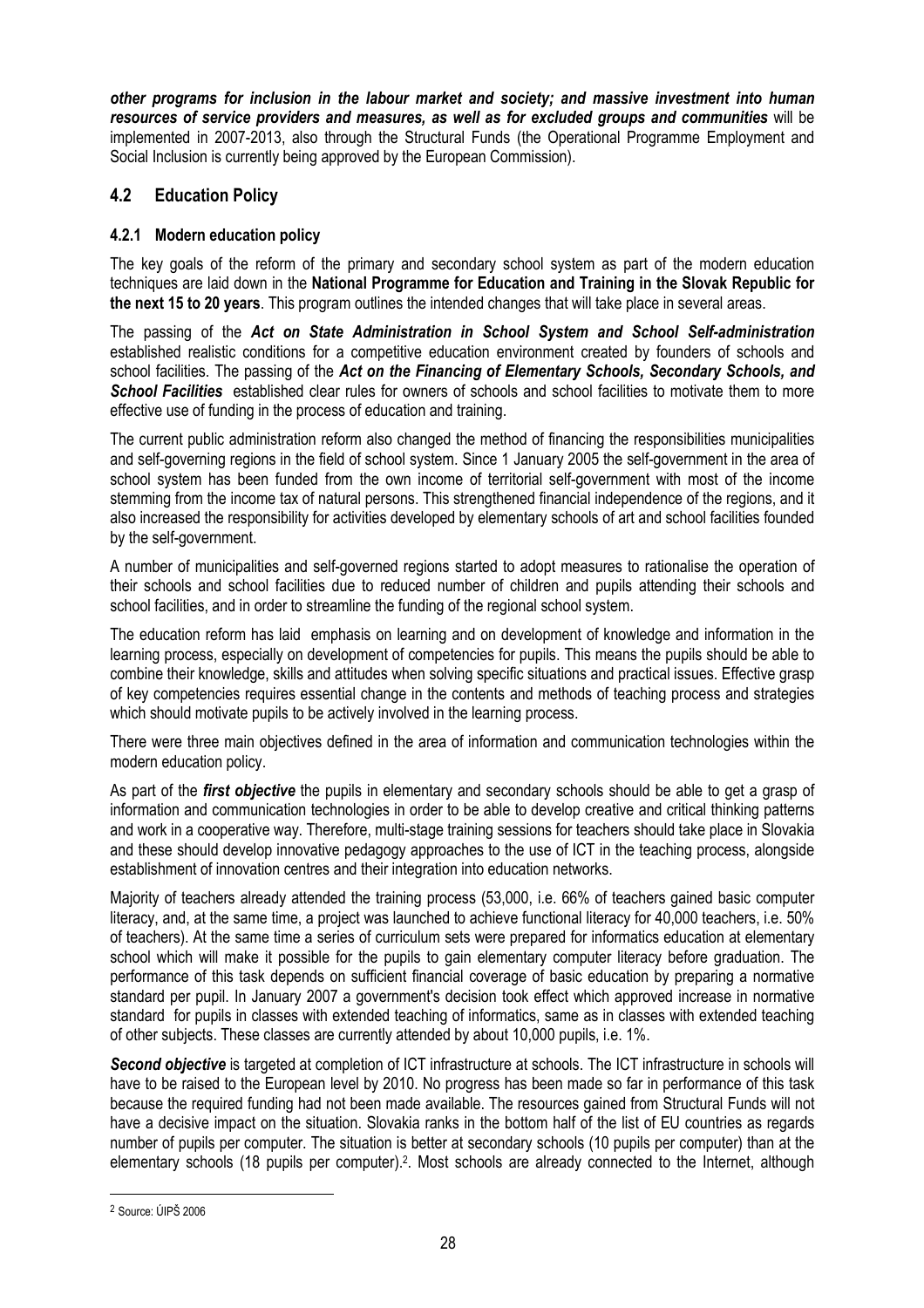***other programs for inclusion in the labour market and society; and massive investment into human resources of service providers and measures, as well as for excluded groups and communities*** will be implemented in 2007-2013, also through the Structural Funds (the Operational Programme Employment and Social Inclusion is currently being approved by the European Commission).

## 4.2 Education Policy

### 4.2.1 Modern education policy

The key goals of the reform of the primary and secondary school system as part of the modern education techniques are laid down in the **National Programme for Education and Training in the Slovak Republic for the next 15 to 20 years**. This program outlines the intended changes that will take place in several areas.

The passing of the ***Act on State Administration in School System and School Self-administration*** established realistic conditions for a competitive education environment created by founders of schools and school facilities. The passing of the ***Act on the Financing of Elementary Schools, Secondary Schools, and School Facilities*** established clear rules for owners of schools and school facilities to motivate them to more effective use of funding in the process of education and training.

The current public administration reform also changed the method of financing the responsibilities municipalities and self-governing regions in the field of school system. Since 1 January 2005 the self-government in the area of school system has been funded from the own income of territorial self-government with most of the income stemming from the income tax of natural persons. This strengthened financial independence of the regions, and it also increased the responsibility for activities developed by elementary schools of art and school facilities founded by the self-government.

A number of municipalities and self-governed regions started to adopt measures to rationalise the operation of their schools and school facilities due to reduced number of children and pupils attending their schools and school facilities, and in order to streamline the funding of the regional school system.

The education reform has laid emphasis on learning and on development of knowledge and information in the learning process, especially on development of competencies for pupils. This means the pupils should be able to combine their knowledge, skills and attitudes when solving specific situations and practical issues. Effective grasp of key competencies requires essential change in the contents and methods of teaching process and strategies which should motivate pupils to be actively involved in the learning process.

There were three main objectives defined in the area of information and communication technologies within the modern education policy.

As part of the ***first objective*** the pupils in elementary and secondary schools should be able to get a grasp of information and communication technologies in order to be able to develop creative and critical thinking patterns and work in a cooperative way. Therefore, multi-stage training sessions for teachers should take place in Slovakia and these should develop innovative pedagogy approaches to the use of ICT in the teaching process, alongside establishment of innovation centres and their integration into education networks.

Majority of teachers already attended the training process (53,000, i.e. 66% of teachers gained basic computer literacy, and, at the same time, a project was launched to achieve functional literacy for 40,000 teachers, i.e. 50% of teachers). At the same time a series of curriculum sets were prepared for informatics education at elementary school which will make it possible for the pupils to gain elementary computer literacy before graduation. The performance of this task depends on sufficient financial coverage of basic education by preparing a normative standard per pupil. In January 2007 a government's decision took effect which approved increase in normative standard for pupils in classes with extended teaching of informatics, same as in classes with extended teaching of other subjects. These classes are currently attended by about 10,000 pupils, i.e. 1%.

***Second objective*** is targeted at completion of ICT infrastructure at schools. The ICT infrastructure in schools will have to be raised to the European level by 2010. No progress has been made so far in performance of this task because the required funding had not been made available. The resources gained from Structural Funds will not have a decisive impact on the situation. Slovakia ranks in the bottom half of the list of EU countries as regards number of pupils per computer. The situation is better at secondary schools (10 pupils per computer) than at the elementary schools (18 pupils per computer).[2]. Most schools are already connected to the Internet, although

[2] Source: ÚIPŠ 2006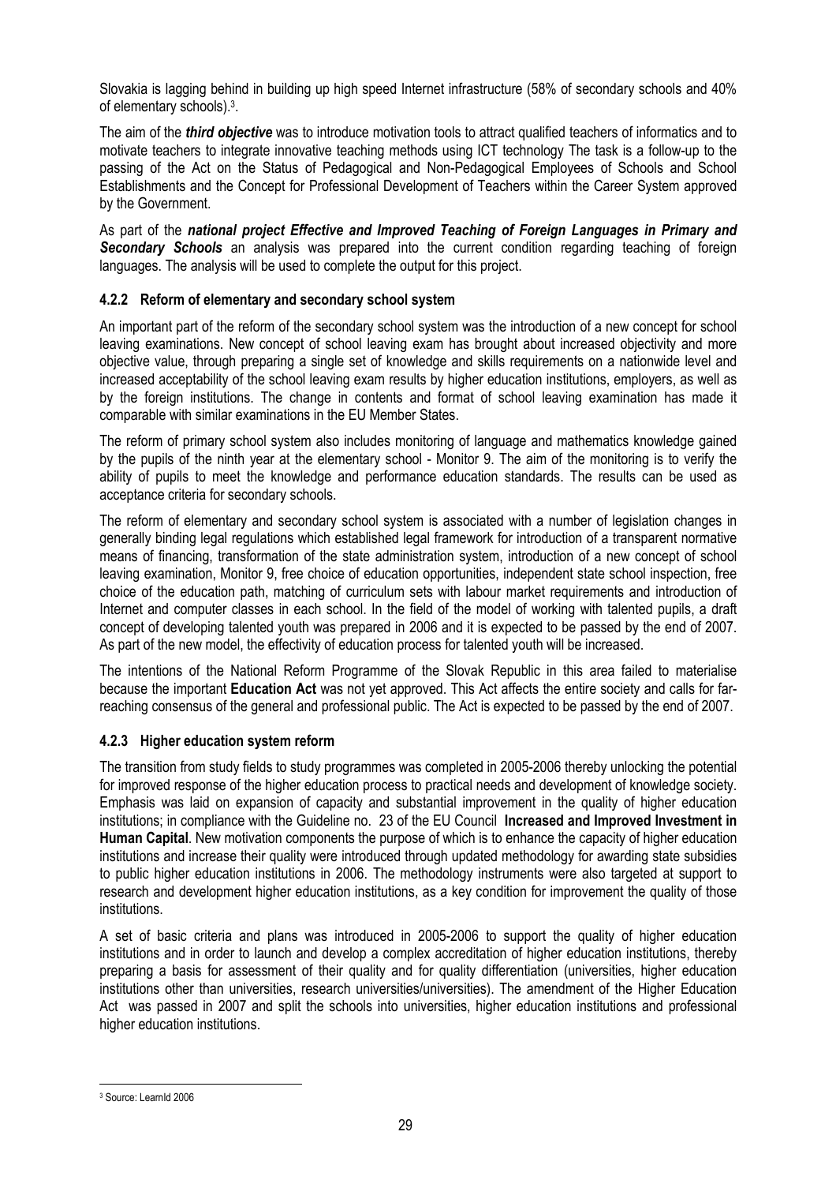Slovakia is lagging behind in building up high speed Internet infrastructure (58% of secondary schools and 40% of elementary schools).[3].

The aim of the ***third objective*** was to introduce motivation tools to attract qualified teachers of informatics and to motivate teachers to integrate innovative teaching methods using ICT technology The task is a follow-up to the passing of the Act on the Status of Pedagogical and Non-Pedagogical Employees of Schools and School Establishments and the Concept for Professional Development of Teachers within the Career System approved by the Government.

As part of the ***national project Effective and Improved Teaching of Foreign Languages in Primary and Secondary Schools*** an analysis was prepared into the current condition regarding teaching of foreign languages. The analysis will be used to complete the output for this project.

### 4.2.2 Reform of elementary and secondary school system

An important part of the reform of the secondary school system was the introduction of a new concept for school leaving examinations. New concept of school leaving exam has brought about increased objectivity and more objective value, through preparing a single set of knowledge and skills requirements on a nationwide level and increased acceptability of the school leaving exam results by higher education institutions, employers, as well as by the foreign institutions. The change in contents and format of school leaving examination has made it comparable with similar examinations in the EU Member States.

The reform of primary school system also includes monitoring of language and mathematics knowledge gained by the pupils of the ninth year at the elementary school - Monitor 9. The aim of the monitoring is to verify the ability of pupils to meet the knowledge and performance education standards. The results can be used as acceptance criteria for secondary schools.

The reform of elementary and secondary school system is associated with a number of legislation changes in generally binding legal regulations which established legal framework for introduction of a transparent normative means of financing, transformation of the state administration system, introduction of a new concept of school leaving examination, Monitor 9, free choice of education opportunities, independent state school inspection, free choice of the education path, matching of curriculum sets with labour market requirements and introduction of Internet and computer classes in each school. In the field of the model of working with talented pupils, a draft concept of developing talented youth was prepared in 2006 and it is expected to be passed by the end of 2007. As part of the new model, the effectivity of education process for talented youth will be increased.

The intentions of the National Reform Programme of the Slovak Republic in this area failed to materialise because the important **Education Act** was not yet approved. This Act affects the entire society and calls for far-reaching consensus of the general and professional public. The Act is expected to be passed by the end of 2007.

### 4.2.3 Higher education system reform

The transition from study fields to study programmes was completed in 2005-2006 thereby unlocking the potential for improved response of the higher education process to practical needs and development of knowledge society. Emphasis was laid on expansion of capacity and substantial improvement in the quality of higher education institutions; in compliance with the Guideline no. 23 of the EU Council **Increased and Improved Investment in Human Capital**. New motivation components the purpose of which is to enhance the capacity of higher education institutions and increase their quality were introduced through updated methodology for awarding state subsidies to public higher education institutions in 2006. The methodology instruments were also targeted at support to research and development higher education institutions, as a key condition for improvement the quality of those institutions.

A set of basic criteria and plans was introduced in 2005-2006 to support the quality of higher education institutions and in order to launch and develop a complex accreditation of higher education institutions, thereby preparing a basis for assessment of their quality and for quality differentiation (universities, higher education institutions other than universities, research universities/universities). The amendment of the Higher Education Act was passed in 2007 and split the schools into universities, higher education institutions and professional higher education institutions.

---

[3] Source: Learnld 2006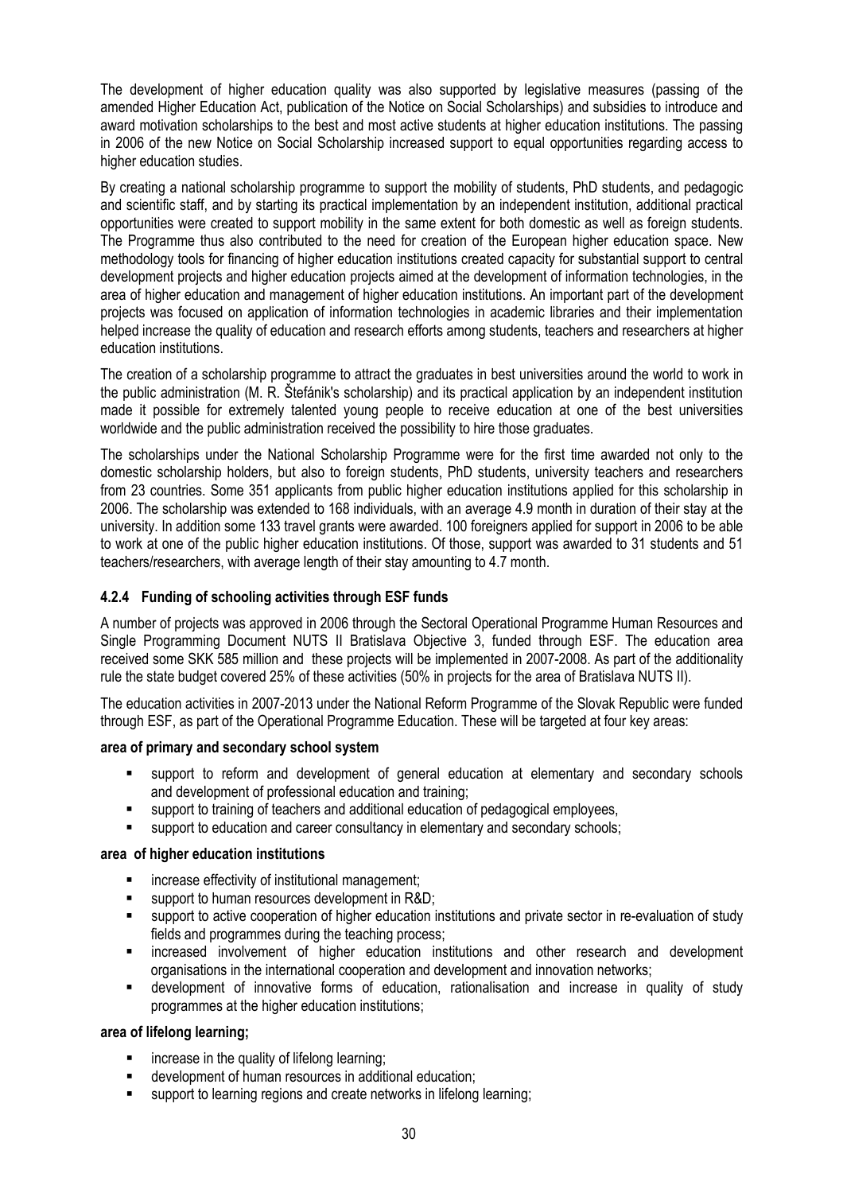The development of higher education quality was also supported by legislative measures (passing of the amended Higher Education Act, publication of the Notice on Social Scholarships) and subsidies to introduce and award motivation scholarships to the best and most active students at higher education institutions. The passing in 2006 of the new Notice on Social Scholarship increased support to equal opportunities regarding access to higher education studies.

By creating a national scholarship programme to support the mobility of students, PhD students, and pedagogic and scientific staff, and by starting its practical implementation by an independent institution, additional practical opportunities were created to support mobility in the same extent for both domestic as well as foreign students. The Programme thus also contributed to the need for creation of the European higher education space. New methodology tools for financing of higher education institutions created capacity for substantial support to central development projects and higher education projects aimed at the development of information technologies, in the area of higher education and management of higher education institutions. An important part of the development projects was focused on application of information technologies in academic libraries and their implementation helped increase the quality of education and research efforts among students, teachers and researchers at higher education institutions.

The creation of a scholarship programme to attract the graduates in best universities around the world to work in the public administration (M. R. Štefánik's scholarship) and its practical application by an independent institution made it possible for extremely talented young people to receive education at one of the best universities worldwide and the public administration received the possibility to hire those graduates.

The scholarships under the National Scholarship Programme were for the first time awarded not only to the domestic scholarship holders, but also to foreign students, PhD students, university teachers and researchers from 23 countries. Some 351 applicants from public higher education institutions applied for this scholarship in 2006. The scholarship was extended to 168 individuals, with an average 4.9 month in duration of their stay at the university. In addition some 133 travel grants were awarded. 100 foreigners applied for support in 2006 to be able to work at one of the public higher education institutions. Of those, support was awarded to 31 students and 51 teachers/researchers, with average length of their stay amounting to 4.7 month.

#### 4.2.4 Funding of schooling activities through ESF funds

A number of projects was approved in 2006 through the Sectoral Operational Programme Human Resources and Single Programming Document NUTS II Bratislava Objective 3, funded through ESF. The education area received some SKK 585 million and these projects will be implemented in 2007-2008. As part of the additionality rule the state budget covered 25% of these activities (50% in projects for the area of Bratislava NUTS II).

The education activities in 2007-2013 under the National Reform Programme of the Slovak Republic were funded through ESF, as part of the Operational Programme Education. These will be targeted at four key areas:

**area of primary and secondary school system**

- support to reform and development of general education at elementary and secondary schools and development of professional education and training;
- support to training of teachers and additional education of pedagogical employees,
- support to education and career consultancy in elementary and secondary schools;

**area of higher education institutions**

- increase effectivity of institutional management;
- support to human resources development in R&D;
- support to active cooperation of higher education institutions and private sector in re-evaluation of study fields and programmes during the teaching process;
- increased involvement of higher education institutions and other research and development organisations in the international cooperation and development and innovation networks;
- development of innovative forms of education, rationalisation and increase in quality of study programmes at the higher education institutions;

**area of lifelong learning;**

- increase in the quality of lifelong learning;
- development of human resources in additional education;
- support to learning regions and create networks in lifelong learning;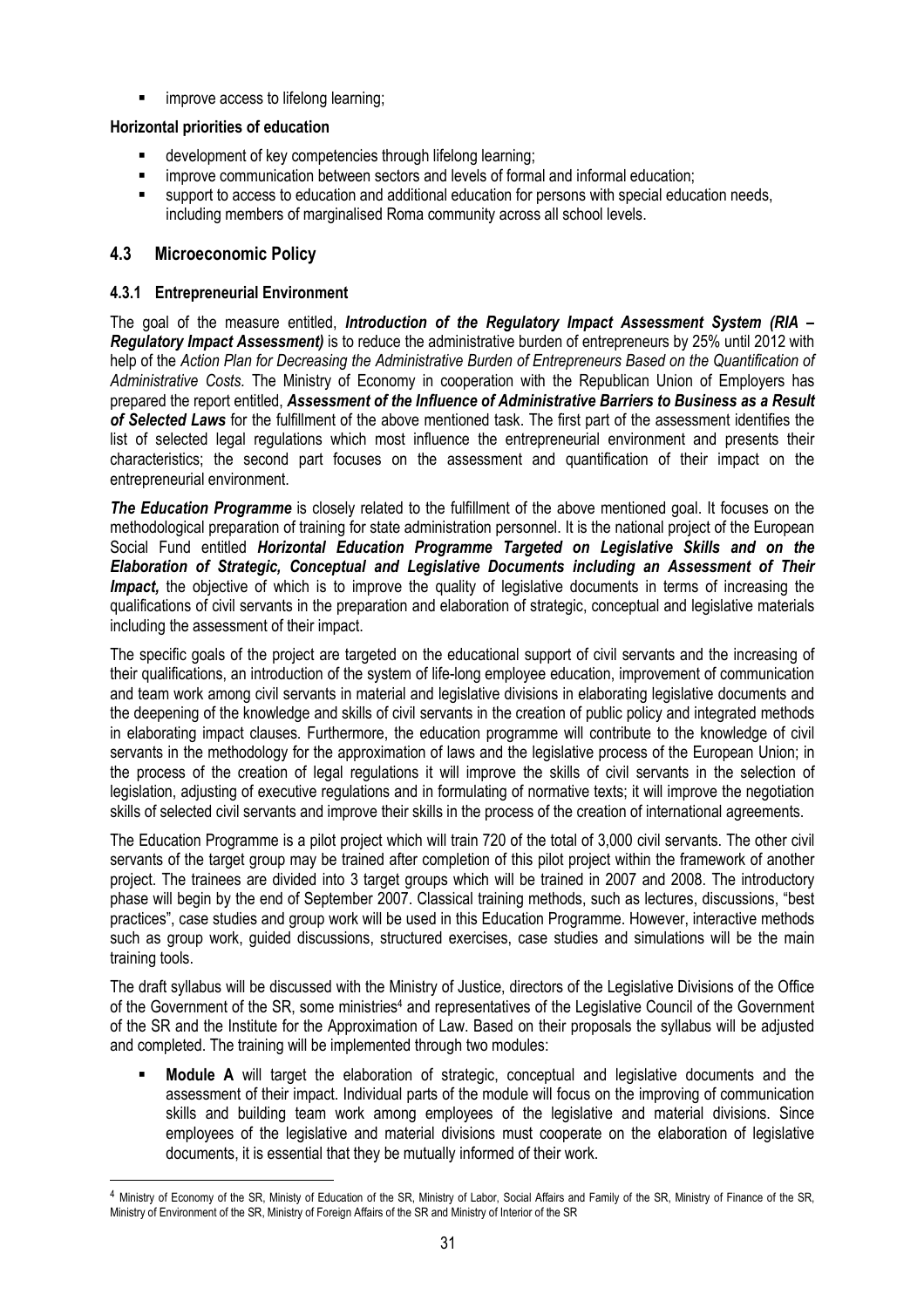- improve access to lifelong learning;

**Horizontal priorities of education**

- development of key competencies through lifelong learning;
- improve communication between sectors and levels of formal and informal education;
- support to access to education and additional education for persons with special education needs, including members of marginalised Roma community across all school levels.

## 4.3 Microeconomic Policy

### 4.3.1 Entrepreneurial Environment

The goal of the measure entitled, ***Introduction of the Regulatory Impact Assessment System (RIA – Regulatory Impact Assessment)*** is to reduce the administrative burden of entrepreneurs by 25% until 2012 with help of the *Action Plan for Decreasing the Administrative Burden of Entrepreneurs Based on the Quantification of Administrative Costs.* The Ministry of Economy in cooperation with the Republican Union of Employers has prepared the report entitled, ***Assessment of the Influence of Administrative Barriers to Business as a Result of Selected Laws*** for the fulfillment of the above mentioned task. The first part of the assessment identifies the list of selected legal regulations which most influence the entrepreneurial environment and presents their characteristics; the second part focuses on the assessment and quantification of their impact on the entrepreneurial environment.

***The Education Programme*** is closely related to the fulfillment of the above mentioned goal. It focuses on the methodological preparation of training for state administration personnel. It is the national project of the European Social Fund entitled ***Horizontal Education Programme Targeted on Legislative Skills and on the Elaboration of Strategic, Conceptual and Legislative Documents including an Assessment of Their Impact,*** the objective of which is to improve the quality of legislative documents in terms of increasing the qualifications of civil servants in the preparation and elaboration of strategic, conceptual and legislative materials including the assessment of their impact.

The specific goals of the project are targeted on the educational support of civil servants and the increasing of their qualifications, an introduction of the system of life-long employee education, improvement of communication and team work among civil servants in material and legislative divisions in elaborating legislative documents and the deepening of the knowledge and skills of civil servants in the creation of public policy and integrated methods in elaborating impact clauses. Furthermore, the education programme will contribute to the knowledge of civil servants in the methodology for the approximation of laws and the legislative process of the European Union; in the process of the creation of legal regulations it will improve the skills of civil servants in the selection of legislation, adjusting of executive regulations and in formulating of normative texts; it will improve the negotiation skills of selected civil servants and improve their skills in the process of the creation of international agreements.

The Education Programme is a pilot project which will train 720 of the total of 3,000 civil servants. The other civil servants of the target group may be trained after completion of this pilot project within the framework of another project. The trainees are divided into 3 target groups which will be trained in 2007 and 2008. The introductory phase will begin by the end of September 2007. Classical training methods, such as lectures, discussions, "best practices", case studies and group work will be used in this Education Programme. However, interactive methods such as group work, guided discussions, structured exercises, case studies and simulations will be the main training tools.

The draft syllabus will be discussed with the Ministry of Justice, directors of the Legislative Divisions of the Office of the Government of the SR, some ministries[4] and representatives of the Legislative Council of the Government of the SR and the Institute for the Approximation of Law. Based on their proposals the syllabus will be adjusted and completed. The training will be implemented through two modules:

- **Module A** will target the elaboration of strategic, conceptual and legislative documents and the assessment of their impact. Individual parts of the module will focus on the improving of communication skills and building team work among employees of the legislative and material divisions. Since employees of the legislative and material divisions must cooperate on the elaboration of legislative documents, it is essential that they be mutually informed of their work.

[4] Ministry of Economy of the SR, Ministy of Education of the SR, Ministry of Labor, Social Affairs and Family of the SR, Ministry of Finance of the SR, Ministry of Environment of the SR, Ministry of Foreign Affairs of the SR and Ministry of Interior of the SR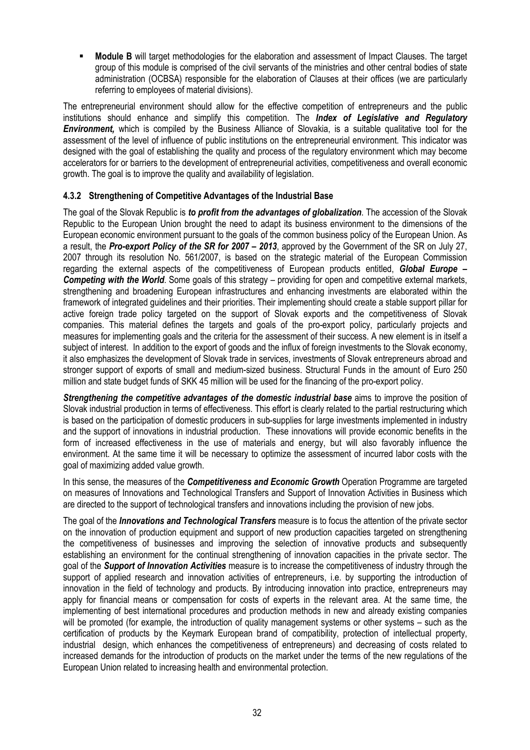- **Module B** will target methodologies for the elaboration and assessment of Impact Clauses. The target group of this module is comprised of the civil servants of the ministries and other central bodies of state administration (OCBSA) responsible for the elaboration of Clauses at their offices (we are particularly referring to employees of material divisions).

The entrepreneurial environment should allow for the effective competition of entrepreneurs and the public institutions should enhance and simplify this competition. The ***Index of Legislative and Regulatory Environment,*** which is compiled by the Business Alliance of Slovakia, is a suitable qualitative tool for the assessment of the level of influence of public institutions on the entrepreneurial environment. This indicator was designed with the goal of establishing the quality and process of the regulatory environment which may become accelerators for or barriers to the development of entrepreneurial activities, competitiveness and overall economic growth. The goal is to improve the quality and availability of legislation.

### 4.3.2 Strengthening of Competitive Advantages of the Industrial Base

The goal of the Slovak Republic is ***to profit from the advantages of globalization***. The accession of the Slovak Republic to the European Union brought the need to adapt its business environment to the dimensions of the European economic environment pursuant to the goals of the common business policy of the European Union. As a result, the ***Pro-export Policy of the SR for 2007 – 2013***, approved by the Government of the SR on July 27, 2007 through its resolution No. 561/2007, is based on the strategic material of the European Commission regarding the external aspects of the competitiveness of European products entitled, ***Global Europe – Competing with the World***. Some goals of this strategy – providing for open and competitive external markets, strengthening and broadening European infrastructures and enhancing investments are elaborated within the framework of integrated guidelines and their priorities. Their implementing should create a stable support pillar for active foreign trade policy targeted on the support of Slovak exports and the competitiveness of Slovak companies. This material defines the targets and goals of the pro-export policy, particularly projects and measures for implementing goals and the criteria for the assessment of their success. A new element is in itself a subject of interest. In addition to the export of goods and the influx of foreign investments to the Slovak economy, it also emphasizes the development of Slovak trade in services, investments of Slovak entrepreneurs abroad and stronger support of exports of small and medium-sized business. Structural Funds in the amount of Euro 250 million and state budget funds of SKK 45 million will be used for the financing of the pro-export policy.

***Strengthening the competitive advantages of the domestic industrial base*** aims to improve the position of Slovak industrial production in terms of effectiveness. This effort is clearly related to the partial restructuring which is based on the participation of domestic producers in sub-supplies for large investments implemented in industry and the support of innovations in industrial production. These innovations will provide economic benefits in the form of increased effectiveness in the use of materials and energy, but will also favorably influence the environment. At the same time it will be necessary to optimize the assessment of incurred labor costs with the goal of maximizing added value growth.

In this sense, the measures of the ***Competitiveness and Economic Growth*** Operation Programme are targeted on measures of Innovations and Technological Transfers and Support of Innovation Activities in Business which are directed to the support of technological transfers and innovations including the provision of new jobs.

The goal of the ***Innovations and Technological Transfers*** measure is to focus the attention of the private sector on the innovation of production equipment and support of new production capacities targeted on strengthening the competitiveness of businesses and improving the selection of innovative products and subsequently establishing an environment for the continual strengthening of innovation capacities in the private sector. The goal of the ***Support of Innovation Activities*** measure is to increase the competitiveness of industry through the support of applied research and innovation activities of entrepreneurs, i.e. by supporting the introduction of innovation in the field of technology and products. By introducing innovation into practice, entrepreneurs may apply for financial means or compensation for costs of experts in the relevant area. At the same time, the implementing of best international procedures and production methods in new and already existing companies will be promoted (for example, the introduction of quality management systems or other systems – such as the certification of products by the Keymark European brand of compatibility, protection of intellectual property, industrial design, which enhances the competitiveness of entrepreneurs) and decreasing of costs related to increased demands for the introduction of products on the market under the terms of the new regulations of the European Union related to increasing health and environmental protection.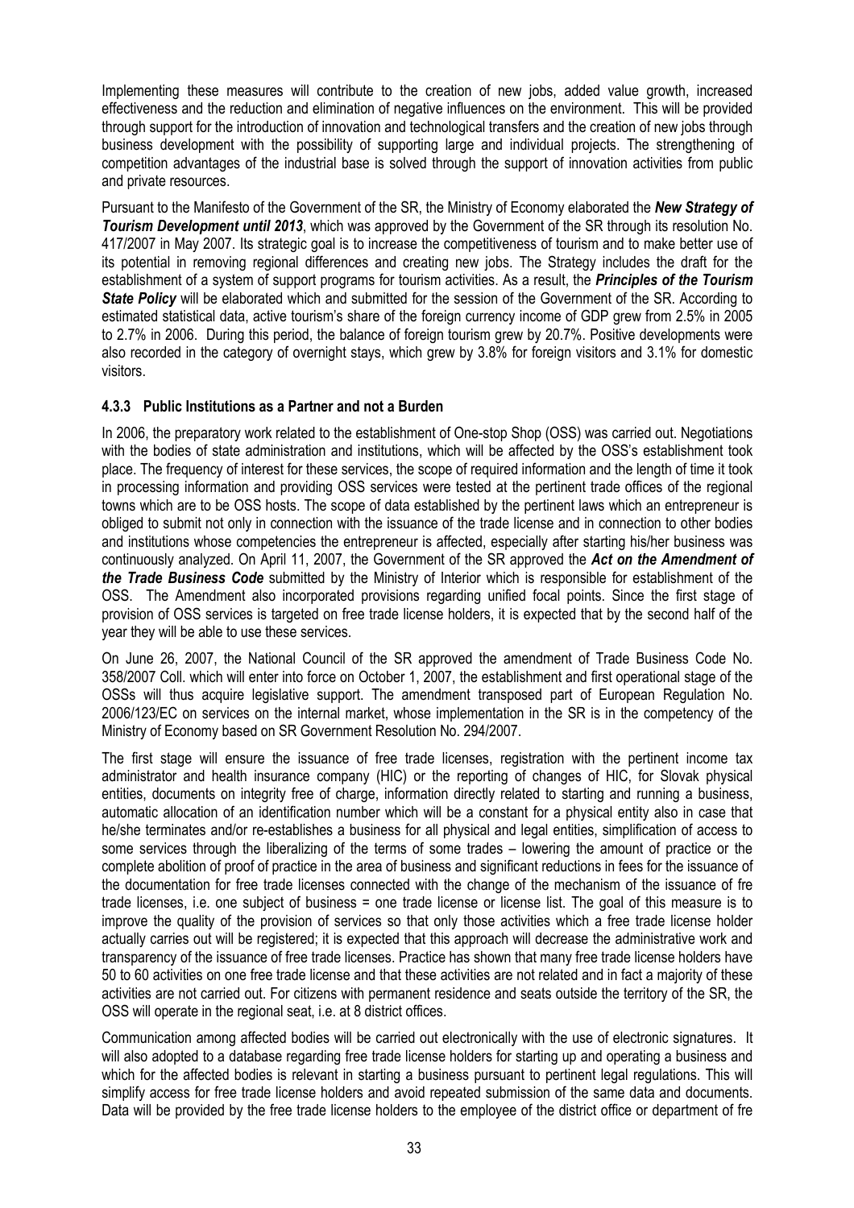Implementing these measures will contribute to the creation of new jobs, added value growth, increased effectiveness and the reduction and elimination of negative influences on the environment. This will be provided through support for the introduction of innovation and technological transfers and the creation of new jobs through business development with the possibility of supporting large and individual projects. The strengthening of competition advantages of the industrial base is solved through the support of innovation activities from public and private resources.

Pursuant to the Manifesto of the Government of the SR, the Ministry of Economy elaborated the ***New Strategy of Tourism Development until 2013***, which was approved by the Government of the SR through its resolution No. 417/2007 in May 2007. Its strategic goal is to increase the competitiveness of tourism and to make better use of its potential in removing regional differences and creating new jobs. The Strategy includes the draft for the establishment of a system of support programs for tourism activities. As a result, the ***Principles of the Tourism State Policy*** will be elaborated which and submitted for the session of the Government of the SR. According to estimated statistical data, active tourism's share of the foreign currency income of GDP grew from 2.5% in 2005 to 2.7% in 2006. During this period, the balance of foreign tourism grew by 20.7%. Positive developments were also recorded in the category of overnight stays, which grew by 3.8% for foreign visitors and 3.1% for domestic visitors.

#### 4.3.3 Public Institutions as a Partner and not a Burden

In 2006, the preparatory work related to the establishment of One-stop Shop (OSS) was carried out. Negotiations with the bodies of state administration and institutions, which will be affected by the OSS's establishment took place. The frequency of interest for these services, the scope of required information and the length of time it took in processing information and providing OSS services were tested at the pertinent trade offices of the regional towns which are to be OSS hosts. The scope of data established by the pertinent laws which an entrepreneur is obliged to submit not only in connection with the issuance of the trade license and in connection to other bodies and institutions whose competencies the entrepreneur is affected, especially after starting his/her business was continuously analyzed. On April 11, 2007, the Government of the SR approved the ***Act on the Amendment of the Trade Business Code*** submitted by the Ministry of Interior which is responsible for establishment of the OSS. The Amendment also incorporated provisions regarding unified focal points. Since the first stage of provision of OSS services is targeted on free trade license holders, it is expected that by the second half of the year they will be able to use these services.

On June 26, 2007, the National Council of the SR approved the amendment of Trade Business Code No. 358/2007 Coll. which will enter into force on October 1, 2007, the establishment and first operational stage of the OSSs will thus acquire legislative support. The amendment transposed part of European Regulation No. 2006/123/EC on services on the internal market, whose implementation in the SR is in the competency of the Ministry of Economy based on SR Government Resolution No. 294/2007.

The first stage will ensure the issuance of free trade licenses, registration with the pertinent income tax administrator and health insurance company (HIC) or the reporting of changes of HIC, for Slovak physical entities, documents on integrity free of charge, information directly related to starting and running a business, automatic allocation of an identification number which will be a constant for a physical entity also in case that he/she terminates and/or re-establishes a business for all physical and legal entities, simplification of access to some services through the liberalizing of the terms of some trades – lowering the amount of practice or the complete abolition of proof of practice in the area of business and significant reductions in fees for the issuance of the documentation for free trade licenses connected with the change of the mechanism of the issuance of fre trade licenses, i.e. one subject of business = one trade license or license list. The goal of this measure is to improve the quality of the provision of services so that only those activities which a free trade license holder actually carries out will be registered; it is expected that this approach will decrease the administrative work and transparency of the issuance of free trade licenses. Practice has shown that many free trade license holders have 50 to 60 activities on one free trade license and that these activities are not related and in fact a majority of these activities are not carried out. For citizens with permanent residence and seats outside the territory of the SR, the OSS will operate in the regional seat, i.e. at 8 district offices.

Communication among affected bodies will be carried out electronically with the use of electronic signatures. It will also adopted to a database regarding free trade license holders for starting up and operating a business and which for the affected bodies is relevant in starting a business pursuant to pertinent legal regulations. This will simplify access for free trade license holders and avoid repeated submission of the same data and documents. Data will be provided by the free trade license holders to the employee of the district office or department of fre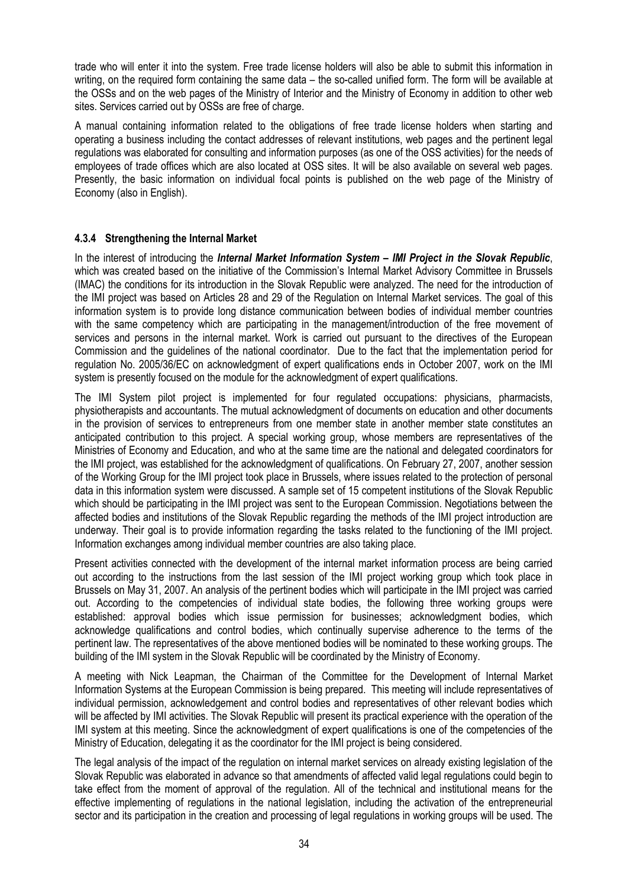trade who will enter it into the system. Free trade license holders will also be able to submit this information in writing, on the required form containing the same data – the so-called unified form. The form will be available at the OSSs and on the web pages of the Ministry of Interior and the Ministry of Economy in addition to other web sites. Services carried out by OSSs are free of charge.

A manual containing information related to the obligations of free trade license holders when starting and operating a business including the contact addresses of relevant institutions, web pages and the pertinent legal regulations was elaborated for consulting and information purposes (as one of the OSS activities) for the needs of employees of trade offices which are also located at OSS sites. It will be also available on several web pages. Presently, the basic information on individual focal points is published on the web page of the Ministry of Economy (also in English).

#### 4.3.4 Strengthening the Internal Market

In the interest of introducing the ***Internal Market Information System – IMI Project in the Slovak Republic***, which was created based on the initiative of the Commission's Internal Market Advisory Committee in Brussels (IMAC) the conditions for its introduction in the Slovak Republic were analyzed. The need for the introduction of the IMI project was based on Articles 28 and 29 of the Regulation on Internal Market services. The goal of this information system is to provide long distance communication between bodies of individual member countries with the same competency which are participating in the management/introduction of the free movement of services and persons in the internal market. Work is carried out pursuant to the directives of the European Commission and the guidelines of the national coordinator. Due to the fact that the implementation period for regulation No. 2005/36/EC on acknowledgment of expert qualifications ends in October 2007, work on the IMI system is presently focused on the module for the acknowledgment of expert qualifications.

The IMI System pilot project is implemented for four regulated occupations: physicians, pharmacists, physiotherapists and accountants. The mutual acknowledgment of documents on education and other documents in the provision of services to entrepreneurs from one member state in another member state constitutes an anticipated contribution to this project. A special working group, whose members are representatives of the Ministries of Economy and Education, and who at the same time are the national and delegated coordinators for the IMI project, was established for the acknowledgment of qualifications. On February 27, 2007, another session of the Working Group for the IMI project took place in Brussels, where issues related to the protection of personal data in this information system were discussed. A sample set of 15 competent institutions of the Slovak Republic which should be participating in the IMI project was sent to the European Commission. Negotiations between the affected bodies and institutions of the Slovak Republic regarding the methods of the IMI project introduction are underway. Their goal is to provide information regarding the tasks related to the functioning of the IMI project. Information exchanges among individual member countries are also taking place.

Present activities connected with the development of the internal market information process are being carried out according to the instructions from the last session of the IMI project working group which took place in Brussels on May 31, 2007. An analysis of the pertinent bodies which will participate in the IMI project was carried out. According to the competencies of individual state bodies, the following three working groups were established: approval bodies which issue permission for businesses; acknowledgment bodies, which acknowledge qualifications and control bodies, which continually supervise adherence to the terms of the pertinent law. The representatives of the above mentioned bodies will be nominated to these working groups. The building of the IMI system in the Slovak Republic will be coordinated by the Ministry of Economy.

A meeting with Nick Leapman, the Chairman of the Committee for the Development of Internal Market Information Systems at the European Commission is being prepared. This meeting will include representatives of individual permission, acknowledgement and control bodies and representatives of other relevant bodies which will be affected by IMI activities. The Slovak Republic will present its practical experience with the operation of the IMI system at this meeting. Since the acknowledgment of expert qualifications is one of the competencies of the Ministry of Education, delegating it as the coordinator for the IMI project is being considered.

The legal analysis of the impact of the regulation on internal market services on already existing legislation of the Slovak Republic was elaborated in advance so that amendments of affected valid legal regulations could begin to take effect from the moment of approval of the regulation. All of the technical and institutional means for the effective implementing of regulations in the national legislation, including the activation of the entrepreneurial sector and its participation in the creation and processing of legal regulations in working groups will be used. The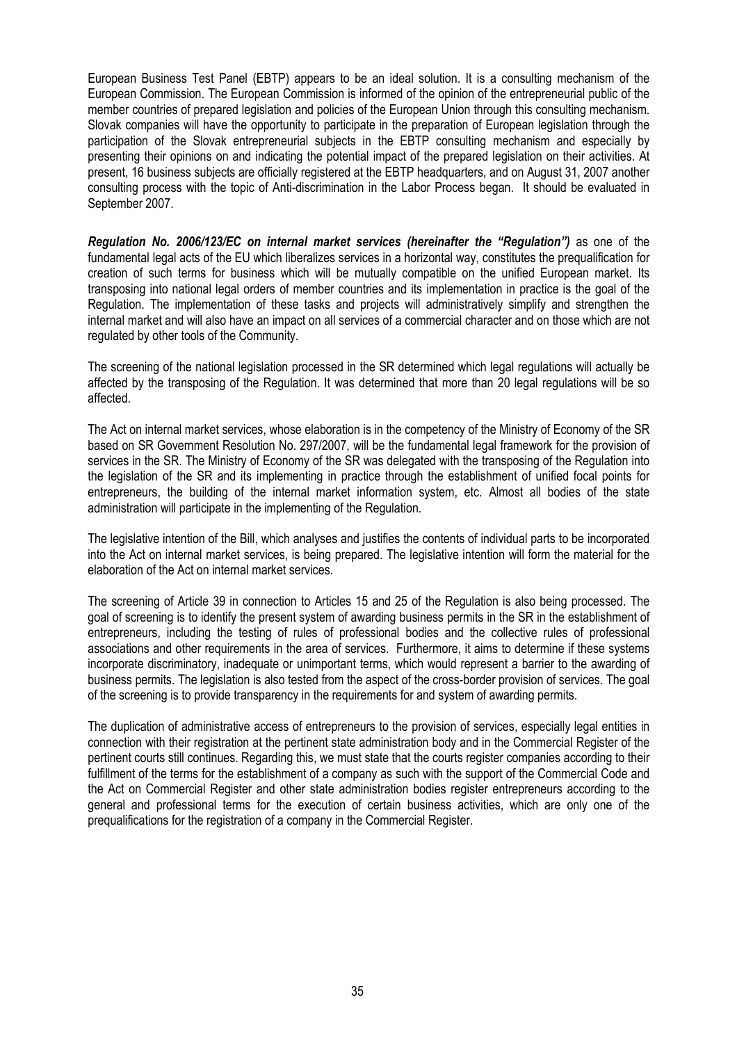European Business Test Panel (EBTP) appears to be an ideal solution. It is a consulting mechanism of the European Commission. The European Commission is informed of the opinion of the entrepreneurial public of the member countries of prepared legislation and policies of the European Union through this consulting mechanism. Slovak companies will have the opportunity to participate in the preparation of European legislation through the participation of the Slovak entrepreneurial subjects in the EBTP consulting mechanism and especially by presenting their opinions on and indicating the potential impact of the prepared legislation on their activities. At present, 16 business subjects are officially registered at the EBTP headquarters, and on August 31, 2007 another consulting process with the topic of Anti-discrimination in the Labor Process began. It should be evaluated in September 2007.

***Regulation No. 2006/123/EC on internal market services (hereinafter the "Regulation")*** as one of the fundamental legal acts of the EU which liberalizes services in a horizontal way, constitutes the prequalification for creation of such terms for business which will be mutually compatible on the unified European market. Its transposing into national legal orders of member countries and its implementation in practice is the goal of the Regulation. The implementation of these tasks and projects will administratively simplify and strengthen the internal market and will also have an impact on all services of a commercial character and on those which are not regulated by other tools of the Community.

The screening of the national legislation processed in the SR determined which legal regulations will actually be affected by the transposing of the Regulation. It was determined that more than 20 legal regulations will be so affected.

The Act on internal market services, whose elaboration is in the competency of the Ministry of Economy of the SR based on SR Government Resolution No. 297/2007, will be the fundamental legal framework for the provision of services in the SR. The Ministry of Economy of the SR was delegated with the transposing of the Regulation into the legislation of the SR and its implementing in practice through the establishment of unified focal points for entrepreneurs, the building of the internal market information system, etc. Almost all bodies of the state administration will participate in the implementing of the Regulation.

The legislative intention of the Bill, which analyses and justifies the contents of individual parts to be incorporated into the Act on internal market services, is being prepared. The legislative intention will form the material for the elaboration of the Act on internal market services.

The screening of Article 39 in connection to Articles 15 and 25 of the Regulation is also being processed. The goal of screening is to identify the present system of awarding business permits in the SR in the establishment of entrepreneurs, including the testing of rules of professional bodies and the collective rules of professional associations and other requirements in the area of services. Furthermore, it aims to determine if these systems incorporate discriminatory, inadequate or unimportant terms, which would represent a barrier to the awarding of business permits. The legislation is also tested from the aspect of the cross-border provision of services. The goal of the screening is to provide transparency in the requirements for and system of awarding permits.

The duplication of administrative access of entrepreneurs to the provision of services, especially legal entities in connection with their registration at the pertinent state administration body and in the Commercial Register of the pertinent courts still continues. Regarding this, we must state that the courts register companies according to their fulfillment of the terms for the establishment of a company as such with the support of the Commercial Code and the Act on Commercial Register and other state administration bodies register entrepreneurs according to the general and professional terms for the execution of certain business activities, which are only one of the prequalifications for the registration of a company in the Commercial Register.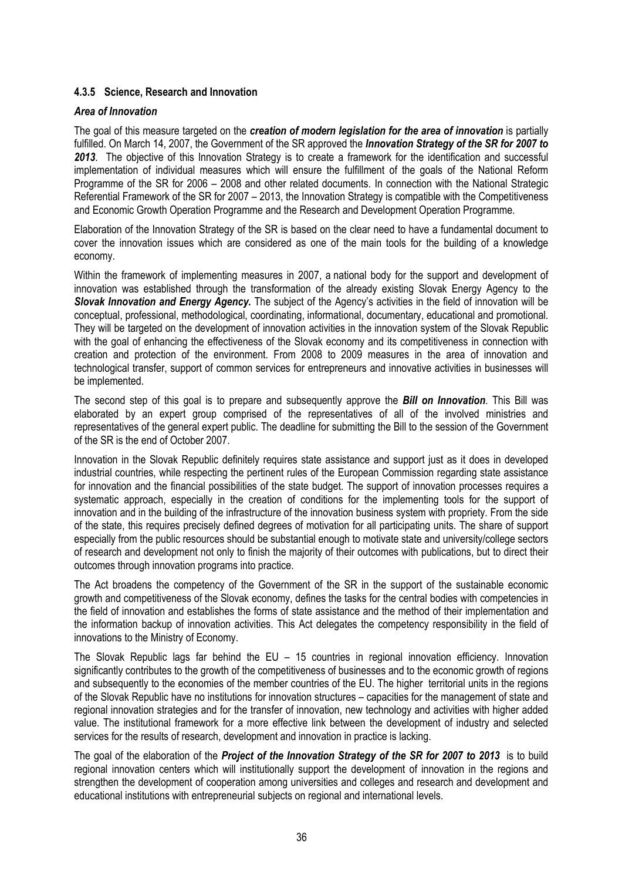#### 4.3.5 Science, Research and Innovation

***Area of Innovation***

The goal of this measure targeted on the ***creation of modern legislation for the area of innovation*** is partially fulfilled. On March 14, 2007, the Government of the SR approved the ***Innovation Strategy of the SR for 2007 to 2013***. The objective of this Innovation Strategy is to create a framework for the identification and successful implementation of individual measures which will ensure the fulfillment of the goals of the National Reform Programme of the SR for 2006 – 2008 and other related documents. In connection with the National Strategic Referential Framework of the SR for 2007 – 2013, the Innovation Strategy is compatible with the Competitiveness and Economic Growth Operation Programme and the Research and Development Operation Programme.

Elaboration of the Innovation Strategy of the SR is based on the clear need to have a fundamental document to cover the innovation issues which are considered as one of the main tools for the building of a knowledge economy.

Within the framework of implementing measures in 2007, a national body for the support and development of innovation was established through the transformation of the already existing Slovak Energy Agency to the ***Slovak Innovation and Energy Agency.*** The subject of the Agency's activities in the field of innovation will be conceptual, professional, methodological, coordinating, informational, documentary, educational and promotional. They will be targeted on the development of innovation activities in the innovation system of the Slovak Republic with the goal of enhancing the effectiveness of the Slovak economy and its competitiveness in connection with creation and protection of the environment. From 2008 to 2009 measures in the area of innovation and technological transfer, support of common services for entrepreneurs and innovative activities in businesses will be implemented.

The second step of this goal is to prepare and subsequently approve the ***Bill on Innovation***. This Bill was elaborated by an expert group comprised of the representatives of all of the involved ministries and representatives of the general expert public. The deadline for submitting the Bill to the session of the Government of the SR is the end of October 2007.

Innovation in the Slovak Republic definitely requires state assistance and support just as it does in developed industrial countries, while respecting the pertinent rules of the European Commission regarding state assistance for innovation and the financial possibilities of the state budget. The support of innovation processes requires a systematic approach, especially in the creation of conditions for the implementing tools for the support of innovation and in the building of the infrastructure of the innovation business system with propriety. From the side of the state, this requires precisely defined degrees of motivation for all participating units. The share of support especially from the public resources should be substantial enough to motivate state and university/college sectors of research and development not only to finish the majority of their outcomes with publications, but to direct their outcomes through innovation programs into practice.

The Act broadens the competency of the Government of the SR in the support of the sustainable economic growth and competitiveness of the Slovak economy, defines the tasks for the central bodies with competencies in the field of innovation and establishes the forms of state assistance and the method of their implementation and the information backup of innovation activities. This Act delegates the competency responsibility in the field of innovations to the Ministry of Economy.

The Slovak Republic lags far behind the EU – 15 countries in regional innovation efficiency. Innovation significantly contributes to the growth of the competitiveness of businesses and to the economic growth of regions and subsequently to the economies of the member countries of the EU. The higher territorial units in the regions of the Slovak Republic have no institutions for innovation structures – capacities for the management of state and regional innovation strategies and for the transfer of innovation, new technology and activities with higher added value. The institutional framework for a more effective link between the development of industry and selected services for the results of research, development and innovation in practice is lacking.

The goal of the elaboration of the ***Project of the Innovation Strategy of the SR for 2007 to 2013*** is to build regional innovation centers which will institutionally support the development of innovation in the regions and strengthen the development of cooperation among universities and colleges and research and development and educational institutions with entrepreneurial subjects on regional and international levels.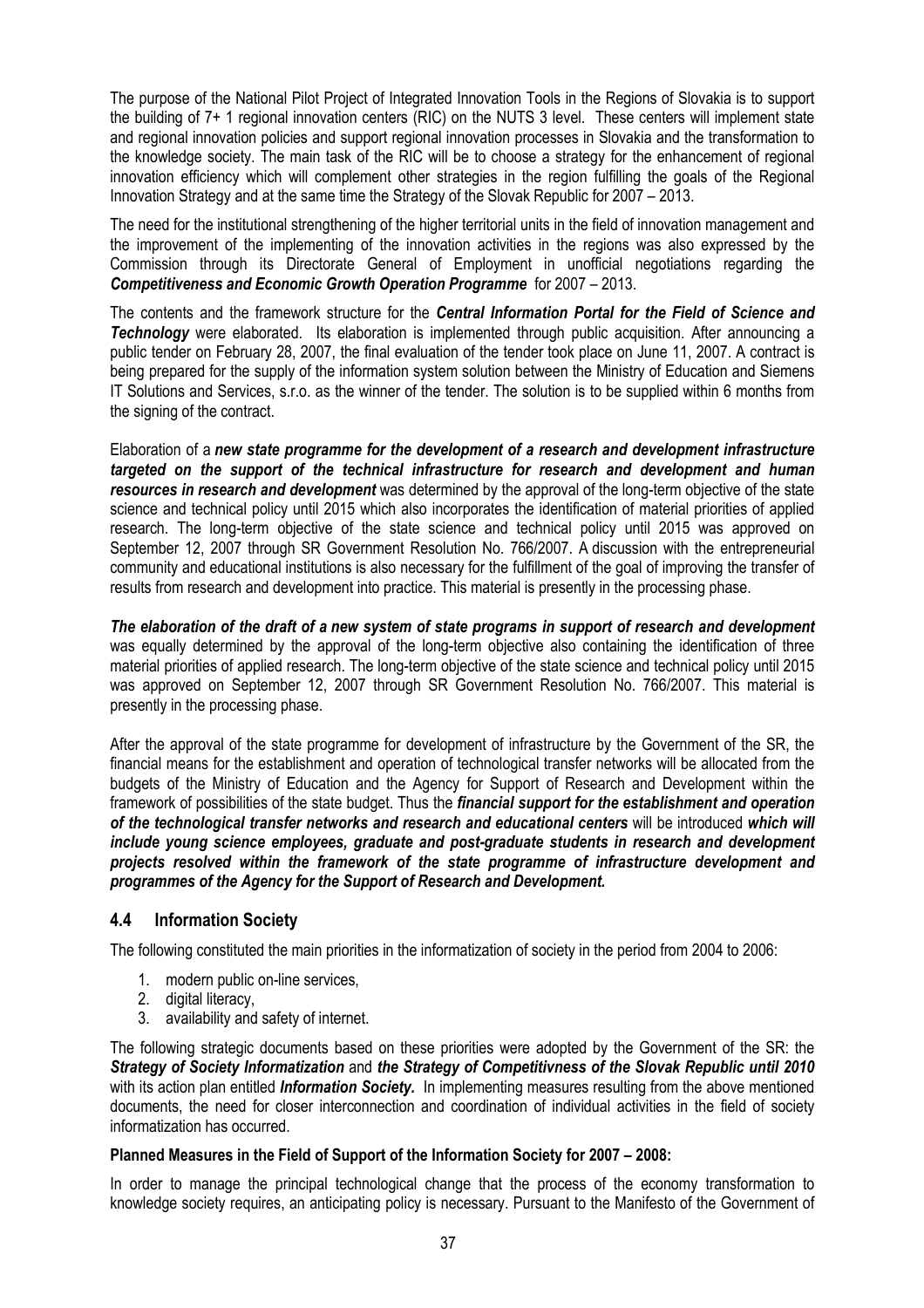The purpose of the National Pilot Project of Integrated Innovation Tools in the Regions of Slovakia is to support the building of 7+ 1 regional innovation centers (RIC) on the NUTS 3 level. These centers will implement state and regional innovation policies and support regional innovation processes in Slovakia and the transformation to the knowledge society. The main task of the RIC will be to choose a strategy for the enhancement of regional innovation efficiency which will complement other strategies in the region fulfilling the goals of the Regional Innovation Strategy and at the same time the Strategy of the Slovak Republic for 2007 – 2013.

The need for the institutional strengthening of the higher territorial units in the field of innovation management and the improvement of the implementing of the innovation activities in the regions was also expressed by the Commission through its Directorate General of Employment in unofficial negotiations regarding the ***Competitiveness and Economic Growth Operation Programme*** for 2007 – 2013.

The contents and the framework structure for the ***Central Information Portal for the Field of Science and Technology*** were elaborated. Its elaboration is implemented through public acquisition. After announcing a public tender on February 28, 2007, the final evaluation of the tender took place on June 11, 2007. A contract is being prepared for the supply of the information system solution between the Ministry of Education and Siemens IT Solutions and Services, s.r.o. as the winner of the tender. The solution is to be supplied within 6 months from the signing of the contract.

Elaboration of a ***new state programme for the development of a research and development infrastructure targeted on the support of the technical infrastructure for research and development and human resources in research and development*** was determined by the approval of the long-term objective of the state science and technical policy until 2015 which also incorporates the identification of material priorities of applied research. The long-term objective of the state science and technical policy until 2015 was approved on September 12, 2007 through SR Government Resolution No. 766/2007. A discussion with the entrepreneurial community and educational institutions is also necessary for the fulfillment of the goal of improving the transfer of results from research and development into practice. This material is presently in the processing phase.

***The elaboration of the draft of a new system of state programs in support of research and development*** was equally determined by the approval of the long-term objective also containing the identification of three material priorities of applied research. The long-term objective of the state science and technical policy until 2015 was approved on September 12, 2007 through SR Government Resolution No. 766/2007. This material is presently in the processing phase.

After the approval of the state programme for development of infrastructure by the Government of the SR, the financial means for the establishment and operation of technological transfer networks will be allocated from the budgets of the Ministry of Education and the Agency for Support of Research and Development within the framework of possibilities of the state budget. Thus the ***financial support for the establishment and operation of the technological transfer networks and research and educational centers*** will be introduced ***which will include young science employees, graduate and post-graduate students in research and development projects resolved within the framework of the state programme of infrastructure development and programmes of the Agency for the Support of Research and Development.***

## 4.4 Information Society

The following constituted the main priorities in the informatization of society in the period from 2004 to 2006:

1. modern public on-line services,
2. digital literacy,
3. availability and safety of internet.

The following strategic documents based on these priorities were adopted by the Government of the SR: the ***Strategy of Society Informatization*** and ***the Strategy of Competitivness of the Slovak Republic until 2010*** with its action plan entitled ***Information Society.*** In implementing measures resulting from the above mentioned documents, the need for closer interconnection and coordination of individual activities in the field of society informatization has occurred.

**Planned Measures in the Field of Support of the Information Society for 2007 – 2008:**

In order to manage the principal technological change that the process of the economy transformation to knowledge society requires, an anticipating policy is necessary. Pursuant to the Manifesto of the Government of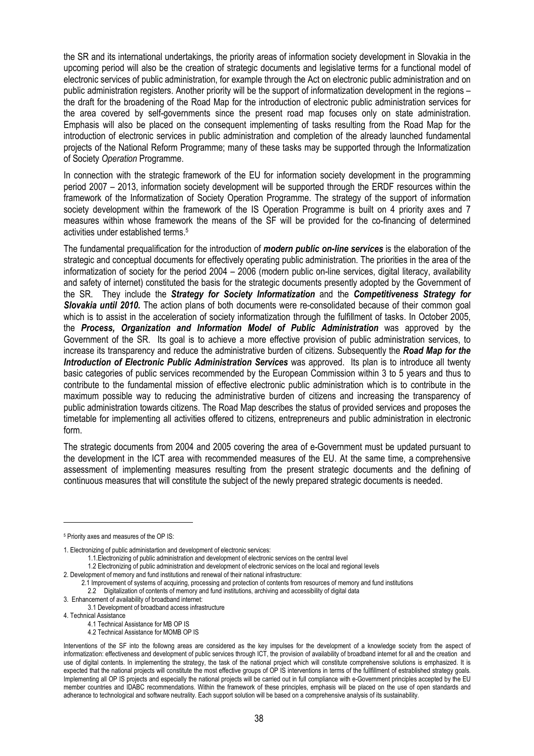the SR and its international undertakings, the priority areas of information society development in Slovakia in the upcoming period will also be the creation of strategic documents and legislative terms for a functional model of electronic services of public administration, for example through the Act on electronic public administration and on public administration registers. Another priority will be the support of informatization development in the regions – the draft for the broadening of the Road Map for the introduction of electronic public administration services for the area covered by self-governments since the present road map focuses only on state administration. Emphasis will also be placed on the consequent implementing of tasks resulting from the Road Map for the introduction of electronic services in public administration and completion of the already launched fundamental projects of the National Reform Programme; many of these tasks may be supported through the Informatization of Society *Operation* Programme.

In connection with the strategic framework of the EU for information society development in the programming period 2007 – 2013, information society development will be supported through the ERDF resources within the framework of the Informatization of Society Operation Programme. The strategy of the support of information society development within the framework of the IS Operation Programme is built on 4 priority axes and 7 measures within whose framework the means of the SF will be provided for the co-financing of determined activities under established terms.[5]

The fundamental prequalification for the introduction of ***modern public on-line services*** is the elaboration of the strategic and conceptual documents for effectively operating public administration. The priorities in the area of the informatization of society for the period 2004 – 2006 (modern public on-line services, digital literacy, availability and safety of internet) constituted the basis for the strategic documents presently adopted by the Government of the SR. They include the ***Strategy for Society Informatization*** and the ***Competitiveness Strategy for Slovakia until 2010.*** The action plans of both documents were re-consolidated because of their common goal which is to assist in the acceleration of society informatization through the fulfillment of tasks. In October 2005, the ***Process, Organization and Information Model of Public Administration*** was approved by the Government of the SR. Its goal is to achieve a more effective provision of public administration services, to increase its transparency and reduce the administrative burden of citizens. Subsequently the ***Road Map for the Introduction of Electronic Public Administration Services*** was approved. Its plan is to introduce all twenty basic categories of public services recommended by the European Commission within 3 to 5 years and thus to contribute to the fundamental mission of effective electronic public administration which is to contribute in the maximum possible way to reducing the administrative burden of citizens and increasing the transparency of public administration towards citizens. The Road Map describes the status of provided services and proposes the timetable for implementing all activities offered to citizens, entrepreneurs and public administration in electronic form.

The strategic documents from 2004 and 2005 covering the area of e-Government must be updated pursuant to the development in the ICT area with recommended measures of the EU. At the same time, a comprehensive assessment of implementing measures resulting from the present strategic documents and the defining of continuous measures that will constitute the subject of the newly prepared strategic documents is needed.

---

[5] Priority axes and measures of the OP IS:

1. Electronizing of public administartion and development of electronic services:
   - 1.1.Electronizing of public administration and development of electronic services on the central level
   - 1.2 Electronizing of public administration and development of electronic services on the local and regional levels
2. Development of memory and fund institutions and renewal of their national infrastructure:
   - 2.1 Improvement of systems of acquiring, processing and protection of contents from resources of memory and fund institutions
   - 2.2 Digitalization of contents of memory and fund institutions, archiving and accessibility of digital data
3. Enhancement of availability of broadband internet:
   - 3.1 Development of broadband access infrastructure
4. Technical Assistance
   - 4.1 Technical Assistance for MB OP IS
   - 4.2 Technical Assistance for MOMB OP IS

Interventions of the SF into the followng areas are considered as the key impulses for the development of a knowledge society from the aspect of informatization: effectiveness and development of public services through ICT, the provision of availability of broadband internet for all and the creation and use of digital contents. In implementing the strategy, the task of the national project which will constitute comprehensive solutions is emphasized. It is expected that the national projects will constitute the most effective groups of OP IS interventions in terms of the fullfillment of estrablished strategy goals. Implementing all OP IS projects and especially the national projects will be carried out in full compliance with e-Government principles accepted by the EU member countries and IDABC recommendations. Within the framework of these principles, emphasis will be placed on the use of open standards and adherance to technological and software neutrality. Each support solution will be based on a comprehensive analysis of its sustainability.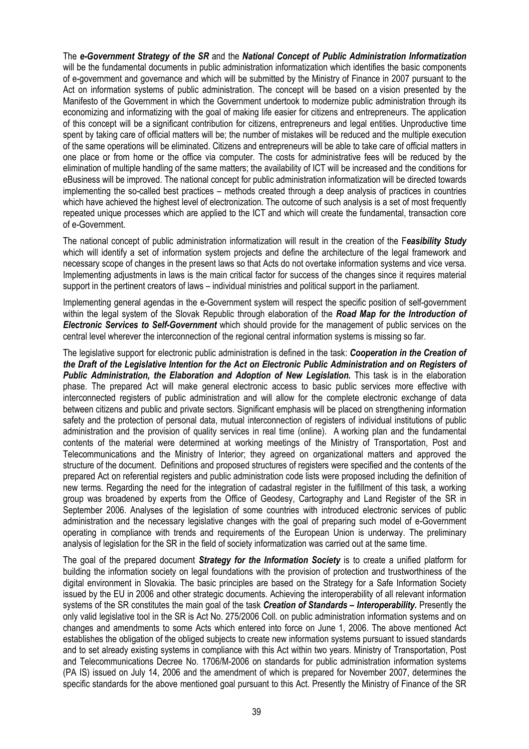The ***e-Government Strategy of the SR*** and the ***National Concept of Public Administration Informatization*** will be the fundamental documents in public administration informatization which identifies the basic components of e-government and governance and which will be submitted by the Ministry of Finance in 2007 pursuant to the Act on information systems of public administration. The concept will be based on a vision presented by the Manifesto of the Government in which the Government undertook to modernize public administration through its economizing and informatizing with the goal of making life easier for citizens and entrepreneurs. The application of this concept will be a significant contribution for citizens, entrepreneurs and legal entities. Unproductive time spent by taking care of official matters will be; the number of mistakes will be reduced and the multiple execution of the same operations will be eliminated. Citizens and entrepreneurs will be able to take care of official matters in one place or from home or the office via computer. The costs for administrative fees will be reduced by the elimination of multiple handling of the same matters; the availability of ICT will be increased and the conditions for eBusiness will be improved. The national concept for public administration informatization will be directed towards implementing the so-called best practices – methods created through a deep analysis of practices in countries which have achieved the highest level of electronization. The outcome of such analysis is a set of most frequently repeated unique processes which are applied to the ICT and which will create the fundamental, transaction core of e-Government.

The national concept of public administration informatization will result in the creation of the F***easibility Study*** which will identify a set of information system projects and define the architecture of the legal framework and necessary scope of changes in the present laws so that Acts do not overtake information systems and vice versa. Implementing adjustments in laws is the main critical factor for success of the changes since it requires material support in the pertinent creators of laws – individual ministries and political support in the parliament.

Implementing general agendas in the e-Government system will respect the specific position of self-government within the legal system of the Slovak Republic through elaboration of the ***Road Map for the Introduction of Electronic Services to Self-Government*** which should provide for the management of public services on the central level wherever the interconnection of the regional central information systems is missing so far.

The legislative support for electronic public administration is defined in the task: ***Cooperation in the Creation of the Draft of the Legislative Intention for the Act on Electronic Public Administration and on Registers of Public Administration, the Elaboration and Adoption of New Legislation.*** This task is in the elaboration phase. The prepared Act will make general electronic access to basic public services more effective with interconnected registers of public administration and will allow for the complete electronic exchange of data between citizens and public and private sectors. Significant emphasis will be placed on strengthening information safety and the protection of personal data, mutual interconnection of registers of individual institutions of public administration and the provision of quality services in real time (online). A working plan and the fundamental contents of the material were determined at working meetings of the Ministry of Transportation, Post and Telecommunications and the Ministry of Interior; they agreed on organizational matters and approved the structure of the document. Definitions and proposed structures of registers were specified and the contents of the prepared Act on referential registers and public administration code lists were proposed including the definition of new terms. Regarding the need for the integration of cadastral register in the fulfillment of this task, a working group was broadened by experts from the Office of Geodesy, Cartography and Land Register of the SR in September 2006. Analyses of the legislation of some countries with introduced electronic services of public administration and the necessary legislative changes with the goal of preparing such model of e-Government operating in compliance with trends and requirements of the European Union is underway. The preliminary analysis of legislation for the SR in the field of society informatization was carried out at the same time.

The goal of the prepared document ***Strategy for the Information Society*** is to create a unified platform for building the information society on legal foundations with the provision of protection and trustworthiness of the digital environment in Slovakia. The basic principles are based on the Strategy for a Safe Information Society issued by the EU in 2006 and other strategic documents. Achieving the interoperability of all relevant information systems of the SR constitutes the main goal of the task ***Creation of Standards – Interoperability.*** Presently the only valid legislative tool in the SR is Act No. 275/2006 Coll. on public administration information systems and on changes and amendments to some Acts which entered into force on June 1, 2006. The above mentioned Act establishes the obligation of the obliged subjects to create new information systems pursuant to issued standards and to set already existing systems in compliance with this Act within two years. Ministry of Transportation, Post and Telecommunications Decree No. 1706/M-2006 on standards for public administration information systems (PA IS) issued on July 14, 2006 and the amendment of which is prepared for November 2007, determines the specific standards for the above mentioned goal pursuant to this Act. Presently the Ministry of Finance of the SR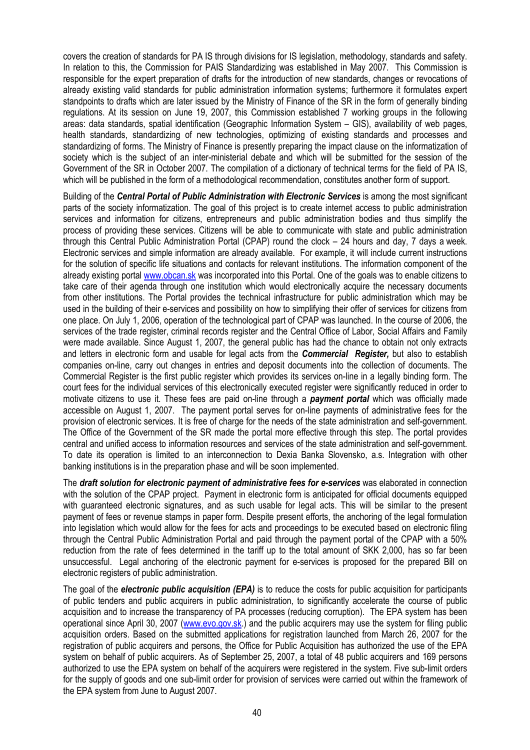covers the creation of standards for PA IS through divisions for IS legislation, methodology, standards and safety. In relation to this, the Commission for PAIS Standardizing was established in May 2007. This Commission is responsible for the expert preparation of drafts for the introduction of new standards, changes or revocations of already existing valid standards for public administration information systems; furthermore it formulates expert standpoints to drafts which are later issued by the Ministry of Finance of the SR in the form of generally binding regulations. At its session on June 19, 2007, this Commission established 7 working groups in the following areas: data standards, spatial identification (Geographic Information System – GIS), availability of web pages, health standards, standardizing of new technologies, optimizing of existing standards and processes and standardizing of forms. The Ministry of Finance is presently preparing the impact clause on the informatization of society which is the subject of an inter-ministerial debate and which will be submitted for the session of the Government of the SR in October 2007. The compilation of a dictionary of technical terms for the field of PA IS, which will be published in the form of a methodological recommendation, constitutes another form of support.

Building of the ***Central Portal of Public Administration with Electronic Services*** is among the most significant parts of the society informatization. The goal of this project is to create internet access to public administration services and information for citizens, entrepreneurs and public administration bodies and thus simplify the process of providing these services. Citizens will be able to communicate with state and public administration through this Central Public Administration Portal (CPAP) round the clock – 24 hours and day, 7 days a week. Electronic services and simple information are already available. For example, it will include current instructions for the solution of specific life situations and contacts for relevant institutions. The information component of the already existing portal www.obcan.sk was incorporated into this Portal. One of the goals was to enable citizens to take care of their agenda through one institution which would electronically acquire the necessary documents from other institutions. The Portal provides the technical infrastructure for public administration which may be used in the building of their e-services and possibility on how to simplifying their offer of services for citizens from one place. On July 1, 2006, operation of the technological part of CPAP was launched. In the course of 2006, the services of the trade register, criminal records register and the Central Office of Labor, Social Affairs and Family were made available. Since August 1, 2007, the general public has had the chance to obtain not only extracts and letters in electronic form and usable for legal acts from the ***Commercial Register,*** but also to establish companies on-line, carry out changes in entries and deposit documents into the collection of documents. The Commercial Register is the first public register which provides its services on-line in a legally binding form. The court fees for the individual services of this electronically executed register were significantly reduced in order to motivate citizens to use it. These fees are paid on-line through a ***payment portal*** which was officially made accessible on August 1, 2007. The payment portal serves for on-line payments of administrative fees for the provision of electronic services. It is free of charge for the needs of the state administration and self-government. The Office of the Government of the SR made the portal more effective through this step. The portal provides central and unified access to information resources and services of the state administration and self-government. To date its operation is limited to an interconnection to Dexia Banka Slovensko, a.s. Integration with other banking institutions is in the preparation phase and will be soon implemented.

The ***draft solution for electronic payment of administrative fees for e-services*** was elaborated in connection with the solution of the CPAP project. Payment in electronic form is anticipated for official documents equipped with guaranteed electronic signatures, and as such usable for legal acts. This will be similar to the present payment of fees or revenue stamps in paper form. Despite present efforts, the anchoring of the legal formulation into legislation which would allow for the fees for acts and proceedings to be executed based on electronic filing through the Central Public Administration Portal and paid through the payment portal of the CPAP with a 50% reduction from the rate of fees determined in the tariff up to the total amount of SKK 2,000, has so far been unsuccessful. Legal anchoring of the electronic payment for e-services is proposed for the prepared Bill on electronic registers of public administration.

The goal of the ***electronic public acquisition (EPA)*** is to reduce the costs for public acquisition for participants of public tenders and public acquirers in public administration, to significantly accelerate the course of public acquisition and to increase the transparency of PA processes (reducing corruption). The EPA system has been operational since April 30, 2007 (www.evo.gov.sk.) and the public acquirers may use the system for filing public acquisition orders. Based on the submitted applications for registration launched from March 26, 2007 for the registration of public acquirers and persons, the Office for Public Acquisition has authorized the use of the EPA system on behalf of public acquirers. As of September 25, 2007, a total of 48 public acquirers and 169 persons authorized to use the EPA system on behalf of the acquirers were registered in the system. Five sub-limit orders for the supply of goods and one sub-limit order for provision of services were carried out within the framework of the EPA system from June to August 2007.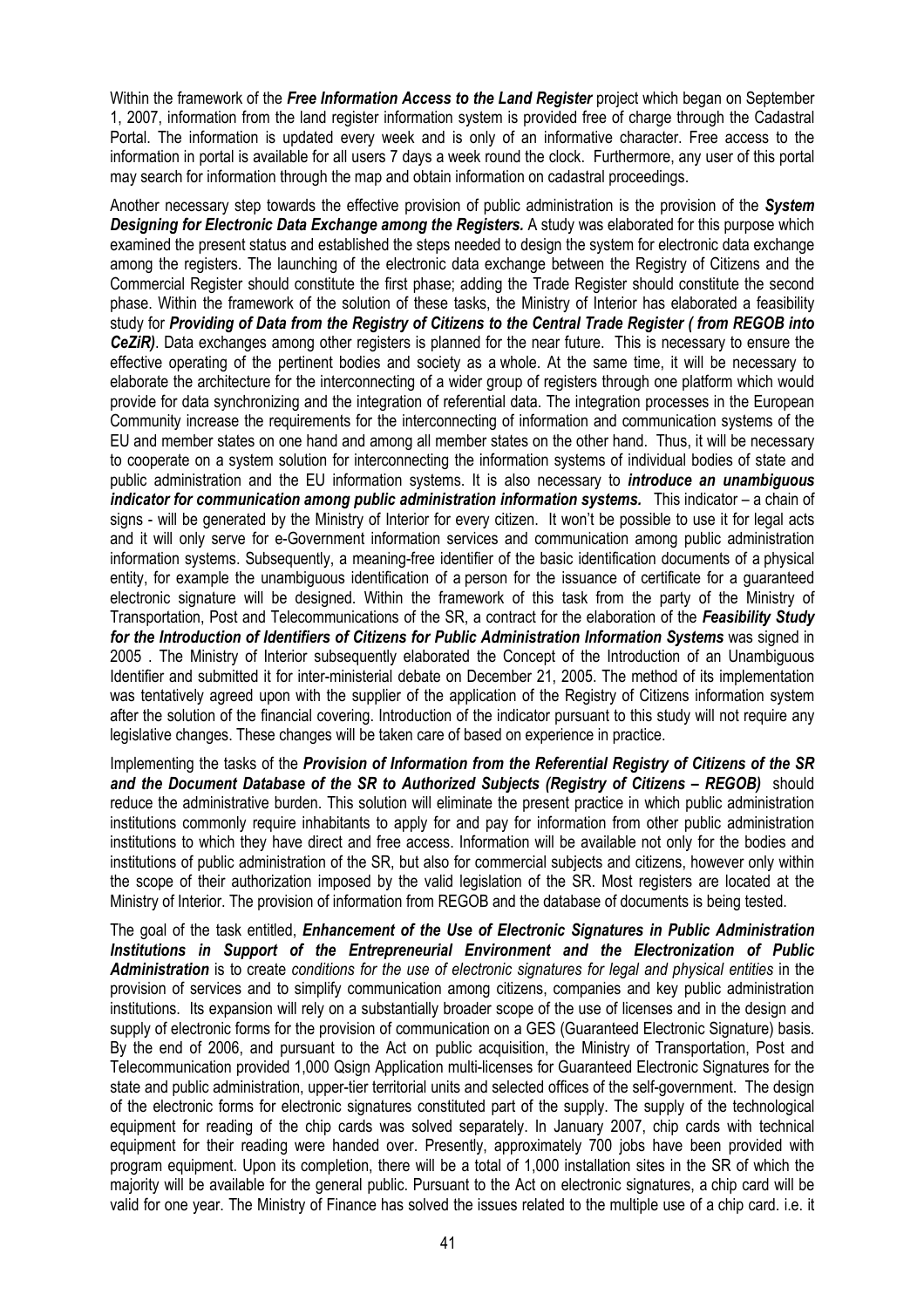Within the framework of the ***Free Information Access to the Land Register*** project which began on September 1, 2007, information from the land register information system is provided free of charge through the Cadastral Portal. The information is updated every week and is only of an informative character. Free access to the information in portal is available for all users 7 days a week round the clock. Furthermore, any user of this portal may search for information through the map and obtain information on cadastral proceedings.

Another necessary step towards the effective provision of public administration is the provision of the ***System Designing for Electronic Data Exchange among the Registers.*** A study was elaborated for this purpose which examined the present status and established the steps needed to design the system for electronic data exchange among the registers. The launching of the electronic data exchange between the Registry of Citizens and the Commercial Register should constitute the first phase; adding the Trade Register should constitute the second phase. Within the framework of the solution of these tasks, the Ministry of Interior has elaborated a feasibility study for ***Providing of Data from the Registry of Citizens to the Central Trade Register ( from REGOB into CeZiR)***. Data exchanges among other registers is planned for the near future. This is necessary to ensure the effective operating of the pertinent bodies and society as a whole. At the same time, it will be necessary to elaborate the architecture for the interconnecting of a wider group of registers through one platform which would provide for data synchronizing and the integration of referential data. The integration processes in the European Community increase the requirements for the interconnecting of information and communication systems of the EU and member states on one hand and among all member states on the other hand. Thus, it will be necessary to cooperate on a system solution for interconnecting the information systems of individual bodies of state and public administration and the EU information systems. It is also necessary to ***introduce an unambiguous indicator for communication among public administration information systems.*** This indicator – a chain of signs - will be generated by the Ministry of Interior for every citizen. It won't be possible to use it for legal acts and it will only serve for e-Government information services and communication among public administration information systems. Subsequently, a meaning-free identifier of the basic identification documents of a physical entity, for example the unambiguous identification of a person for the issuance of certificate for a guaranteed electronic signature will be designed. Within the framework of this task from the party of the Ministry of Transportation, Post and Telecommunications of the SR, a contract for the elaboration of the ***Feasibility Study for the Introduction of Identifiers of Citizens for Public Administration Information Systems*** was signed in 2005 . The Ministry of Interior subsequently elaborated the Concept of the Introduction of an Unambiguous Identifier and submitted it for inter-ministerial debate on December 21, 2005. The method of its implementation was tentatively agreed upon with the supplier of the application of the Registry of Citizens information system after the solution of the financial covering. Introduction of the indicator pursuant to this study will not require any legislative changes. These changes will be taken care of based on experience in practice.

Implementing the tasks of the ***Provision of Information from the Referential Registry of Citizens of the SR and the Document Database of the SR to Authorized Subjects (Registry of Citizens – REGOB)*** should reduce the administrative burden. This solution will eliminate the present practice in which public administration institutions commonly require inhabitants to apply for and pay for information from other public administration institutions to which they have direct and free access. Information will be available not only for the bodies and institutions of public administration of the SR, but also for commercial subjects and citizens, however only within the scope of their authorization imposed by the valid legislation of the SR. Most registers are located at the Ministry of Interior. The provision of information from REGOB and the database of documents is being tested.

The goal of the task entitled, ***Enhancement of the Use of Electronic Signatures in Public Administration Institutions in Support of the Entrepreneurial Environment and the Electronization of Public Administration*** is to create *conditions for the use of electronic signatures for legal and physical entities* in the provision of services and to simplify communication among citizens, companies and key public administration institutions. Its expansion will rely on a substantially broader scope of the use of licenses and in the design and supply of electronic forms for the provision of communication on a GES (Guaranteed Electronic Signature) basis. By the end of 2006, and pursuant to the Act on public acquisition, the Ministry of Transportation, Post and Telecommunication provided 1,000 Qsign Application multi-licenses for Guaranteed Electronic Signatures for the state and public administration, upper-tier territorial units and selected offices of the self-government. The design of the electronic forms for electronic signatures constituted part of the supply. The supply of the technological equipment for reading of the chip cards was solved separately. In January 2007, chip cards with technical equipment for their reading were handed over. Presently, approximately 700 jobs have been provided with program equipment. Upon its completion, there will be a total of 1,000 installation sites in the SR of which the majority will be available for the general public. Pursuant to the Act on electronic signatures, a chip card will be valid for one year. The Ministry of Finance has solved the issues related to the multiple use of a chip card. i.e. it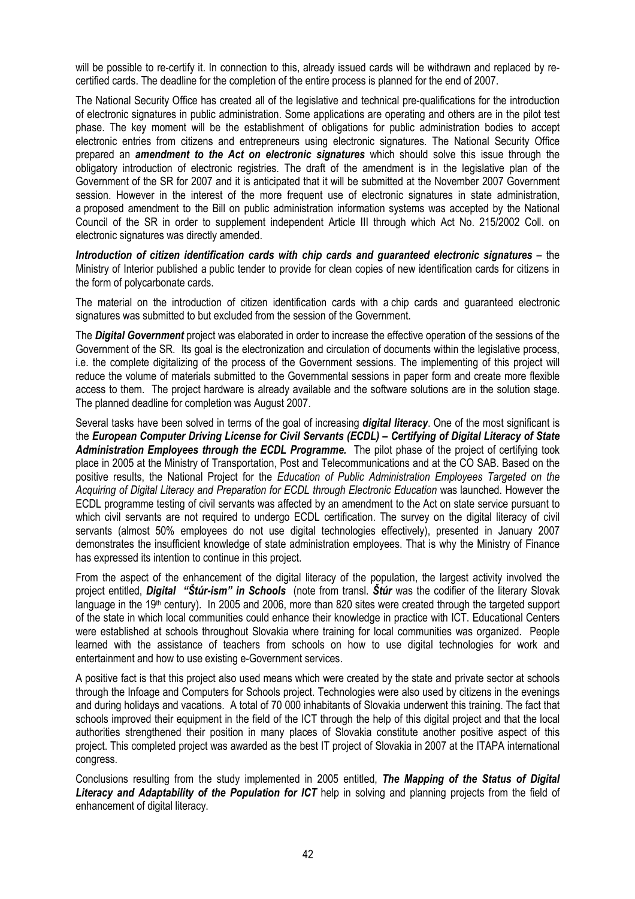will be possible to re-certify it. In connection to this, already issued cards will be withdrawn and replaced by re-certified cards. The deadline for the completion of the entire process is planned for the end of 2007.

The National Security Office has created all of the legislative and technical pre-qualifications for the introduction of electronic signatures in public administration. Some applications are operating and others are in the pilot test phase. The key moment will be the establishment of obligations for public administration bodies to accept electronic entries from citizens and entrepreneurs using electronic signatures. The National Security Office prepared an ***amendment to the Act on electronic signatures*** which should solve this issue through the obligatory introduction of electronic registries. The draft of the amendment is in the legislative plan of the Government of the SR for 2007 and it is anticipated that it will be submitted at the November 2007 Government session. However in the interest of the more frequent use of electronic signatures in state administration, a proposed amendment to the Bill on public administration information systems was accepted by the National Council of the SR in order to supplement independent Article III through which Act No. 215/2002 Coll. on electronic signatures was directly amended.

***Introduction of citizen identification cards with chip cards and guaranteed electronic signatures*** – the Ministry of Interior published a public tender to provide for clean copies of new identification cards for citizens in the form of polycarbonate cards.

The material on the introduction of citizen identification cards with a chip cards and guaranteed electronic signatures was submitted to but excluded from the session of the Government.

The ***Digital Government*** project was elaborated in order to increase the effective operation of the sessions of the Government of the SR. Its goal is the electronization and circulation of documents within the legislative process, i.e. the complete digitalizing of the process of the Government sessions. The implementing of this project will reduce the volume of materials submitted to the Governmental sessions in paper form and create more flexible access to them. The project hardware is already available and the software solutions are in the solution stage. The planned deadline for completion was August 2007.

Several tasks have been solved in terms of the goal of increasing ***digital literacy***. One of the most significant is the ***European Computer Driving License for Civil Servants (ECDL) – Certifying of Digital Literacy of State Administration Employees through the ECDL Programme.*** The pilot phase of the project of certifying took place in 2005 at the Ministry of Transportation, Post and Telecommunications and at the CO SAB. Based on the positive results, the National Project for the *Education of Public Administration Employees Targeted on the Acquiring of Digital Literacy and Preparation for ECDL through Electronic Education* was launched. However the ECDL programme testing of civil servants was affected by an amendment to the Act on state service pursuant to which civil servants are not required to undergo ECDL certification. The survey on the digital literacy of civil servants (almost 50% employees do not use digital technologies effectively), presented in January 2007 demonstrates the insufficient knowledge of state administration employees. That is why the Ministry of Finance has expressed its intention to continue in this project.

From the aspect of the enhancement of the digital literacy of the population, the largest activity involved the project entitled, ***Digital "Štúr-ism" in Schools*** (note from transl. ***Štúr*** was the codifier of the literary Slovak language in the 19th century). In 2005 and 2006, more than 820 sites were created through the targeted support of the state in which local communities could enhance their knowledge in practice with ICT. Educational Centers were established at schools throughout Slovakia where training for local communities was organized. People learned with the assistance of teachers from schools on how to use digital technologies for work and entertainment and how to use existing e-Government services.

A positive fact is that this project also used means which were created by the state and private sector at schools through the Infoage and Computers for Schools project. Technologies were also used by citizens in the evenings and during holidays and vacations. A total of 70 000 inhabitants of Slovakia underwent this training. The fact that schools improved their equipment in the field of the ICT through the help of this digital project and that the local authorities strengthened their position in many places of Slovakia constitute another positive aspect of this project. This completed project was awarded as the best IT project of Slovakia in 2007 at the ITAPA international congress.

Conclusions resulting from the study implemented in 2005 entitled, ***The Mapping of the Status of Digital Literacy and Adaptability of the Population for ICT*** help in solving and planning projects from the field of enhancement of digital literacy.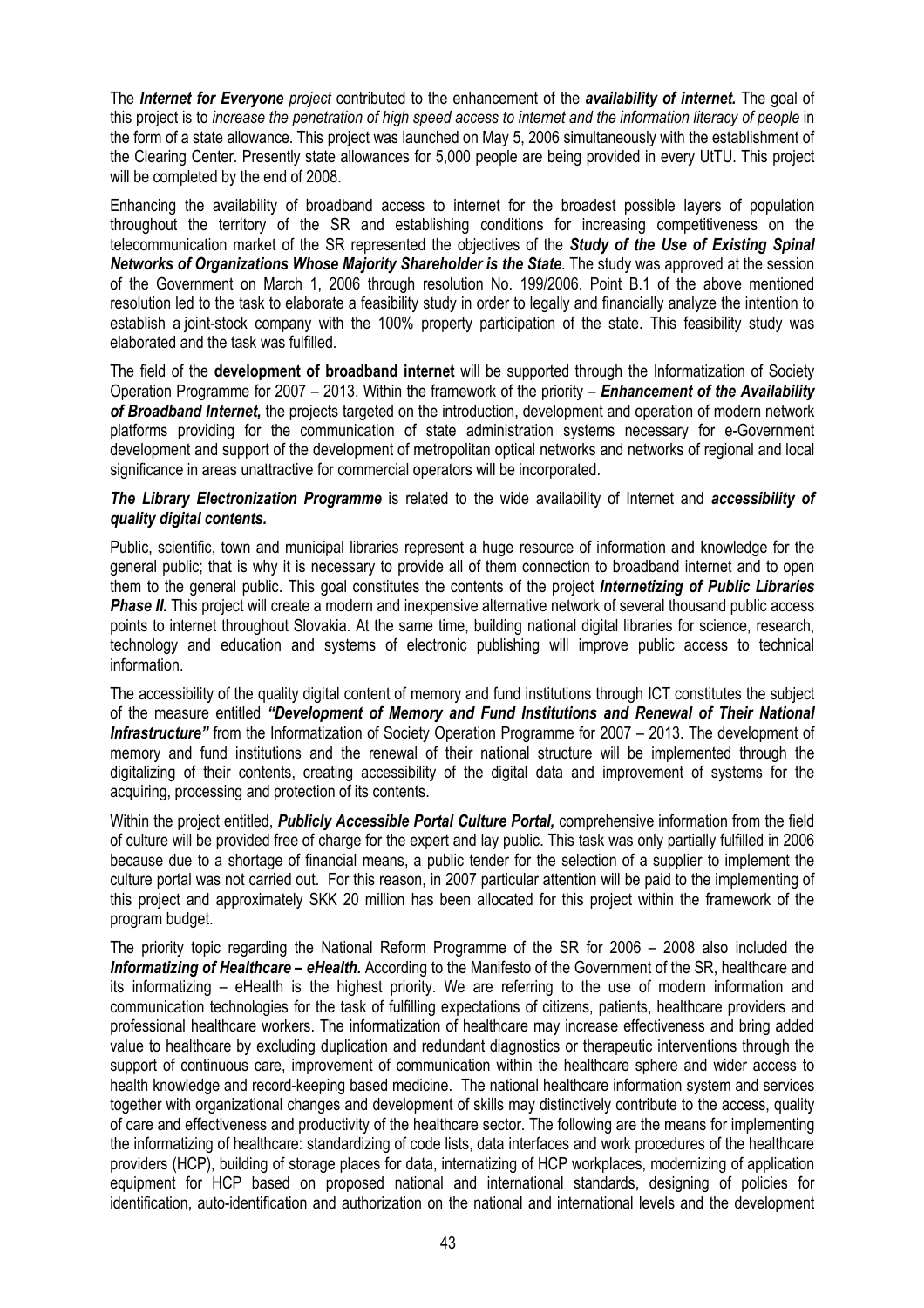The ***Internet for Everyone*** *project* contributed to the enhancement of the ***availability of internet.*** The goal of this project is to *increase the penetration of high speed access to internet and the information literacy of people* in the form of a state allowance. This project was launched on May 5, 2006 simultaneously with the establishment of the Clearing Center. Presently state allowances for 5,000 people are being provided in every UtTU. This project will be completed by the end of 2008.

Enhancing the availability of broadband access to internet for the broadest possible layers of population throughout the territory of the SR and establishing conditions for increasing competitiveness on the telecommunication market of the SR represented the objectives of the ***Study of the Use of Existing Spinal Networks of Organizations Whose Majority Shareholder is the State***. The study was approved at the session of the Government on March 1, 2006 through resolution No. 199/2006. Point B.1 of the above mentioned resolution led to the task to elaborate a feasibility study in order to legally and financially analyze the intention to establish a joint-stock company with the 100% property participation of the state. This feasibility study was elaborated and the task was fulfilled.

The field of the **development of broadband internet** will be supported through the Informatization of Society Operation Programme for 2007 – 2013. Within the framework of the priority – ***Enhancement of the Availability of Broadband Internet,*** the projects targeted on the introduction, development and operation of modern network platforms providing for the communication of state administration systems necessary for e-Government development and support of the development of metropolitan optical networks and networks of regional and local significance in areas unattractive for commercial operators will be incorporated.

***The Library Electronization Programme*** is related to the wide availability of Internet and ***accessibility of quality digital contents.***

Public, scientific, town and municipal libraries represent a huge resource of information and knowledge for the general public; that is why it is necessary to provide all of them connection to broadband internet and to open them to the general public. This goal constitutes the contents of the project ***Internetizing of Public Libraries Phase II.*** This project will create a modern and inexpensive alternative network of several thousand public access points to internet throughout Slovakia. At the same time, building national digital libraries for science, research, technology and education and systems of electronic publishing will improve public access to technical information.

The accessibility of the quality digital content of memory and fund institutions through ICT constitutes the subject of the measure entitled ***"Development of Memory and Fund Institutions and Renewal of Their National Infrastructure"*** from the Informatization of Society Operation Programme for 2007 – 2013. The development of memory and fund institutions and the renewal of their national structure will be implemented through the digitalizing of their contents, creating accessibility of the digital data and improvement of systems for the acquiring, processing and protection of its contents.

Within the project entitled, ***Publicly Accessible Portal Culture Portal,*** comprehensive information from the field of culture will be provided free of charge for the expert and lay public. This task was only partially fulfilled in 2006 because due to a shortage of financial means, a public tender for the selection of a supplier to implement the culture portal was not carried out. For this reason, in 2007 particular attention will be paid to the implementing of this project and approximately SKK 20 million has been allocated for this project within the framework of the program budget.

The priority topic regarding the National Reform Programme of the SR for 2006 – 2008 also included the ***Informatizing of Healthcare – eHealth.*** According to the Manifesto of the Government of the SR, healthcare and its informatizing – eHealth is the highest priority. We are referring to the use of modern information and communication technologies for the task of fulfilling expectations of citizens, patients, healthcare providers and professional healthcare workers. The informatization of healthcare may increase effectiveness and bring added value to healthcare by excluding duplication and redundant diagnostics or therapeutic interventions through the support of continuous care, improvement of communication within the healthcare sphere and wider access to health knowledge and record-keeping based medicine. The national healthcare information system and services together with organizational changes and development of skills may distinctively contribute to the access, quality of care and effectiveness and productivity of the healthcare sector. The following are the means for implementing the informatizing of healthcare: standardizing of code lists, data interfaces and work procedures of the healthcare providers (HCP), building of storage places for data, internatizing of HCP workplaces, modernizing of application equipment for HCP based on proposed national and international standards, designing of policies for identification, auto-identification and authorization on the national and international levels and the development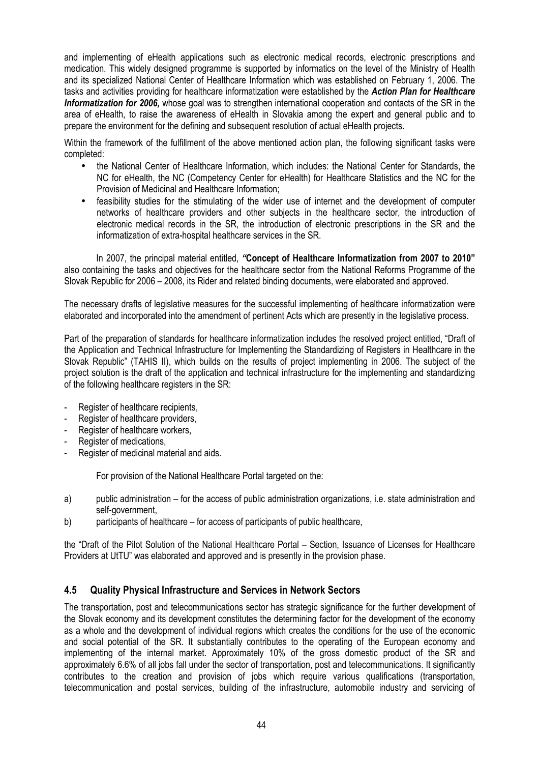and implementing of eHealth applications such as electronic medical records, electronic prescriptions and medication. This widely designed programme is supported by informatics on the level of the Ministry of Health and its specialized National Center of Healthcare Information which was established on February 1, 2006. The tasks and activities providing for healthcare informatization were established by the ***Action Plan for Healthcare Informatization for 2006,*** whose goal was to strengthen international cooperation and contacts of the SR in the area of eHealth, to raise the awareness of eHealth in Slovakia among the expert and general public and to prepare the environment for the defining and subsequent resolution of actual eHealth projects.

Within the framework of the fulfillment of the above mentioned action plan, the following significant tasks were completed:

- the National Center of Healthcare Information, which includes: the National Center for Standards, the NC for eHealth, the NC (Competency Center for eHealth) for Healthcare Statistics and the NC for the Provision of Medicinal and Healthcare Information;
- feasibility studies for the stimulating of the wider use of internet and the development of computer networks of healthcare providers and other subjects in the healthcare sector, the introduction of electronic medical records in the SR, the introduction of electronic prescriptions in the SR and the informatization of extra-hospital healthcare services in the SR.

In 2007, the principal material entitled, ***"*Concept of Healthcare Informatization from 2007 to 2010"**** also containing the tasks and objectives for the healthcare sector from the National Reforms Programme of the Slovak Republic for 2006 – 2008, its Rider and related binding documents, were elaborated and approved.

The necessary drafts of legislative measures for the successful implementing of healthcare informatization were elaborated and incorporated into the amendment of pertinent Acts which are presently in the legislative process.

Part of the preparation of standards for healthcare informatization includes the resolved project entitled, "Draft of the Application and Technical Infrastructure for Implementing the Standardizing of Registers in Healthcare in the Slovak Republic" (TAHIS II), which builds on the results of project implementing in 2006. The subject of the project solution is the draft of the application and technical infrastructure for the implementing and standardizing of the following healthcare registers in the SR:

- Register of healthcare recipients,
- Register of healthcare providers,
- Register of healthcare workers,
- Register of medications,
- Register of medicinal material and aids.

For provision of the National Healthcare Portal targeted on the:

a) public administration – for the access of public administration organizations, i.e. state administration and self-government,
b) participants of healthcare – for access of participants of public healthcare,

the "Draft of the Pilot Solution of the National Healthcare Portal – Section, Issuance of Licenses for Healthcare Providers at UtTU" was elaborated and approved and is presently in the provision phase.

## 4.5 Quality Physical Infrastructure and Services in Network Sectors

The transportation, post and telecommunications sector has strategic significance for the further development of the Slovak economy and its development constitutes the determining factor for the development of the economy as a whole and the development of individual regions which creates the conditions for the use of the economic and social potential of the SR. It substantially contributes to the operating of the European economy and implementing of the internal market. Approximately 10% of the gross domestic product of the SR and approximately 6.6% of all jobs fall under the sector of transportation, post and telecommunications. It significantly contributes to the creation and provision of jobs which require various qualifications (transportation, telecommunication and postal services, building of the infrastructure, automobile industry and servicing of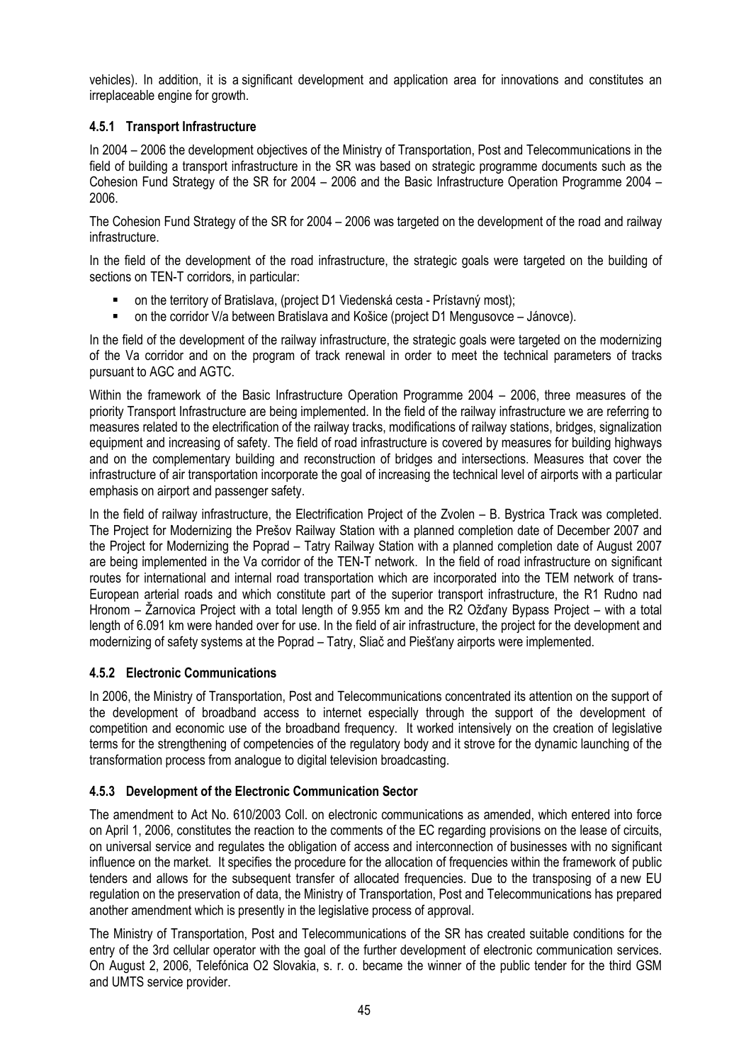vehicles). In addition, it is a significant development and application area for innovations and constitutes an irreplaceable engine for growth.

### 4.5.1 Transport Infrastructure

In 2004 – 2006 the development objectives of the Ministry of Transportation, Post and Telecommunications in the field of building a transport infrastructure in the SR was based on strategic programme documents such as the Cohesion Fund Strategy of the SR for 2004 – 2006 and the Basic Infrastructure Operation Programme 2004 – 2006.

The Cohesion Fund Strategy of the SR for 2004 – 2006 was targeted on the development of the road and railway infrastructure.

In the field of the development of the road infrastructure, the strategic goals were targeted on the building of sections on TEN-T corridors, in particular:

- on the territory of Bratislava, (project D1 Viedenská cesta - Prístavný most);
- on the corridor V/a between Bratislava and Košice (project D1 Mengusovce – Jánovce).

In the field of the development of the railway infrastructure, the strategic goals were targeted on the modernizing of the Va corridor and on the program of track renewal in order to meet the technical parameters of tracks pursuant to AGC and AGTC.

Within the framework of the Basic Infrastructure Operation Programme 2004 – 2006, three measures of the priority Transport Infrastructure are being implemented. In the field of the railway infrastructure we are referring to measures related to the electrification of the railway tracks, modifications of railway stations, bridges, signalization equipment and increasing of safety. The field of road infrastructure is covered by measures for building highways and on the complementary building and reconstruction of bridges and intersections. Measures that cover the infrastructure of air transportation incorporate the goal of increasing the technical level of airports with a particular emphasis on airport and passenger safety.

In the field of railway infrastructure, the Electrification Project of the Zvolen – B. Bystrica Track was completed. The Project for Modernizing the Prešov Railway Station with a planned completion date of December 2007 and the Project for Modernizing the Poprad – Tatry Railway Station with a planned completion date of August 2007 are being implemented in the Va corridor of the TEN-T network. In the field of road infrastructure on significant routes for international and internal road transportation which are incorporated into the TEM network of trans-European arterial roads and which constitute part of the superior transport infrastructure, the R1 Rudno nad Hronom – Žarnovica Project with a total length of 9.955 km and the R2 Ožďany Bypass Project – with a total length of 6.091 km were handed over for use. In the field of air infrastructure, the project for the development and modernizing of safety systems at the Poprad – Tatry, Sliač and Piešťany airports were implemented.

### 4.5.2 Electronic Communications

In 2006, the Ministry of Transportation, Post and Telecommunications concentrated its attention on the support of the development of broadband access to internet especially through the support of the development of competition and economic use of the broadband frequency. It worked intensively on the creation of legislative terms for the strengthening of competencies of the regulatory body and it strove for the dynamic launching of the transformation process from analogue to digital television broadcasting.

### 4.5.3 Development of the Electronic Communication Sector

The amendment to Act No. 610/2003 Coll. on electronic communications as amended, which entered into force on April 1, 2006, constitutes the reaction to the comments of the EC regarding provisions on the lease of circuits, on universal service and regulates the obligation of access and interconnection of businesses with no significant influence on the market. It specifies the procedure for the allocation of frequencies within the framework of public tenders and allows for the subsequent transfer of allocated frequencies. Due to the transposing of a new EU regulation on the preservation of data, the Ministry of Transportation, Post and Telecommunications has prepared another amendment which is presently in the legislative process of approval.

The Ministry of Transportation, Post and Telecommunications of the SR has created suitable conditions for the entry of the 3rd cellular operator with the goal of the further development of electronic communication services. On August 2, 2006, Telefónica O2 Slovakia, s. r. o. became the winner of the public tender for the third GSM and UMTS service provider.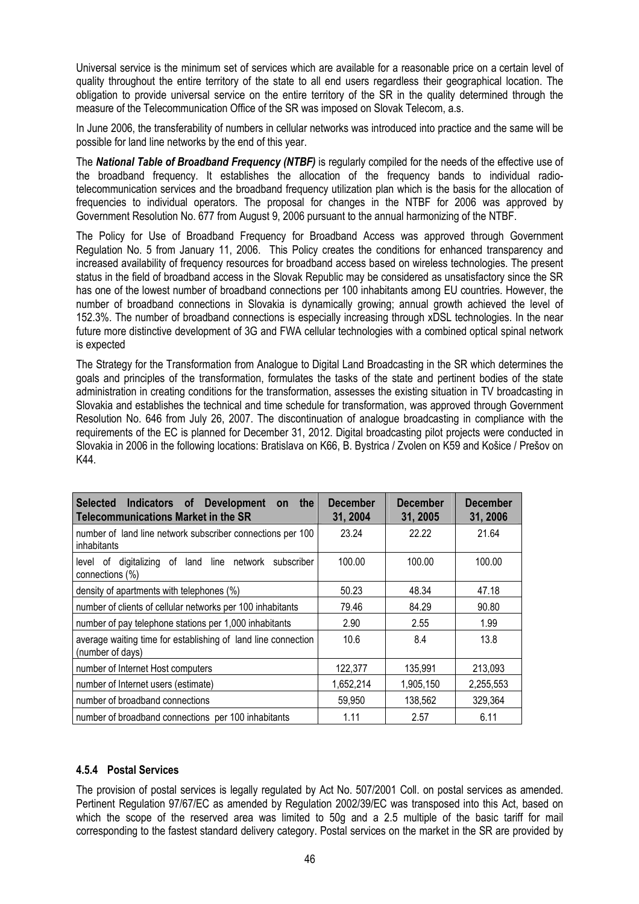Universal service is the minimum set of services which are available for a reasonable price on a certain level of quality throughout the entire territory of the state to all end users regardless their geographical location. The obligation to provide universal service on the entire territory of the SR in the quality determined through the measure of the Telecommunication Office of the SR was imposed on Slovak Telecom, a.s.

In June 2006, the transferability of numbers in cellular networks was introduced into practice and the same will be possible for land line networks by the end of this year.

The ***National Table of Broadband Frequency (NTBF)*** is regularly compiled for the needs of the effective use of the broadband frequency. It establishes the allocation of the frequency bands to individual radio-telecommunication services and the broadband frequency utilization plan which is the basis for the allocation of frequencies to individual operators. The proposal for changes in the NTBF for 2006 was approved by Government Resolution No. 677 from August 9, 2006 pursuant to the annual harmonizing of the NTBF.

The Policy for Use of Broadband Frequency for Broadband Access was approved through Government Regulation No. 5 from January 11, 2006. This Policy creates the conditions for enhanced transparency and increased availability of frequency resources for broadband access based on wireless technologies. The present status in the field of broadband access in the Slovak Republic may be considered as unsatisfactory since the SR has one of the lowest number of broadband connections per 100 inhabitants among EU countries. However, the number of broadband connections in Slovakia is dynamically growing; annual growth achieved the level of 152.3%. The number of broadband connections is especially increasing through xDSL technologies. In the near future more distinctive development of 3G and FWA cellular technologies with a combined optical spinal network is expected

The Strategy for the Transformation from Analogue to Digital Land Broadcasting in the SR which determines the goals and principles of the transformation, formulates the tasks of the state and pertinent bodies of the state administration in creating conditions for the transformation, assesses the existing situation in TV broadcasting in Slovakia and establishes the technical and time schedule for transformation, was approved through Government Resolution No. 646 from July 26, 2007. The discontinuation of analogue broadcasting in compliance with the requirements of the EC is planned for December 31, 2012. Digital broadcasting pilot projects were conducted in Slovakia in 2006 in the following locations: Bratislava on K66, B. Bystrica / Zvolen on K59 and Košice / Prešov on K44.

| **Selected Indicators of Development on the Telecommunications Market in the SR** | **December 31, 2004** | **December 31, 2005** | **December 31, 2006** |
|---|---|---|---|
| number of land line network subscriber connections per 100 inhabitants | 23.24 | 22.22 | 21.64 |
| level of digitalizing of land line network subscriber connections (%) | 100.00 | 100.00 | 100.00 |
| density of apartments with telephones (%) | 50.23 | 48.34 | 47.18 |
| number of clients of cellular networks per 100 inhabitants | 79.46 | 84.29 | 90.80 |
| number of pay telephone stations per 1,000 inhabitants | 2.90 | 2.55 | 1.99 |
| average waiting time for establishing of land line connection (number of days) | 10.6 | 8.4 | 13.8 |
| number of Internet Host computers | 122,377 | 135,991 | 213,093 |
| number of Internet users (estimate) | 1,652,214 | 1,905,150 | 2,255,553 |
| number of broadband connections | 59,950 | 138,562 | 329,364 |
| number of broadband connections per 100 inhabitants | 1.11 | 2.57 | 6.11 |

#### 4.5.4 Postal Services

The provision of postal services is legally regulated by Act No. 507/2001 Coll. on postal services as amended. Pertinent Regulation 97/67/EC as amended by Regulation 2002/39/EC was transposed into this Act, based on which the scope of the reserved area was limited to 50g and a 2.5 multiple of the basic tariff for mail corresponding to the fastest standard delivery category. Postal services on the market in the SR are provided by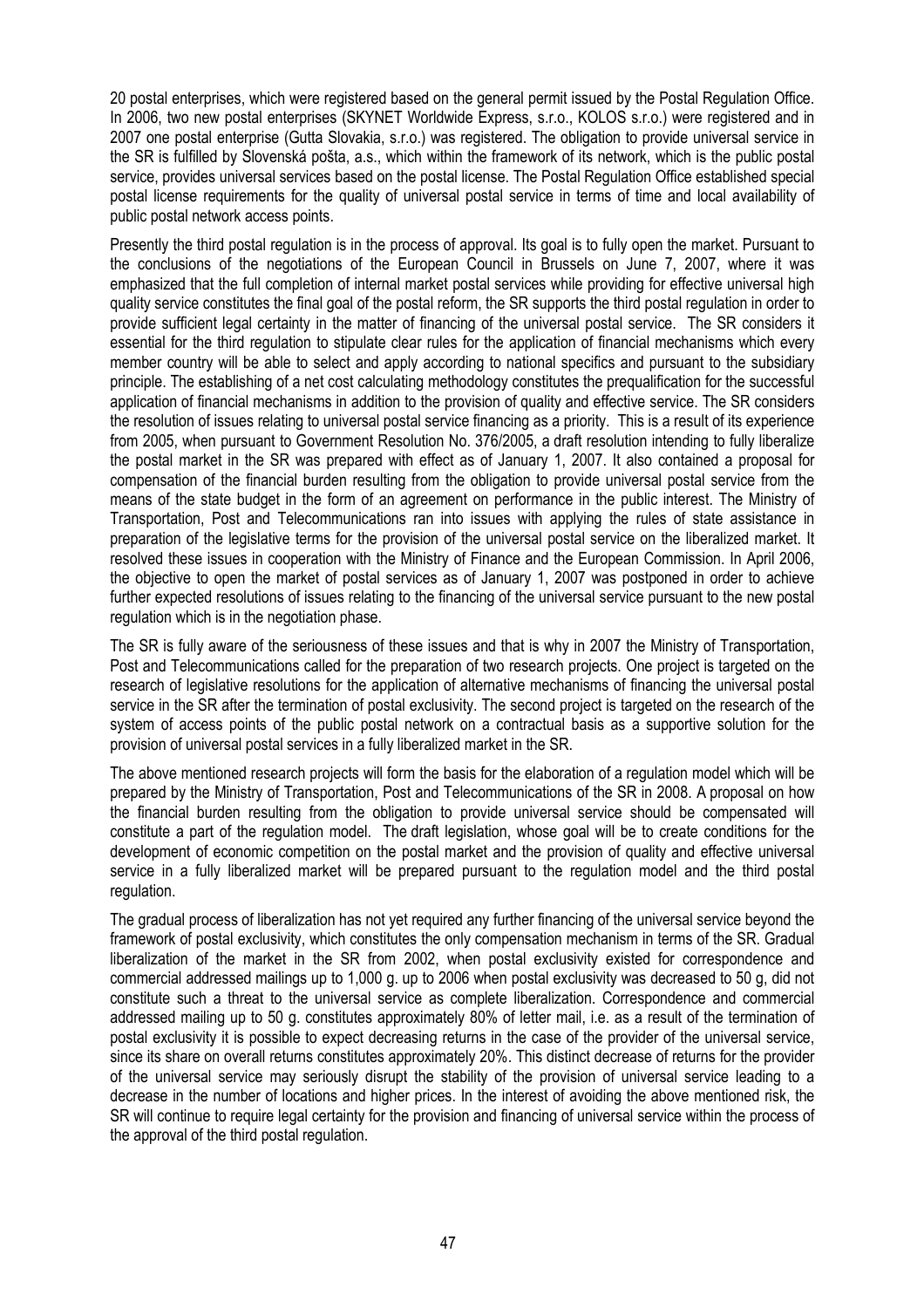20 postal enterprises, which were registered based on the general permit issued by the Postal Regulation Office. In 2006, two new postal enterprises (SKYNET Worldwide Express, s.r.o., KOLOS s.r.o.) were registered and in 2007 one postal enterprise (Gutta Slovakia, s.r.o.) was registered. The obligation to provide universal service in the SR is fulfilled by Slovenská pošta, a.s., which within the framework of its network, which is the public postal service, provides universal services based on the postal license. The Postal Regulation Office established special postal license requirements for the quality of universal postal service in terms of time and local availability of public postal network access points.

Presently the third postal regulation is in the process of approval. Its goal is to fully open the market. Pursuant to the conclusions of the negotiations of the European Council in Brussels on June 7, 2007, where it was emphasized that the full completion of internal market postal services while providing for effective universal high quality service constitutes the final goal of the postal reform, the SR supports the third postal regulation in order to provide sufficient legal certainty in the matter of financing of the universal postal service. The SR considers it essential for the third regulation to stipulate clear rules for the application of financial mechanisms which every member country will be able to select and apply according to national specifics and pursuant to the subsidiary principle. The establishing of a net cost calculating methodology constitutes the prequalification for the successful application of financial mechanisms in addition to the provision of quality and effective service. The SR considers the resolution of issues relating to universal postal service financing as a priority. This is a result of its experience from 2005, when pursuant to Government Resolution No. 376/2005, a draft resolution intending to fully liberalize the postal market in the SR was prepared with effect as of January 1, 2007. It also contained a proposal for compensation of the financial burden resulting from the obligation to provide universal postal service from the means of the state budget in the form of an agreement on performance in the public interest. The Ministry of Transportation, Post and Telecommunications ran into issues with applying the rules of state assistance in preparation of the legislative terms for the provision of the universal postal service on the liberalized market. It resolved these issues in cooperation with the Ministry of Finance and the European Commission. In April 2006, the objective to open the market of postal services as of January 1, 2007 was postponed in order to achieve further expected resolutions of issues relating to the financing of the universal service pursuant to the new postal regulation which is in the negotiation phase.

The SR is fully aware of the seriousness of these issues and that is why in 2007 the Ministry of Transportation, Post and Telecommunications called for the preparation of two research projects. One project is targeted on the research of legislative resolutions for the application of alternative mechanisms of financing the universal postal service in the SR after the termination of postal exclusivity. The second project is targeted on the research of the system of access points of the public postal network on a contractual basis as a supportive solution for the provision of universal postal services in a fully liberalized market in the SR.

The above mentioned research projects will form the basis for the elaboration of a regulation model which will be prepared by the Ministry of Transportation, Post and Telecommunications of the SR in 2008. A proposal on how the financial burden resulting from the obligation to provide universal service should be compensated will constitute a part of the regulation model. The draft legislation, whose goal will be to create conditions for the development of economic competition on the postal market and the provision of quality and effective universal service in a fully liberalized market will be prepared pursuant to the regulation model and the third postal regulation.

The gradual process of liberalization has not yet required any further financing of the universal service beyond the framework of postal exclusivity, which constitutes the only compensation mechanism in terms of the SR. Gradual liberalization of the market in the SR from 2002, when postal exclusivity existed for correspondence and commercial addressed mailings up to 1,000 g. up to 2006 when postal exclusivity was decreased to 50 g, did not constitute such a threat to the universal service as complete liberalization. Correspondence and commercial addressed mailing up to 50 g. constitutes approximately 80% of letter mail, i.e. as a result of the termination of postal exclusivity it is possible to expect decreasing returns in the case of the provider of the universal service, since its share on overall returns constitutes approximately 20%. This distinct decrease of returns for the provider of the universal service may seriously disrupt the stability of the provision of universal service leading to a decrease in the number of locations and higher prices. In the interest of avoiding the above mentioned risk, the SR will continue to require legal certainty for the provision and financing of universal service within the process of the approval of the third postal regulation.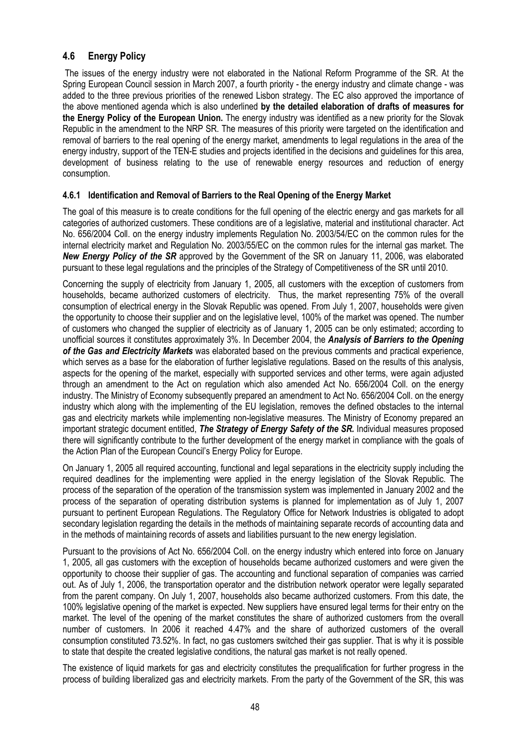## 4.6 Energy Policy

The issues of the energy industry were not elaborated in the National Reform Programme of the SR. At the Spring European Council session in March 2007, a fourth priority - the energy industry and climate change - was added to the three previous priorities of the renewed Lisbon strategy. The EC also approved the importance of the above mentioned agenda which is also underlined **by the detailed elaboration of drafts of measures for the Energy Policy of the European Union.** The energy industry was identified as a new priority for the Slovak Republic in the amendment to the NRP SR. The measures of this priority were targeted on the identification and removal of barriers to the real opening of the energy market, amendments to legal regulations in the area of the energy industry, support of the TEN-E studies and projects identified in the decisions and guidelines for this area, development of business relating to the use of renewable energy resources and reduction of energy consumption.

### 4.6.1 Identification and Removal of Barriers to the Real Opening of the Energy Market

The goal of this measure is to create conditions for the full opening of the electric energy and gas markets for all categories of authorized customers. These conditions are of a legislative, material and institutional character. Act No. 656/2004 Coll. on the energy industry implements Regulation No. 2003/54/EC on the common rules for the internal electricity market and Regulation No. 2003/55/EC on the common rules for the internal gas market. The ***New Energy Policy of the SR*** approved by the Government of the SR on January 11, 2006, was elaborated pursuant to these legal regulations and the principles of the Strategy of Competitiveness of the SR until 2010.

Concerning the supply of electricity from January 1, 2005, all customers with the exception of customers from households, became authorized customers of electricity. Thus, the market representing 75% of the overall consumption of electrical energy in the Slovak Republic was opened. From July 1, 2007, households were given the opportunity to choose their supplier and on the legislative level, 100% of the market was opened. The number of customers who changed the supplier of electricity as of January 1, 2005 can be only estimated; according to unofficial sources it constitutes approximately 3%. In December 2004, the ***Analysis of Barriers to the Opening of the Gas and Electricity Markets*** was elaborated based on the previous comments and practical experience, which serves as a base for the elaboration of further legislative regulations. Based on the results of this analysis, aspects for the opening of the market, especially with supported services and other terms, were again adjusted through an amendment to the Act on regulation which also amended Act No. 656/2004 Coll. on the energy industry. The Ministry of Economy subsequently prepared an amendment to Act No. 656/2004 Coll. on the energy industry which along with the implementing of the EU legislation, removes the defined obstacles to the internal gas and electricity markets while implementing non-legislative measures. The Ministry of Economy prepared an important strategic document entitled, ***The Strategy of Energy Safety of the SR.*** Individual measures proposed there will significantly contribute to the further development of the energy market in compliance with the goals of the Action Plan of the European Council's Energy Policy for Europe.

On January 1, 2005 all required accounting, functional and legal separations in the electricity supply including the required deadlines for the implementing were applied in the energy legislation of the Slovak Republic. The process of the separation of the operation of the transmission system was implemented in January 2002 and the process of the separation of operating distribution systems is planned for implementation as of July 1, 2007 pursuant to pertinent European Regulations. The Regulatory Office for Network Industries is obligated to adopt secondary legislation regarding the details in the methods of maintaining separate records of accounting data and in the methods of maintaining records of assets and liabilities pursuant to the new energy legislation.

Pursuant to the provisions of Act No. 656/2004 Coll. on the energy industry which entered into force on January 1, 2005, all gas customers with the exception of households became authorized customers and were given the opportunity to choose their supplier of gas. The accounting and functional separation of companies was carried out. As of July 1, 2006, the transportation operator and the distribution network operator were legally separated from the parent company. On July 1, 2007, households also became authorized customers. From this date, the 100% legislative opening of the market is expected. New suppliers have ensured legal terms for their entry on the market. The level of the opening of the market constitutes the share of authorized customers from the overall number of customers. In 2006 it reached 4.47% and the share of authorized customers of the overall consumption constituted 73.52%. In fact, no gas customers switched their gas supplier. That is why it is possible to state that despite the created legislative conditions, the natural gas market is not really opened.

The existence of liquid markets for gas and electricity constitutes the prequalification for further progress in the process of building liberalized gas and electricity markets. From the party of the Government of the SR, this was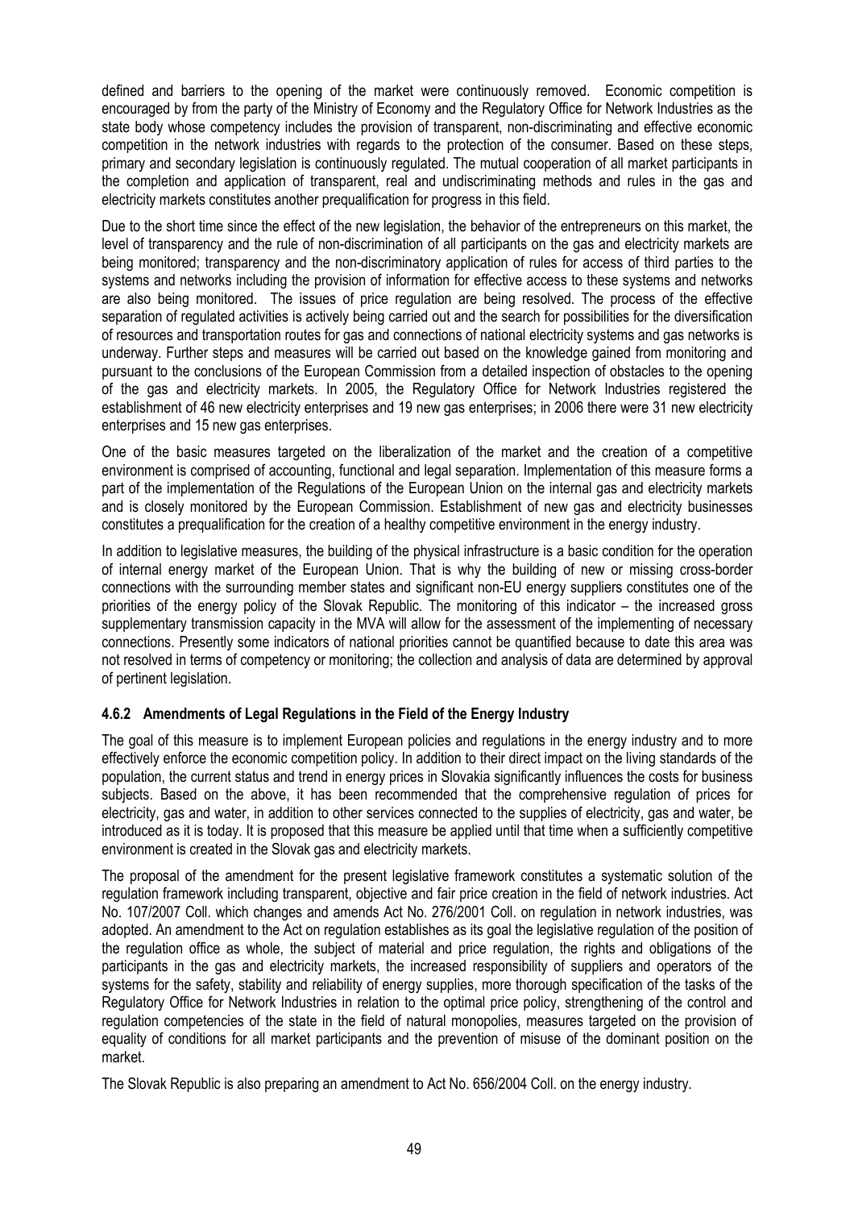defined and barriers to the opening of the market were continuously removed. Economic competition is encouraged by from the party of the Ministry of Economy and the Regulatory Office for Network Industries as the state body whose competency includes the provision of transparent, non-discriminating and effective economic competition in the network industries with regards to the protection of the consumer. Based on these steps, primary and secondary legislation is continuously regulated. The mutual cooperation of all market participants in the completion and application of transparent, real and undiscriminating methods and rules in the gas and electricity markets constitutes another prequalification for progress in this field.

Due to the short time since the effect of the new legislation, the behavior of the entrepreneurs on this market, the level of transparency and the rule of non-discrimination of all participants on the gas and electricity markets are being monitored; transparency and the non-discriminatory application of rules for access of third parties to the systems and networks including the provision of information for effective access to these systems and networks are also being monitored. The issues of price regulation are being resolved. The process of the effective separation of regulated activities is actively being carried out and the search for possibilities for the diversification of resources and transportation routes for gas and connections of national electricity systems and gas networks is underway. Further steps and measures will be carried out based on the knowledge gained from monitoring and pursuant to the conclusions of the European Commission from a detailed inspection of obstacles to the opening of the gas and electricity markets. In 2005, the Regulatory Office for Network Industries registered the establishment of 46 new electricity enterprises and 19 new gas enterprises; in 2006 there were 31 new electricity enterprises and 15 new gas enterprises.

One of the basic measures targeted on the liberalization of the market and the creation of a competitive environment is comprised of accounting, functional and legal separation. Implementation of this measure forms a part of the implementation of the Regulations of the European Union on the internal gas and electricity markets and is closely monitored by the European Commission. Establishment of new gas and electricity businesses constitutes a prequalification for the creation of a healthy competitive environment in the energy industry.

In addition to legislative measures, the building of the physical infrastructure is a basic condition for the operation of internal energy market of the European Union. That is why the building of new or missing cross-border connections with the surrounding member states and significant non-EU energy suppliers constitutes one of the priorities of the energy policy of the Slovak Republic. The monitoring of this indicator – the increased gross supplementary transmission capacity in the MVA will allow for the assessment of the implementing of necessary connections. Presently some indicators of national priorities cannot be quantified because to date this area was not resolved in terms of competency or monitoring; the collection and analysis of data are determined by approval of pertinent legislation.

### 4.6.2 Amendments of Legal Regulations in the Field of the Energy Industry

The goal of this measure is to implement European policies and regulations in the energy industry and to more effectively enforce the economic competition policy. In addition to their direct impact on the living standards of the population, the current status and trend in energy prices in Slovakia significantly influences the costs for business subjects. Based on the above, it has been recommended that the comprehensive regulation of prices for electricity, gas and water, in addition to other services connected to the supplies of electricity, gas and water, be introduced as it is today. It is proposed that this measure be applied until that time when a sufficiently competitive environment is created in the Slovak gas and electricity markets.

The proposal of the amendment for the present legislative framework constitutes a systematic solution of the regulation framework including transparent, objective and fair price creation in the field of network industries. Act No. 107/2007 Coll. which changes and amends Act No. 276/2001 Coll. on regulation in network industries, was adopted. An amendment to the Act on regulation establishes as its goal the legislative regulation of the position of the regulation office as whole, the subject of material and price regulation, the rights and obligations of the participants in the gas and electricity markets, the increased responsibility of suppliers and operators of the systems for the safety, stability and reliability of energy supplies, more thorough specification of the tasks of the Regulatory Office for Network Industries in relation to the optimal price policy, strengthening of the control and regulation competencies of the state in the field of natural monopolies, measures targeted on the provision of equality of conditions for all market participants and the prevention of misuse of the dominant position on the market.

The Slovak Republic is also preparing an amendment to Act No. 656/2004 Coll. on the energy industry.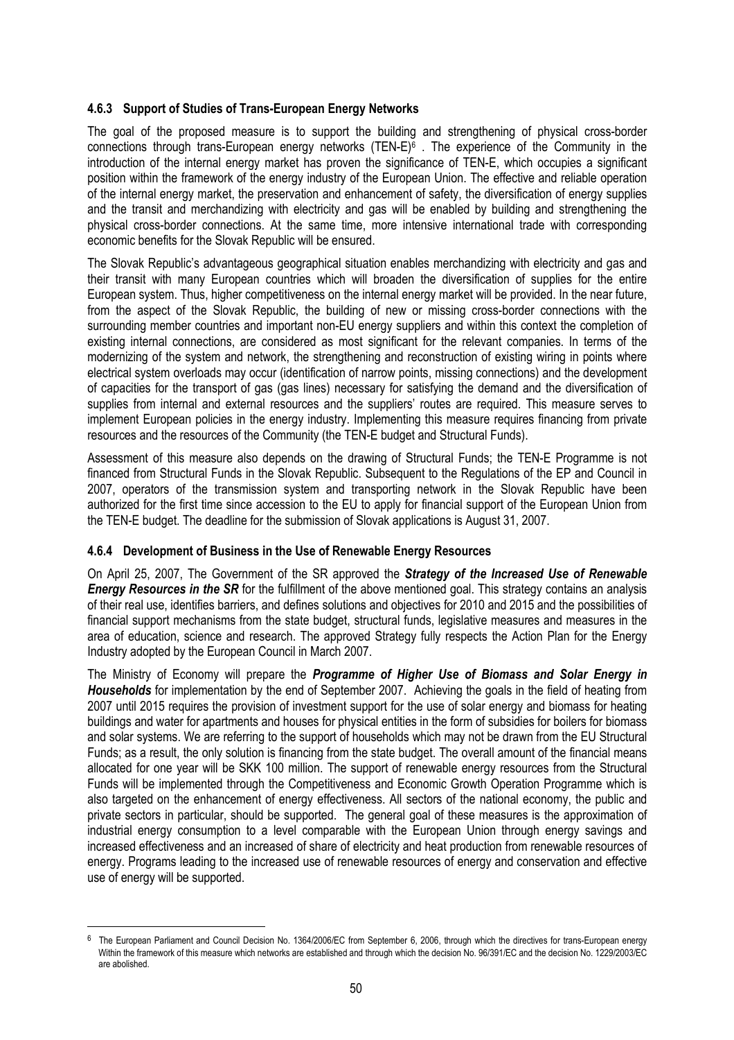### 4.6.3 Support of Studies of Trans-European Energy Networks

The goal of the proposed measure is to support the building and strengthening of physical cross-border connections through trans-European energy networks (TEN-E)[6] . The experience of the Community in the introduction of the internal energy market has proven the significance of TEN-E, which occupies a significant position within the framework of the energy industry of the European Union. The effective and reliable operation of the internal energy market, the preservation and enhancement of safety, the diversification of energy supplies and the transit and merchandizing with electricity and gas will be enabled by building and strengthening the physical cross-border connections. At the same time, more intensive international trade with corresponding economic benefits for the Slovak Republic will be ensured.

The Slovak Republic's advantageous geographical situation enables merchandizing with electricity and gas and their transit with many European countries which will broaden the diversification of supplies for the entire European system. Thus, higher competitiveness on the internal energy market will be provided. In the near future, from the aspect of the Slovak Republic, the building of new or missing cross-border connections with the surrounding member countries and important non-EU energy suppliers and within this context the completion of existing internal connections, are considered as most significant for the relevant companies. In terms of the modernizing of the system and network, the strengthening and reconstruction of existing wiring in points where electrical system overloads may occur (identification of narrow points, missing connections) and the development of capacities for the transport of gas (gas lines) necessary for satisfying the demand and the diversification of supplies from internal and external resources and the suppliers' routes are required. This measure serves to implement European policies in the energy industry. Implementing this measure requires financing from private resources and the resources of the Community (the TEN-E budget and Structural Funds).

Assessment of this measure also depends on the drawing of Structural Funds; the TEN-E Programme is not financed from Structural Funds in the Slovak Republic. Subsequent to the Regulations of the EP and Council in 2007, operators of the transmission system and transporting network in the Slovak Republic have been authorized for the first time since accession to the EU to apply for financial support of the European Union from the TEN-E budget. The deadline for the submission of Slovak applications is August 31, 2007.

### 4.6.4 Development of Business in the Use of Renewable Energy Resources

On April 25, 2007, The Government of the SR approved the ***Strategy of the Increased Use of Renewable Energy Resources in the SR*** for the fulfillment of the above mentioned goal. This strategy contains an analysis of their real use, identifies barriers, and defines solutions and objectives for 2010 and 2015 and the possibilities of financial support mechanisms from the state budget, structural funds, legislative measures and measures in the area of education, science and research. The approved Strategy fully respects the Action Plan for the Energy Industry adopted by the European Council in March 2007.

The Ministry of Economy will prepare the ***Programme of Higher Use of Biomass and Solar Energy in Households*** for implementation by the end of September 2007. Achieving the goals in the field of heating from 2007 until 2015 requires the provision of investment support for the use of solar energy and biomass for heating buildings and water for apartments and houses for physical entities in the form of subsidies for boilers for biomass and solar systems. We are referring to the support of households which may not be drawn from the EU Structural Funds; as a result, the only solution is financing from the state budget. The overall amount of the financial means allocated for one year will be SKK 100 million. The support of renewable energy resources from the Structural Funds will be implemented through the Competitiveness and Economic Growth Operation Programme which is also targeted on the enhancement of energy effectiveness. All sectors of the national economy, the public and private sectors in particular, should be supported. The general goal of these measures is the approximation of industrial energy consumption to a level comparable with the European Union through energy savings and increased effectiveness and an increased of share of electricity and heat production from renewable resources of energy. Programs leading to the increased use of renewable resources of energy and conservation and effective use of energy will be supported.

---

[6] The European Parliament and Council Decision No. 1364/2006/EC from September 6, 2006, through which the directives for trans-European energy Within the framework of this measure which networks are established and through which the decision No. 96/391/EC and the decision No. 1229/2003/EC are abolished.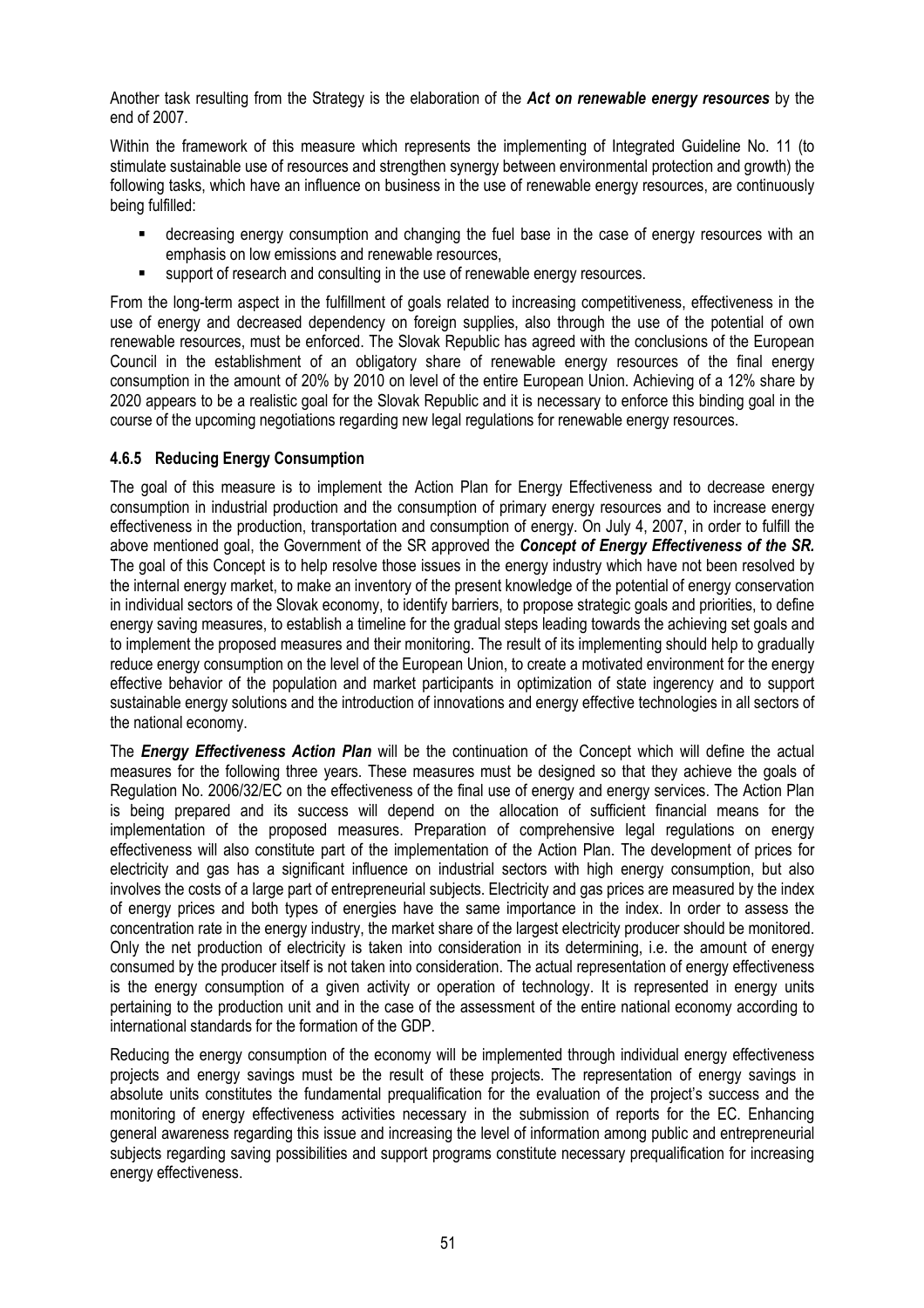Another task resulting from the Strategy is the elaboration of the ***Act on renewable energy resources*** by the end of 2007.

Within the framework of this measure which represents the implementing of Integrated Guideline No. 11 (to stimulate sustainable use of resources and strengthen synergy between environmental protection and growth) the following tasks, which have an influence on business in the use of renewable energy resources, are continuously being fulfilled:

- decreasing energy consumption and changing the fuel base in the case of energy resources with an emphasis on low emissions and renewable resources,
- support of research and consulting in the use of renewable energy resources.

From the long-term aspect in the fulfillment of goals related to increasing competitiveness, effectiveness in the use of energy and decreased dependency on foreign supplies, also through the use of the potential of own renewable resources, must be enforced. The Slovak Republic has agreed with the conclusions of the European Council in the establishment of an obligatory share of renewable energy resources of the final energy consumption in the amount of 20% by 2010 on level of the entire European Union. Achieving of a 12% share by 2020 appears to be a realistic goal for the Slovak Republic and it is necessary to enforce this binding goal in the course of the upcoming negotiations regarding new legal regulations for renewable energy resources.

#### 4.6.5 Reducing Energy Consumption

The goal of this measure is to implement the Action Plan for Energy Effectiveness and to decrease energy consumption in industrial production and the consumption of primary energy resources and to increase energy effectiveness in the production, transportation and consumption of energy. On July 4, 2007, in order to fulfill the above mentioned goal, the Government of the SR approved the ***Concept of Energy Effectiveness of the SR.*** The goal of this Concept is to help resolve those issues in the energy industry which have not been resolved by the internal energy market, to make an inventory of the present knowledge of the potential of energy conservation in individual sectors of the Slovak economy, to identify barriers, to propose strategic goals and priorities, to define energy saving measures, to establish a timeline for the gradual steps leading towards the achieving set goals and to implement the proposed measures and their monitoring. The result of its implementing should help to gradually reduce energy consumption on the level of the European Union, to create a motivated environment for the energy effective behavior of the population and market participants in optimization of state ingerency and to support sustainable energy solutions and the introduction of innovations and energy effective technologies in all sectors of the national economy.

The ***Energy Effectiveness Action Plan*** will be the continuation of the Concept which will define the actual measures for the following three years. These measures must be designed so that they achieve the goals of Regulation No. 2006/32/EC on the effectiveness of the final use of energy and energy services. The Action Plan is being prepared and its success will depend on the allocation of sufficient financial means for the implementation of the proposed measures. Preparation of comprehensive legal regulations on energy effectiveness will also constitute part of the implementation of the Action Plan. The development of prices for electricity and gas has a significant influence on industrial sectors with high energy consumption, but also involves the costs of a large part of entrepreneurial subjects. Electricity and gas prices are measured by the index of energy prices and both types of energies have the same importance in the index. In order to assess the concentration rate in the energy industry, the market share of the largest electricity producer should be monitored. Only the net production of electricity is taken into consideration in its determining, i.e. the amount of energy consumed by the producer itself is not taken into consideration. The actual representation of energy effectiveness is the energy consumption of a given activity or operation of technology. It is represented in energy units pertaining to the production unit and in the case of the assessment of the entire national economy according to international standards for the formation of the GDP.

Reducing the energy consumption of the economy will be implemented through individual energy effectiveness projects and energy savings must be the result of these projects. The representation of energy savings in absolute units constitutes the fundamental prequalification for the evaluation of the project's success and the monitoring of energy effectiveness activities necessary in the submission of reports for the EC. Enhancing general awareness regarding this issue and increasing the level of information among public and entrepreneurial subjects regarding saving possibilities and support programs constitute necessary prequalification for increasing energy effectiveness.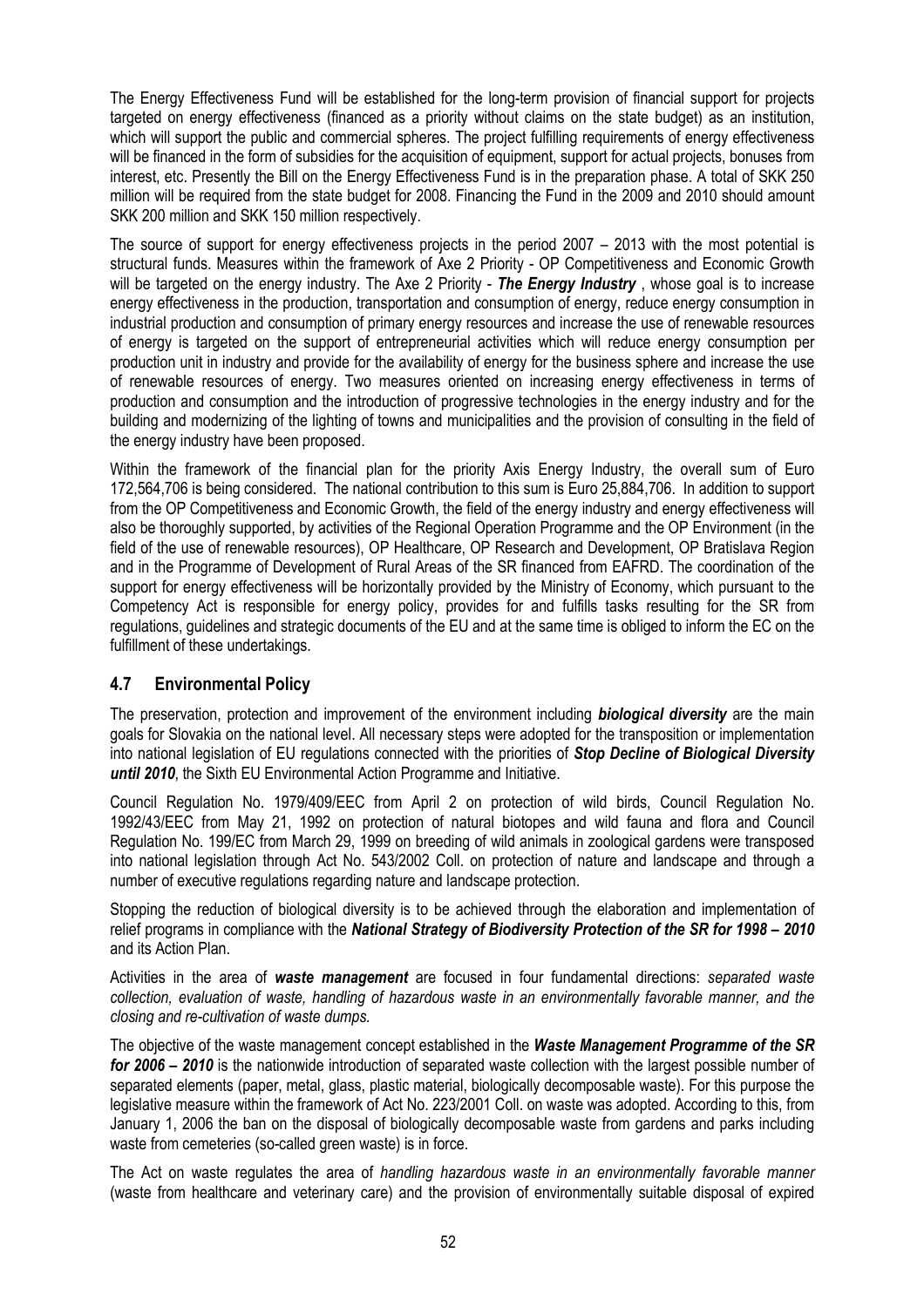The Energy Effectiveness Fund will be established for the long-term provision of financial support for projects targeted on energy effectiveness (financed as a priority without claims on the state budget) as an institution, which will support the public and commercial spheres. The project fulfilling requirements of energy effectiveness will be financed in the form of subsidies for the acquisition of equipment, support for actual projects, bonuses from interest, etc. Presently the Bill on the Energy Effectiveness Fund is in the preparation phase. A total of SKK 250 million will be required from the state budget for 2008. Financing the Fund in the 2009 and 2010 should amount SKK 200 million and SKK 150 million respectively.

The source of support for energy effectiveness projects in the period 2007 – 2013 with the most potential is structural funds. Measures within the framework of Axe 2 Priority - OP Competitiveness and Economic Growth will be targeted on the energy industry. The Axe 2 Priority - ***The Energy Industry*** , whose goal is to increase energy effectiveness in the production, transportation and consumption of energy, reduce energy consumption in industrial production and consumption of primary energy resources and increase the use of renewable resources of energy is targeted on the support of entrepreneurial activities which will reduce energy consumption per production unit in industry and provide for the availability of energy for the business sphere and increase the use of renewable resources of energy. Two measures oriented on increasing energy effectiveness in terms of production and consumption and the introduction of progressive technologies in the energy industry and for the building and modernizing of the lighting of towns and municipalities and the provision of consulting in the field of the energy industry have been proposed.

Within the framework of the financial plan for the priority Axis Energy Industry, the overall sum of Euro 172,564,706 is being considered. The national contribution to this sum is Euro 25,884,706. In addition to support from the OP Competitiveness and Economic Growth, the field of the energy industry and energy effectiveness will also be thoroughly supported, by activities of the Regional Operation Programme and the OP Environment (in the field of the use of renewable resources), OP Healthcare, OP Research and Development, OP Bratislava Region and in the Programme of Development of Rural Areas of the SR financed from EAFRD. The coordination of the support for energy effectiveness will be horizontally provided by the Ministry of Economy, which pursuant to the Competency Act is responsible for energy policy, provides for and fulfills tasks resulting for the SR from regulations, guidelines and strategic documents of the EU and at the same time is obliged to inform the EC on the fulfillment of these undertakings.

## 4.7 Environmental Policy

The preservation, protection and improvement of the environment including ***biological diversity*** are the main goals for Slovakia on the national level. All necessary steps were adopted for the transposition or implementation into national legislation of EU regulations connected with the priorities of ***Stop Decline of Biological Diversity until 2010***, the Sixth EU Environmental Action Programme and Initiative.

Council Regulation No. 1979/409/EEC from April 2 on protection of wild birds, Council Regulation No. 1992/43/EEC from May 21, 1992 on protection of natural biotopes and wild fauna and flora and Council Regulation No. 199/EC from March 29, 1999 on breeding of wild animals in zoological gardens were transposed into national legislation through Act No. 543/2002 Coll. on protection of nature and landscape and through a number of executive regulations regarding nature and landscape protection.

Stopping the reduction of biological diversity is to be achieved through the elaboration and implementation of relief programs in compliance with the ***National Strategy of Biodiversity Protection of the SR for 1998 – 2010*** and its Action Plan.

Activities in the area of ***waste management*** are focused in four fundamental directions: *separated waste collection, evaluation of waste, handling of hazardous waste in an environmentally favorable manner, and the closing and re-cultivation of waste dumps.*

The objective of the waste management concept established in the ***Waste Management Programme of the SR for 2006 – 2010*** is the nationwide introduction of separated waste collection with the largest possible number of separated elements (paper, metal, glass, plastic material, biologically decomposable waste). For this purpose the legislative measure within the framework of Act No. 223/2001 Coll. on waste was adopted. According to this, from January 1, 2006 the ban on the disposal of biologically decomposable waste from gardens and parks including waste from cemeteries (so-called green waste) is in force.

The Act on waste regulates the area of *handling hazardous waste in an environmentally favorable manner* (waste from healthcare and veterinary care) and the provision of environmentally suitable disposal of expired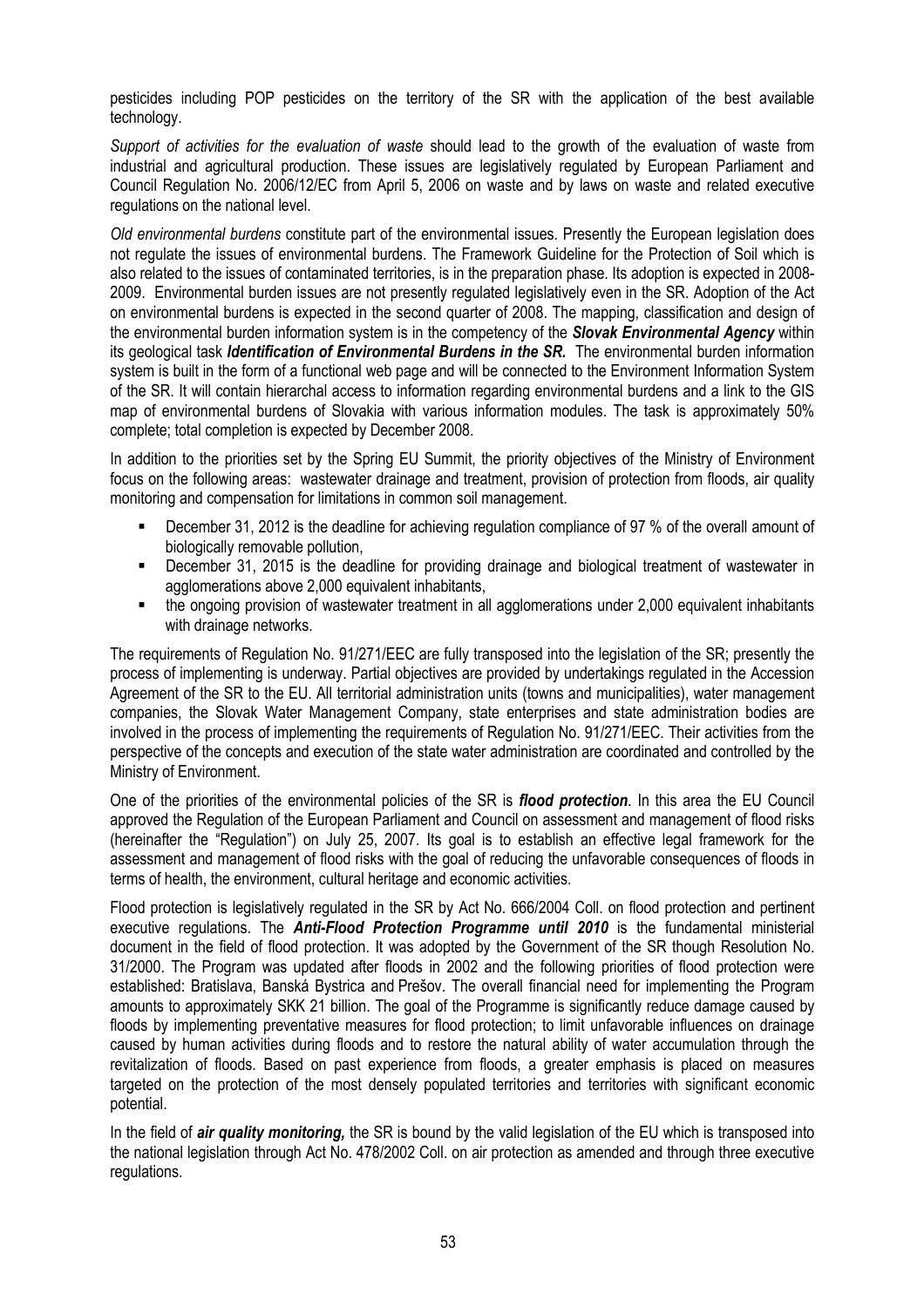pesticides including POP pesticides on the territory of the SR with the application of the best available technology.

*Support of activities for the evaluation of waste* should lead to the growth of the evaluation of waste from industrial and agricultural production. These issues are legislatively regulated by European Parliament and Council Regulation No. 2006/12/EC from April 5, 2006 on waste and by laws on waste and related executive regulations on the national level.

*Old environmental burdens* constitute part of the environmental issues. Presently the European legislation does not regulate the issues of environmental burdens. The Framework Guideline for the Protection of Soil which is also related to the issues of contaminated territories, is in the preparation phase. Its adoption is expected in 2008-2009. Environmental burden issues are not presently regulated legislatively even in the SR. Adoption of the Act on environmental burdens is expected in the second quarter of 2008. The mapping, classification and design of the environmental burden information system is in the competency of the ***Slovak Environmental Agency*** within its geological task ***Identification of Environmental Burdens in the SR.*** The environmental burden information system is built in the form of a functional web page and will be connected to the Environment Information System of the SR. It will contain hierarchal access to information regarding environmental burdens and a link to the GIS map of environmental burdens of Slovakia with various information modules. The task is approximately 50% complete; total completion is expected by December 2008.

In addition to the priorities set by the Spring EU Summit, the priority objectives of the Ministry of Environment focus on the following areas: wastewater drainage and treatment, provision of protection from floods, air quality monitoring and compensation for limitations in common soil management.

- December 31, 2012 is the deadline for achieving regulation compliance of 97 % of the overall amount of biologically removable pollution,
- December 31, 2015 is the deadline for providing drainage and biological treatment of wastewater in agglomerations above 2,000 equivalent inhabitants,
- the ongoing provision of wastewater treatment in all agglomerations under 2,000 equivalent inhabitants with drainage networks.

The requirements of Regulation No. 91/271/EEC are fully transposed into the legislation of the SR; presently the process of implementing is underway. Partial objectives are provided by undertakings regulated in the Accession Agreement of the SR to the EU. All territorial administration units (towns and municipalities), water management companies, the Slovak Water Management Company, state enterprises and state administration bodies are involved in the process of implementing the requirements of Regulation No. 91/271/EEC. Their activities from the perspective of the concepts and execution of the state water administration are coordinated and controlled by the Ministry of Environment.

One of the priorities of the environmental policies of the SR is ***flood protection***. In this area the EU Council approved the Regulation of the European Parliament and Council on assessment and management of flood risks (hereinafter the "Regulation") on July 25, 2007. Its goal is to establish an effective legal framework for the assessment and management of flood risks with the goal of reducing the unfavorable consequences of floods in terms of health, the environment, cultural heritage and economic activities.

Flood protection is legislatively regulated in the SR by Act No. 666/2004 Coll. on flood protection and pertinent executive regulations. The ***Anti-Flood Protection Programme until 2010*** is the fundamental ministerial document in the field of flood protection. It was adopted by the Government of the SR though Resolution No. 31/2000. The Program was updated after floods in 2002 and the following priorities of flood protection were established: Bratislava, Banská Bystrica and Prešov. The overall financial need for implementing the Program amounts to approximately SKK 21 billion. The goal of the Programme is significantly reduce damage caused by floods by implementing preventative measures for flood protection; to limit unfavorable influences on drainage caused by human activities during floods and to restore the natural ability of water accumulation through the revitalization of floods. Based on past experience from floods, a greater emphasis is placed on measures targeted on the protection of the most densely populated territories and territories with significant economic potential.

In the field of ***air quality monitoring,*** the SR is bound by the valid legislation of the EU which is transposed into the national legislation through Act No. 478/2002 Coll. on air protection as amended and through three executive regulations.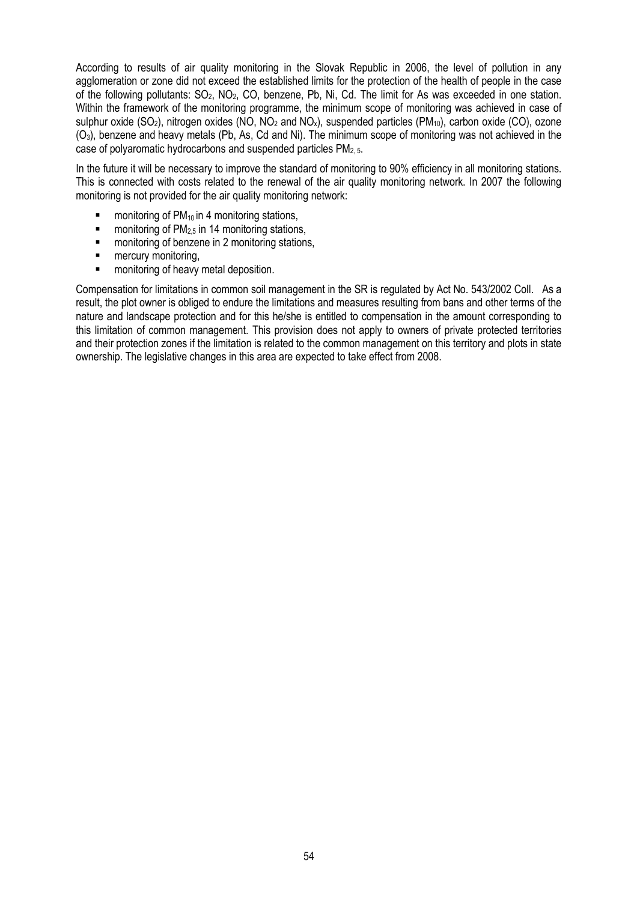According to results of air quality monitoring in the Slovak Republic in 2006, the level of pollution in any agglomeration or zone did not exceed the established limits for the protection of the health of people in the case of the following pollutants: $SO_2$, $NO_2$, CO, benzene, Pb, Ni, Cd. The limit for As was exceeded in one station. Within the framework of the monitoring programme, the minimum scope of monitoring was achieved in case of sulphur oxide ($SO_2$), nitrogen oxides (NO, $NO_2$ and $NO_x$), suspended particles ($PM_{10}$), carbon oxide (CO), ozone ($O_3$), benzene and heavy metals (Pb, As, Cd and Ni). The minimum scope of monitoring was not achieved in the case of polyaromatic hydrocarbons and suspended particles $PM_{2,5}$.

In the future it will be necessary to improve the standard of monitoring to 90% efficiency in all monitoring stations. This is connected with costs related to the renewal of the air quality monitoring network. In 2007 the following monitoring is not provided for the air quality monitoring network:

- monitoring of $PM_{10}$ in 4 monitoring stations,
- monitoring of $PM_{2,5}$ in 14 monitoring stations,
- monitoring of benzene in 2 monitoring stations,
- mercury monitoring,
- monitoring of heavy metal deposition.

Compensation for limitations in common soil management in the SR is regulated by Act No. 543/2002 Coll. As a result, the plot owner is obliged to endure the limitations and measures resulting from bans and other terms of the nature and landscape protection and for this he/she is entitled to compensation in the amount corresponding to this limitation of common management. This provision does not apply to owners of private protected territories and their protection zones if the limitation is related to the common management on this territory and plots in state ownership. The legislative changes in this area are expected to take effect from 2008.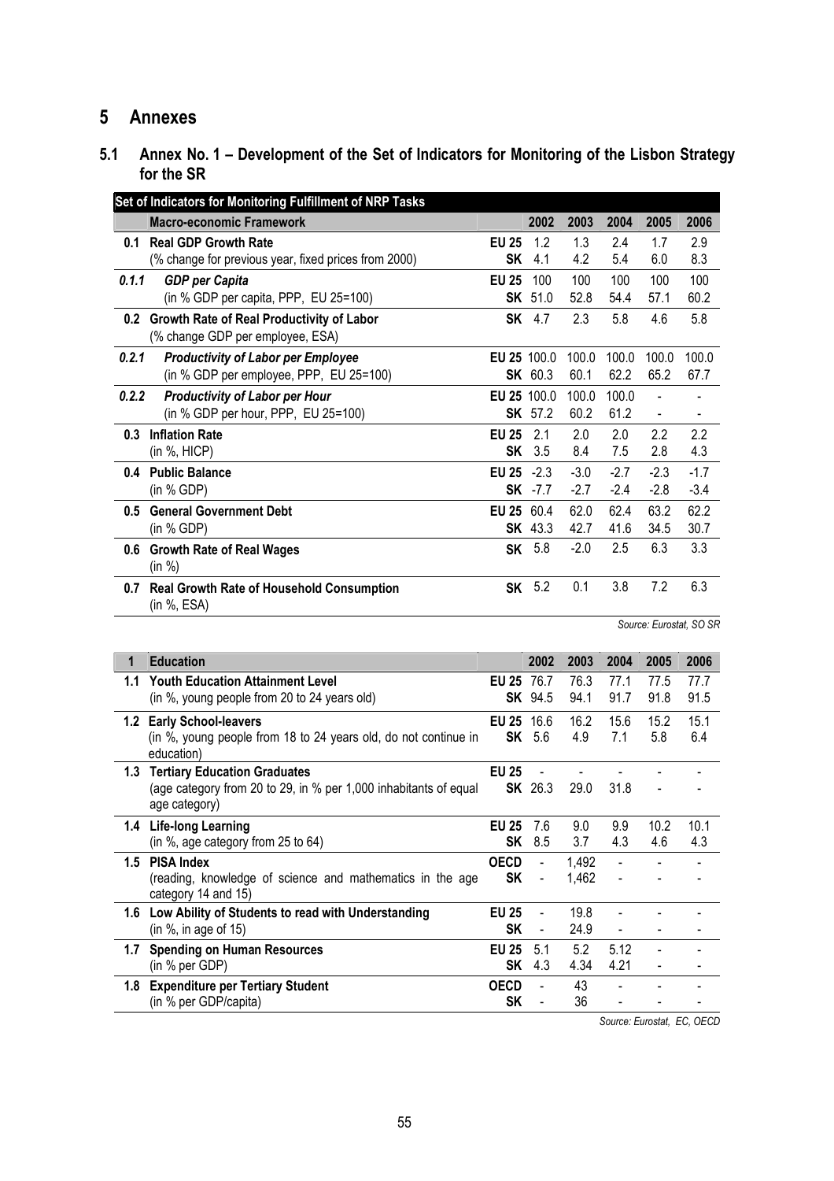# 5 Annexes

## 5.1 Annex No. 1 – Development of the Set of Indicators for Monitoring of the Lisbon Strategy for the SR

| Set of Indicators for Monitoring Fulfillment of NRP Tasks | | | | | | | |
|---|---|---|---|---|---|---|---|
| | **Macro-economic Framework** | | **2002** | **2003** | **2004** | **2005** | **2006** |
| **0.1** | **Real GDP Growth Rate** | **EU 25** | 1.2 | 1.3 | 2.4 | 1.7 | 2.9 |
| | (% change for previous year, fixed prices from 2000) | **SK** | 4.1 | 4.2 | 5.4 | 6.0 | 8.3 |
| ***0.1.1*** | ***GDP per Capita*** | **EU 25** | 100 | 100 | 100 | 100 | 100 |
| | (in % GDP per capita, PPP, EU 25=100) | **SK** | 51.0 | 52.8 | 54.4 | 57.1 | 60.2 |
| **0.2** | **Growth Rate of Real Productivity of Labor** (% change GDP per employee, ESA) | **SK** | 4.7 | 2.3 | 5.8 | 4.6 | 5.8 |
| ***0.2.1*** | ***Productivity of Labor per Employee*** | **EU 25** | 100.0 | 100.0 | 100.0 | 100.0 | 100.0 |
| | (in % GDP per employee, PPP, EU 25=100) | **SK** | 60.3 | 60.1 | 62.2 | 65.2 | 67.7 |
| ***0.2.2*** | ***Productivity of Labor per Hour*** | **EU 25** | 100.0 | 100.0 | 100.0 | - | - |
| | (in % GDP per hour, PPP, EU 25=100) | **SK** | 57.2 | 60.2 | 61.2 | - | - |
| **0.3** | **Inflation Rate** | **EU 25** | 2.1 | 2.0 | 2.0 | 2.2 | 2.2 |
| | (in %, HICP) | **SK** | 3.5 | 8.4 | 7.5 | 2.8 | 4.3 |
| **0.4** | **Public Balance** | **EU 25** | -2.3 | -3.0 | -2.7 | -2.3 | -1.7 |
| | (in % GDP) | **SK** | -7.7 | -2.7 | -2.4 | -2.8 | -3.4 |
| **0.5** | **General Government Debt** | **EU 25** | 60.4 | 62.0 | 62.4 | 63.2 | 62.2 |
| | (in % GDP) | **SK** | 43.3 | 42.7 | 41.6 | 34.5 | 30.7 |
| **0.6** | **Growth Rate of Real Wages** (in %) | **SK** | 5.8 | -2.0 | 2.5 | 6.3 | 3.3 |
| **0.7** | **Real Growth Rate of Household Consumption** (in %, ESA) | **SK** | 5.2 | 0.1 | 3.8 | 7.2 | 6.3 |

*Source: Eurostat, SO SR*

| **1** | **Education** | | **2002** | **2003** | **2004** | **2005** | **2006** |
|---|---|---|---|---|---|---|---|
| **1.1** | **Youth Education Attainment Level** | **EU 25** | 76.7 | 76.3 | 77.1 | 77.5 | 77.7 |
| | (in %, young people from 20 to 24 years old) | **SK** | 94.5 | 94.1 | 91.7 | 91.8 | 91.5 |
| **1.2** | **Early School-leavers** | **EU 25** | 16.6 | 16.2 | 15.6 | 15.2 | 15.1 |
| | (in %, young people from 18 to 24 years old, do not continue in education) | **SK** | 5.6 | 4.9 | 7.1 | 5.8 | 6.4 |
| **1.3** | **Tertiary Education Graduates** | **EU 25** | - | - | - | - | - |
| | (age category from 20 to 29, in % per 1,000 inhabitants of equal age category) | **SK** | 26.3 | 29.0 | 31.8 | - | - |
| **1.4** | **Life-long Learning** | **EU 25** | 7.6 | 9.0 | 9.9 | 10.2 | 10.1 |
| | (in %, age category from 25 to 64) | **SK** | 8.5 | 3.7 | 4.3 | 4.6 | 4.3 |
| **1.5** | **PISA Index** | **OECD** | - | 1,492 | - | - | - |
| | (reading, knowledge of science and mathematics in the age category 14 and 15) | **SK** | - | 1,462 | - | - | - |
| **1.6** | **Low Ability of Students to read with Understanding** | **EU 25** | - | 19.8 | - | - | - |
| | (in %, in age of 15) | **SK** | - | 24.9 | - | - | - |
| **1.7** | **Spending on Human Resources** | **EU 25** | 5.1 | 5.2 | 5.12 | - | - |
| | (in % per GDP) | **SK** | 4.3 | 4.34 | 4.21 | - | - |
| **1.8** | **Expenditure per Tertiary Student** | **OECD** | - | 43 | - | - | - |
| | (in % per GDP/capita) | **SK** | - | 36 | - | - | - |

*Source: Eurostat, EC, OECD*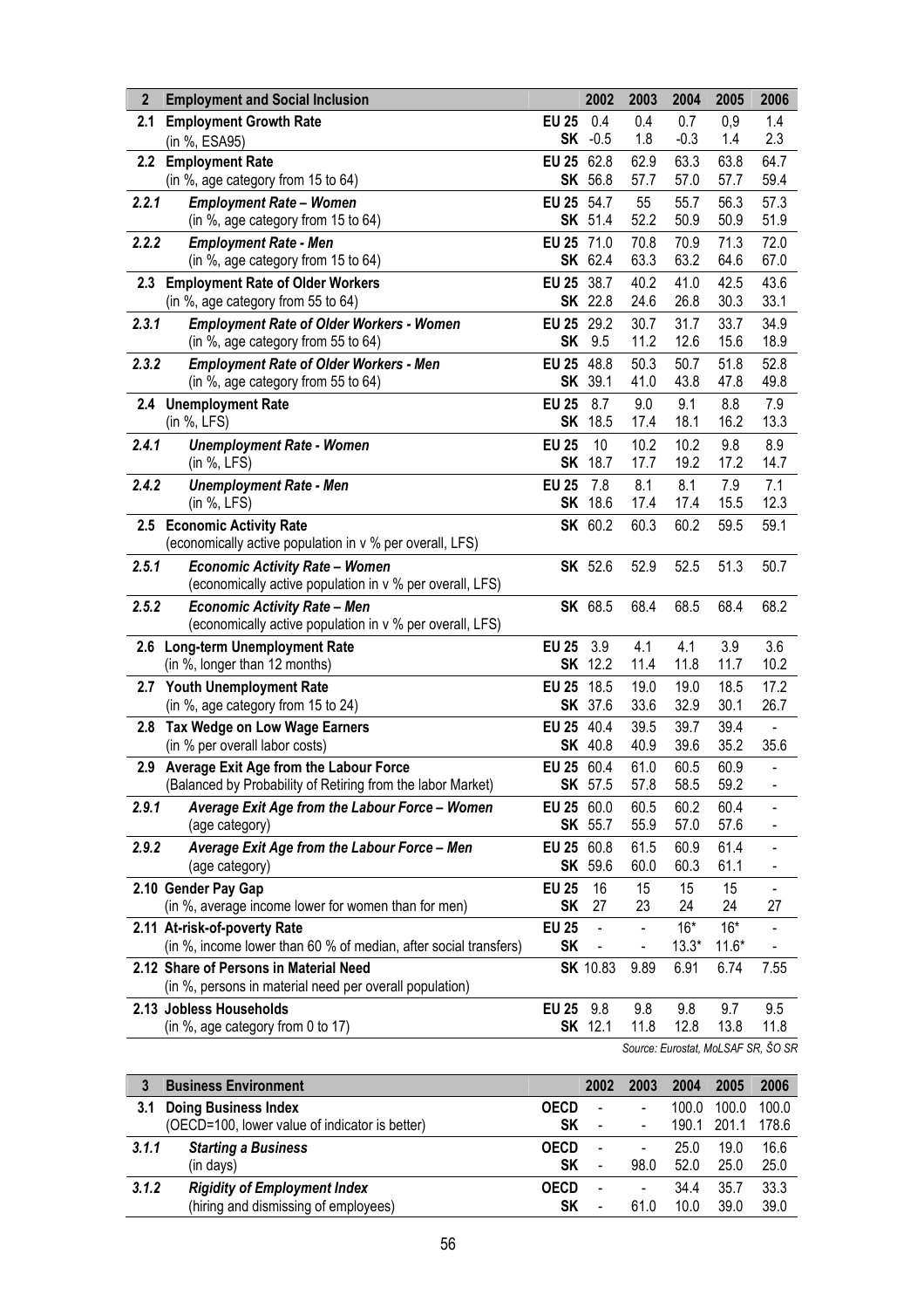| 2 | Employment and Social Inclusion | | 2002 | 2003 | 2004 | 2005 | 2006 |
|---|---|---|---|---|---|---|---|
| 2.1 | **Employment Growth Rate** (in %, ESA95) | **EU 25** | 0.4 | 0.4 | 0.7 | 0,9 | 1.4 |
| | | **SK** | -0.5 | 1.8 | -0.3 | 1.4 | 2.3 |
| 2.2 | **Employment Rate** (in %, age category from 15 to 64) | **EU 25** | 62.8 | 62.9 | 63.3 | 63.8 | 64.7 |
| | | **SK** | 56.8 | 57.7 | 57.0 | 57.7 | 59.4 |
| 2.2.1 | ***Employment Rate – Women*** (in %, age category from 15 to 64) | **EU 25** | 54.7 | 55 | 55.7 | 56.3 | 57.3 |
| | | **SK** | 51.4 | 52.2 | 50.9 | 50.9 | 51.9 |
| 2.2.2 | ***Employment Rate - Men*** (in %, age category from 15 to 64) | **EU 25** | 71.0 | 70.8 | 70.9 | 71.3 | 72.0 |
| | | **SK** | 62.4 | 63.3 | 63.2 | 64.6 | 67.0 |
| 2.3 | **Employment Rate of Older Workers** (in %, age category from 55 to 64) | **EU 25** | 38.7 | 40.2 | 41.0 | 42.5 | 43.6 |
| | | **SK** | 22.8 | 24.6 | 26.8 | 30.3 | 33.1 |
| 2.3.1 | ***Employment Rate of Older Workers - Women*** (in %, age category from 55 to 64) | **EU 25** | 29.2 | 30.7 | 31.7 | 33.7 | 34.9 |
| | | **SK** | 9.5 | 11.2 | 12.6 | 15.6 | 18.9 |
| 2.3.2 | ***Employment Rate of Older Workers - Men*** (in %, age category from 55 to 64) | **EU 25** | 48.8 | 50.3 | 50.7 | 51.8 | 52.8 |
| | | **SK** | 39.1 | 41.0 | 43.8 | 47.8 | 49.8 |
| 2.4 | **Unemployment Rate** (in %, LFS) | **EU 25** | 8.7 | 9.0 | 9.1 | 8.8 | 7.9 |
| | | **SK** | 18.5 | 17.4 | 18.1 | 16.2 | 13.3 |
| 2.4.1 | ***Unemployment Rate - Women*** (in %, LFS) | **EU 25** | 10 | 10.2 | 10.2 | 9.8 | 8.9 |
| | | **SK** | 18.7 | 17.7 | 19.2 | 17.2 | 14.7 |
| 2.4.2 | ***Unemployment Rate - Men*** (in %, LFS) | **EU 25** | 7.8 | 8.1 | 8.1 | 7.9 | 7.1 |
| | | **SK** | 18.6 | 17.4 | 17.4 | 15.5 | 12.3 |
| 2.5 | **Economic Activity Rate** (economically active population in v % per overall, LFS) | **SK** | 60.2 | 60.3 | 60.2 | 59.5 | 59.1 |
| 2.5.1 | ***Economic Activity Rate – Women*** (economically active population in v % per overall, LFS) | **SK** | 52.6 | 52.9 | 52.5 | 51.3 | 50.7 |
| 2.5.2 | ***Economic Activity Rate – Men*** (economically active population in v % per overall, LFS) | **SK** | 68.5 | 68.4 | 68.5 | 68.4 | 68.2 |
| 2.6 | **Long-term Unemployment Rate** (in %, longer than 12 months) | **EU 25** | 3.9 | 4.1 | 4.1 | 3.9 | 3.6 |
| | | **SK** | 12.2 | 11.4 | 11.8 | 11.7 | 10.2 |
| 2.7 | **Youth Unemployment Rate** (in %, age category from 15 to 24) | **EU 25** | 18.5 | 19.0 | 19.0 | 18.5 | 17.2 |
| | | **SK** | 37.6 | 33.6 | 32.9 | 30.1 | 26.7 |
| 2.8 | **Tax Wedge on Low Wage Earners** (in % per overall labor costs) | **EU 25** | 40.4 | 39.5 | 39.7 | 39.4 | - |
| | | **SK** | 40.8 | 40.9 | 39.6 | 35.2 | 35.6 |
| 2.9 | **Average Exit Age from the Labour Force** (Balanced by Probability of Retiring from the labor Market) | **EU 25** | 60.4 | 61.0 | 60.5 | 60.9 | - |
| | | **SK** | 57.5 | 57.8 | 58.5 | 59.2 | - |
| 2.9.1 | ***Average Exit Age from the Labour Force – Women*** (age category) | **EU 25** | 60.0 | 60.5 | 60.2 | 60.4 | - |
| | | **SK** | 55.7 | 55.9 | 57.0 | 57.6 | - |
| 2.9.2 | ***Average Exit Age from the Labour Force – Men*** (age category) | **EU 25** | 60.8 | 61.5 | 60.9 | 61.4 | - |
| | | **SK** | 59.6 | 60.0 | 60.3 | 61.1 | - |
| 2.10 | **Gender Pay Gap** (in %, average income lower for women than for men) | **EU 25** | 16 | 15 | 15 | 15 | - |
| | | **SK** | 27 | 23 | 24 | 24 | 27 |
| 2.11 | **At-risk-of-poverty Rate** (in %, income lower than 60 % of median, after social transfers) | **EU 25** | - | - | 16* | 16* | - |
| | | **SK** | - | - | 13.3* | 11.6* | - |
| 2.12 | **Share of Persons in Material Need** (in %, persons in material need per overall population) | **SK** | 10.83 | 9.89 | 6.91 | 6.74 | 7.55 |
| 2.13 | **Jobless Households** (in %, age category from 0 to 17) | **EU 25** | 9.8 | 9.8 | 9.8 | 9.7 | 9.5 |
| | | **SK** | 12.1 | 11.8 | 12.8 | 13.8 | 11.8 |

*Source: Eurostat, MoLSAF SR, ŠO SR*

| 3 | Business Environment | | 2002 | 2003 | 2004 | 2005 | 2006 |
|---|---|---|---|---|---|---|---|
| 3.1 | **Doing Business Index** (OECD=100, lower value of indicator is better) | **OECD** | - | - | 100.0 | 100.0 | 100.0 |
| | | **SK** | - | - | 190.1 | 201.1 | 178.6 |
| 3.1.1 | ***Starting a Business*** (in days) | **OECD** | - | - | 25.0 | 19.0 | 16.6 |
| | | **SK** | - | 98.0 | 52.0 | 25.0 | 25.0 |
| 3.1.2 | ***Rigidity of Employment Index*** (hiring and dismissing of employees) | **OECD** | - | - | 34.4 | 35.7 | 33.3 |
| | | **SK** | - | 61.0 | 10.0 | 39.0 | 39.0 |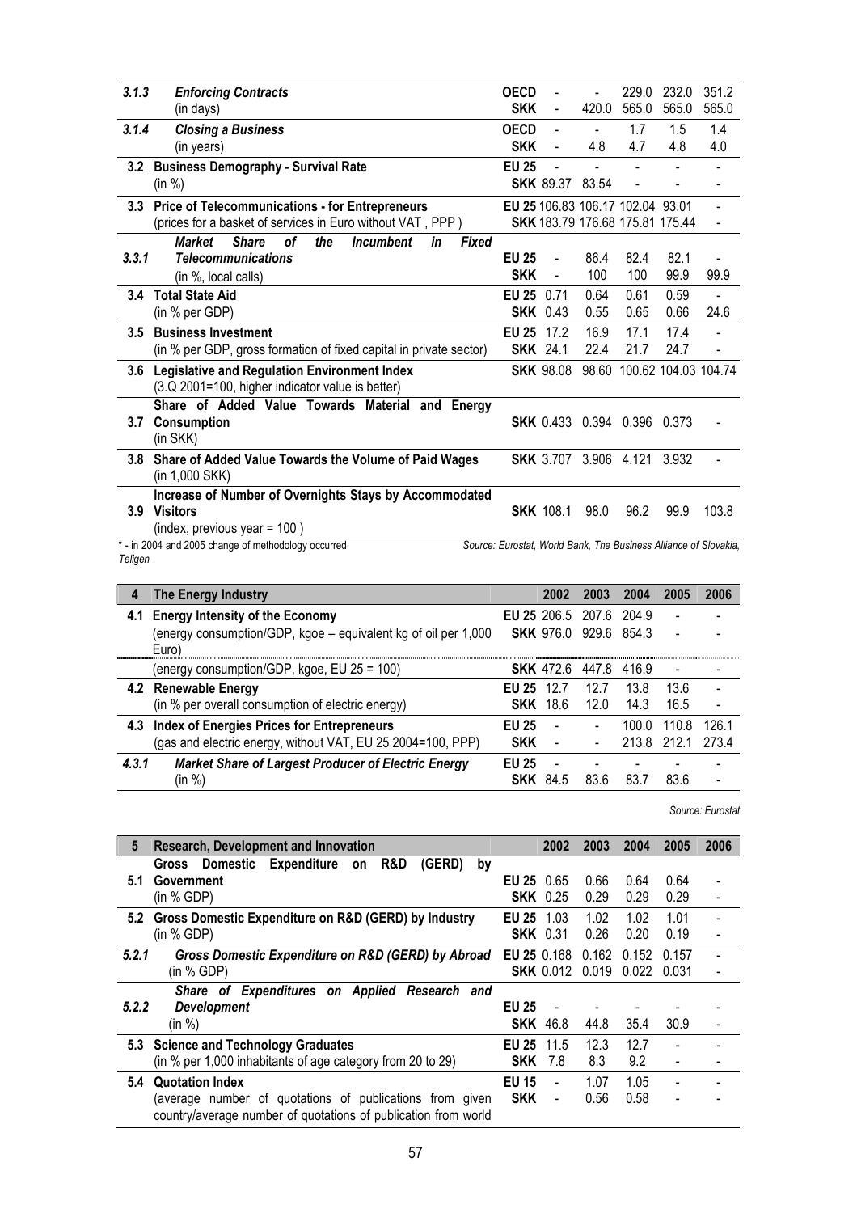| | | | | | | | |
|---|---|---|---|---|---|---|---|
| *3.1.3* | ***Enforcing Contracts*** (in days) | **OECD** | - | - | 229.0 | 232.0 | 351.2 |
| | | **SKK** | - | 420.0 | 565.0 | 565.0 | 565.0 |
| *3.1.4* | ***Closing a Business*** (in years) | **OECD** | - | - | 1.7 | 1.5 | 1.4 |
| | | **SKK** | - | 4.8 | 4.7 | 4.8 | 4.0 |
| **3.2** | **Business Demography - Survival Rate** (in %) | **EU 25** | - | - | - | - | - |
| | | **SKK** | 89.37 | 83.54 | - | - | - |
| **3.3** | **Price of Telecommunications - for Entrepreneurs** (prices for a basket of services in Euro without VAT , PPP ) | **EU 25** | 106.83 | 106.17 | 102.04 | 93.01 | - |
| | | **SKK** | 183.79 | 176.68 | 175.81 | 175.44 | - |
| *3.3.1* | ***Market Share of the Incumbent in Fixed Telecommunications*** (in %, local calls) | **EU 25** | - | 86.4 | 82.4 | 82.1 | - |
| | | **SKK** | - | 100 | 100 | 99.9 | 99.9 |
| **3.4** | **Total State Aid** (in % per GDP) | **EU 25** | 0.71 | 0.64 | 0.61 | 0.59 | - |
| | | **SKK** | 0.43 | 0.55 | 0.65 | 0.66 | 24.6 |
| **3.5** | **Business Investment** (in % per GDP, gross formation of fixed capital in private sector) | **EU 25** | 17.2 | 16.9 | 17.1 | 17.4 | - |
| | | **SKK** | 24.1 | 22.4 | 21.7 | 24.7 | - |
| **3.6** | **Legislative and Regulation Environment Index** (3.Q 2001=100, higher indicator value is better) | **SKK** | 98.08 | 98.60 | 100.62 | 104.03 | 104.74 |
| **3.7** | **Share of Added Value Towards Material and Energy Consumption** (in SKK) | **SKK** | 0.433 | 0.394 | 0.396 | 0.373 | - |
| **3.8** | **Share of Added Value Towards the Volume of Paid Wages** (in 1,000 SKK) | **SKK** | 3.707 | 3.906 | 4.121 | 3.932 | - |
| **3.9** | **Increase of Number of Overnights Stays by Accommodated Visitors** (index, previous year = 100 ) | **SKK** | 108.1 | 98.0 | 96.2 | 99.9 | 103.8 |

\* - in 2004 and 2005 change of methodology occurred

*Source: Eurostat, World Bank, The Business Alliance of Slovakia, Teligen*

| **4** | **The Energy Industry** | | **2002** | **2003** | **2004** | **2005** | **2006** |
|---|---|---|---|---|---|---|---|
| **4.1** | **Energy Intensity of the Economy** (energy consumption/GDP, kgoe – equivalent kg of oil per 1,000 Euro) | **EU 25** | 206.5 | 207.6 | 204.9 | - | - |
| | | **SKK** | 976.0 | 929.6 | 854.3 | - | - |
| | (energy consumption/GDP, kgoe, EU 25 = 100) | **SKK** | 472.6 | 447.8 | 416.9 | - | - |
| **4.2** | **Renewable Energy** (in % per overall consumption of electric energy) | **EU 25** | 12.7 | 12.7 | 13.8 | 13.6 | - |
| | | **SKK** | 18.6 | 12.0 | 14.3 | 16.5 | - |
| **4.3** | **Index of Energies Prices for Entrepreneurs** (gas and electric energy, without VAT, EU 25 2004=100, PPP) | **EU 25** | - | - | 100.0 | 110.8 | 126.1 |
| | | **SKK** | - | - | 213.8 | 212.1 | 273.4 |
| *4.3.1* | ***Market Share of Largest Producer of Electric Energy*** (in %) | **EU 25** | - | - | - | - | - |
| | | **SKK** | 84.5 | 83.6 | 83.7 | 83.6 | - |

*Source: Eurostat*

| **5** | **Research, Development and Innovation** | | **2002** | **2003** | **2004** | **2005** | **2006** |
|---|---|---|---|---|---|---|---|
| **5.1** | **Gross Domestic Expenditure on R&D (GERD) by Government** (in % GDP) | **EU 25** | 0.65 | 0.66 | 0.64 | 0.64 | - |
| | | **SKK** | 0.25 | 0.29 | 0.29 | 0.29 | - |
| **5.2** | **Gross Domestic Expenditure on R&D (GERD) by Industry** (in % GDP) | **EU 25** | 1.03 | 1.02 | 1.02 | 1.01 | - |
| | | **SKK** | 0.31 | 0.26 | 0.20 | 0.19 | - |
| *5.2.1* | ***Gross Domestic Expenditure on R&D (GERD) by Abroad*** (in % GDP) | **EU 25** | 0.168 | 0.162 | 0.152 | 0.157 | - |
| | | **SKK** | 0.012 | 0.019 | 0.022 | 0.031 | - |
| *5.2.2* | ***Share of Expenditures on Applied Research and Development*** (in %) | **EU 25** | - | - | - | - | - |
| | | **SKK** | 46.8 | 44.8 | 35.4 | 30.9 | - |
| **5.3** | **Science and Technology Graduates** (in % per 1,000 inhabitants of age category from 20 to 29) | **EU 25** | 11.5 | 12.3 | 12.7 | - | - |
| | | **SKK** | 7.8 | 8.3 | 9.2 | - | - |
| **5.4** | **Quotation Index** (average number of quotations of publications from given country/average number of quotations of publication from world | **EU 15** | - | 1.07 | 1.05 | - | - |
| | | **SKK** | - | 0.56 | 0.58 | - | - |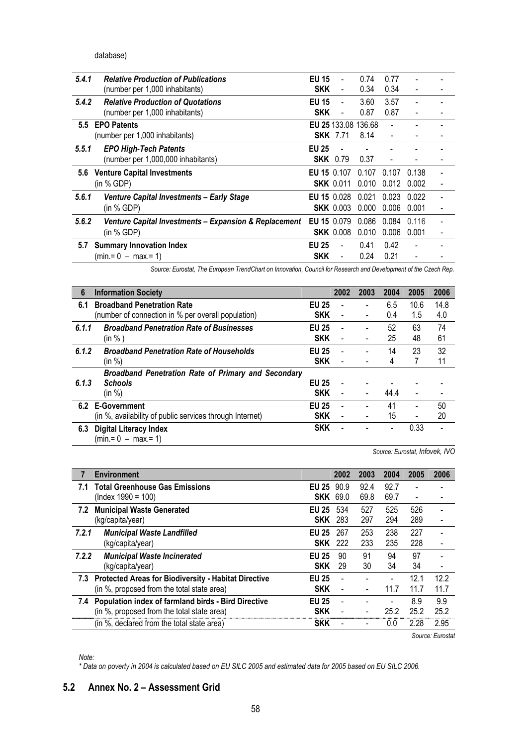database)

| | | | | | | | |
|---|---|---|---|---|---|---|---|
| ***5.4.1*** | ***Relative Production of Publications*** (number per 1,000 inhabitants) | **EU 15** | - | 0.74 | 0.77 | - | - |
| | | **SKK** | - | 0.34 | 0.34 | - | - |
| ***5.4.2*** | ***Relative Production of Quotations*** (number per 1,000 inhabitants) | **EU 15** | - | 3.60 | 3.57 | - | - |
| | | **SKK** | - | 0.87 | 0.87 | - | - |
| **5.5** | **EPO Patents** (number per 1,000 inhabitants) | **EU 25** | 133.08 | 136.68 | - | - | - |
| | | **SKK** | 7.71 | 8.14 | - | - | - |
| ***5.5.1*** | ***EPO High-Tech Patents*** (number per 1,000,000 inhabitants) | **EU 25** | - | - | - | - | - |
| | | **SKK** | 0.79 | 0.37 | - | - | - |
| **5.6** | **Venture Capital Investments** (in % GDP) | **EU 15** | 0.107 | 0.107 | 0.107 | 0.138 | - |
| | | **SKK** | 0.011 | 0.010 | 0.012 | 0.002 | - |
| ***5.6.1*** | ***Venture Capital Investments – Early Stage*** (in % GDP) | **EU 15** | 0.028 | 0.021 | 0.023 | 0.022 | - |
| | | **SKK** | 0.003 | 0.000 | 0.006 | 0.001 | - |
| ***5.6.2*** | ***Venture Capital Investments – Expansion & Replacement*** (in % GDP) | **EU 15** | 0.079 | 0.086 | 0.084 | 0.116 | - |
| | | **SKK** | 0.008 | 0.010 | 0.006 | 0.001 | - |
| **5.7** | **Summary Innovation Index** (min.= 0 – max.= 1) | **EU 25** | - | 0.41 | 0.42 | - | - |
| | | **SKK** | - | 0.24 | 0.21 | - | - |

*Source: Eurostat, The European TrendChart on Innovation, Council for Research and Development of the Czech Rep.*

| **6** | **Information Society** | | **2002** | **2003** | **2004** | **2005** | **2006** |
|---|---|---|---|---|---|---|---|
| **6.1** | **Broadband Penetration Rate** (number of connection in % per overall population) | **EU 25** | - | - | 6.5 | 10.6 | 14.8 |
| | | **SKK** | - | - | 0.4 | 1.5 | 4.0 |
| ***6.1.1*** | ***Broadband Penetration Rate of Businesses*** (in % ) | **EU 25** | - | - | 52 | 63 | 74 |
| | | **SKK** | - | - | 25 | 48 | 61 |
| ***6.1.2*** | ***Broadband Penetration Rate of Households*** (in %) | **EU 25** | - | - | 14 | 23 | 32 |
| | | **SKK** | - | - | 4 | 7 | 11 |
| ***6.1.3*** | ***Broadband Penetration Rate of Primary and Secondary Schools*** (in %) | **EU 25** | - | - | - | - | - |
| | | **SKK** | - | - | 44.4 | - | - |
| **6.2** | **E-Government** (in %, availability of public services through Internet) | **EU 25** | - | - | 41 | - | 50 |
| | | **SKK** | - | - | 15 | - | 20 |
| **6.3** | **Digital Literacy Index** (min.= 0 – max.= 1) | **SKK** | - | - | - | 0.33 | - |

*Source: Eurostat, Infovek, IVO*

| **7** | **Environment** | | **2002** | **2003** | **2004** | **2005** | **2006** |
|---|---|---|---|---|---|---|---|
| **7.1** | **Total Greenhouse Gas Emissions** (Index 1990 = 100) | **EU 25** | 90.9 | 92.4 | 92.7 | - | - |
| | | **SKK** | 69.0 | 69.8 | 69.7 | - | - |
| **7.2** | **Municipal Waste Generated** (kg/capita/year) | **EU 25** | 534 | 527 | 525 | 526 | - |
| | | **SKK** | 283 | 297 | 294 | 289 | - |
| ***7.2.1*** | ***Municipal Waste Landfilled*** (kg/capita/year) | **EU 25** | 267 | 253 | 238 | 227 | - |
| | | **SKK** | 222 | 233 | 235 | 228 | - |
| ***7.2.2*** | ***Municipal Waste Incinerated*** (kg/capita/year) | **EU 25** | 90 | 91 | 94 | 97 | - |
| | | **SKK** | 29 | 30 | 34 | 34 | - |
| **7.3** | **Protected Areas for Biodiversity - Habitat Directive** (in %, proposed from the total state area) | **EU 25** | - | - | - | 12.1 | 12.2 |
| | | **SKK** | - | - | 11.7 | 11.7 | 11.7 |
| **7.4** | **Population index of farmland birds - Bird Directive** (in %, proposed from the total state area) | **EU 25** | - | - | - | 8.9 | 9.9 |
| | | **SKK** | - | - | 25.2 | 25.2 | 25.2 |
| | (in %, declared from the total state area) | **SKK** | - | - | 0.0 | 2.28 | 2.95 |

*Source: Eurostat*

*Note:*

** Data on poverty in 2004 is calculated based on EU SILC 2005 and estimated data for 2005 based on EU SILC 2006.*

## 5.2 Annex No. 2 – Assessment Grid